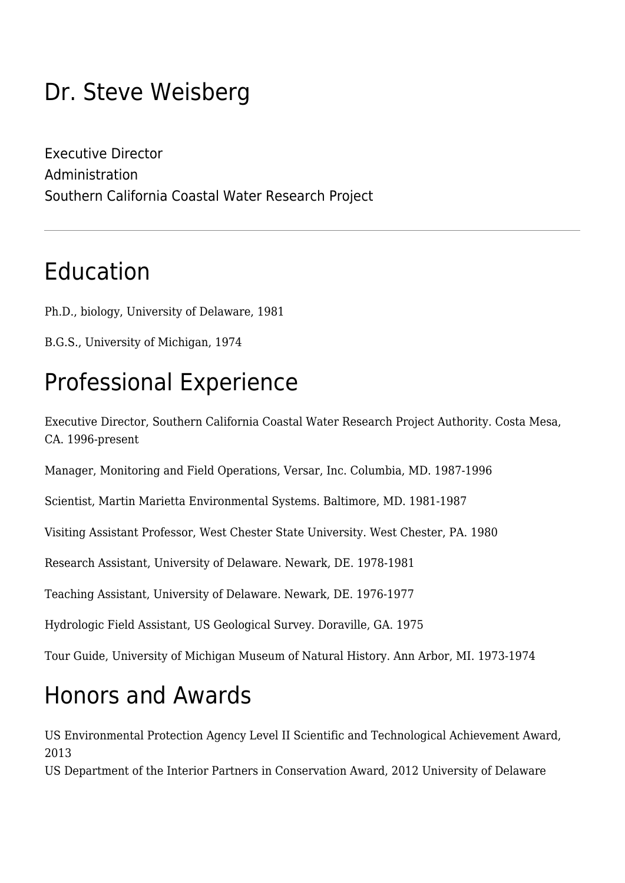# Dr. Steve Weisberg

Executive Director
Administration
Southern California Coastal Water Research Project

---

## Education

Ph.D., biology, University of Delaware, 1981

B.G.S., University of Michigan, 1974

## Professional Experience

Executive Director, Southern California Coastal Water Research Project Authority. Costa Mesa, CA. 1996-present

Manager, Monitoring and Field Operations, Versar, Inc. Columbia, MD. 1987-1996

Scientist, Martin Marietta Environmental Systems. Baltimore, MD. 1981-1987

Visiting Assistant Professor, West Chester State University. West Chester, PA. 1980

Research Assistant, University of Delaware. Newark, DE. 1978-1981

Teaching Assistant, University of Delaware. Newark, DE. 1976-1977

Hydrologic Field Assistant, US Geological Survey. Doraville, GA. 1975

Tour Guide, University of Michigan Museum of Natural History. Ann Arbor, MI. 1973-1974

## Honors and Awards

US Environmental Protection Agency Level II Scientific and Technological Achievement Award, 2013
US Department of the Interior Partners in Conservation Award, 2012 University of Delaware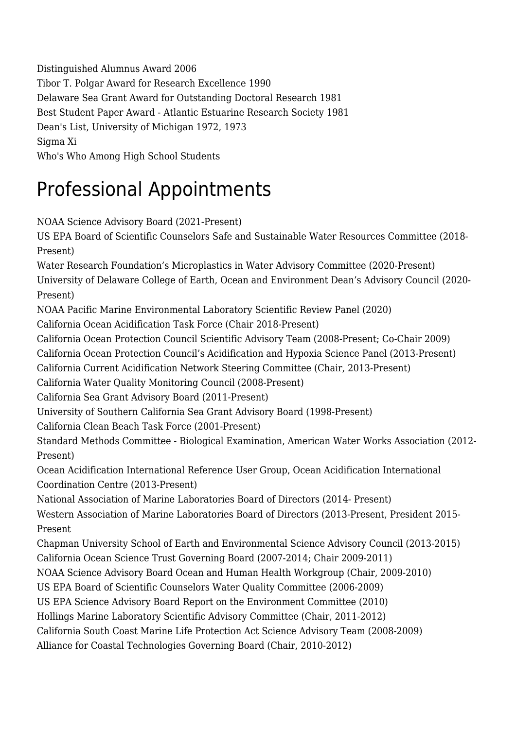Distinguished Alumnus Award 2006
Tibor T. Polgar Award for Research Excellence 1990
Delaware Sea Grant Award for Outstanding Doctoral Research 1981
Best Student Paper Award - Atlantic Estuarine Research Society 1981
Dean's List, University of Michigan 1972, 1973
Sigma Xi
Who's Who Among High School Students

# Professional Appointments

NOAA Science Advisory Board (2021-Present)
US EPA Board of Scientific Counselors Safe and Sustainable Water Resources Committee (2018-Present)
Water Research Foundation's Microplastics in Water Advisory Committee (2020-Present)
University of Delaware College of Earth, Ocean and Environment Dean's Advisory Council (2020-Present)
NOAA Pacific Marine Environmental Laboratory Scientific Review Panel (2020)
California Ocean Acidification Task Force (Chair 2018-Present)
California Ocean Protection Council Scientific Advisory Team (2008-Present; Co-Chair 2009)
California Ocean Protection Council's Acidification and Hypoxia Science Panel (2013-Present)
California Current Acidification Network Steering Committee (Chair, 2013-Present)
California Water Quality Monitoring Council (2008-Present)
California Sea Grant Advisory Board (2011-Present)
University of Southern California Sea Grant Advisory Board (1998-Present)
California Clean Beach Task Force (2001-Present)
Standard Methods Committee - Biological Examination, American Water Works Association (2012-Present)
Ocean Acidification International Reference User Group, Ocean Acidification International Coordination Centre (2013-Present)
National Association of Marine Laboratories Board of Directors (2014- Present)
Western Association of Marine Laboratories Board of Directors (2013-Present, President 2015-Present
Chapman University School of Earth and Environmental Science Advisory Council (2013-2015)
California Ocean Science Trust Governing Board (2007-2014; Chair 2009-2011)
NOAA Science Advisory Board Ocean and Human Health Workgroup (Chair, 2009-2010)
US EPA Board of Scientific Counselors Water Quality Committee (2006-2009)
US EPA Science Advisory Board Report on the Environment Committee (2010)
Hollings Marine Laboratory Scientific Advisory Committee (Chair, 2011-2012)
California South Coast Marine Life Protection Act Science Advisory Team (2008-2009)
Alliance for Coastal Technologies Governing Board (Chair, 2010-2012)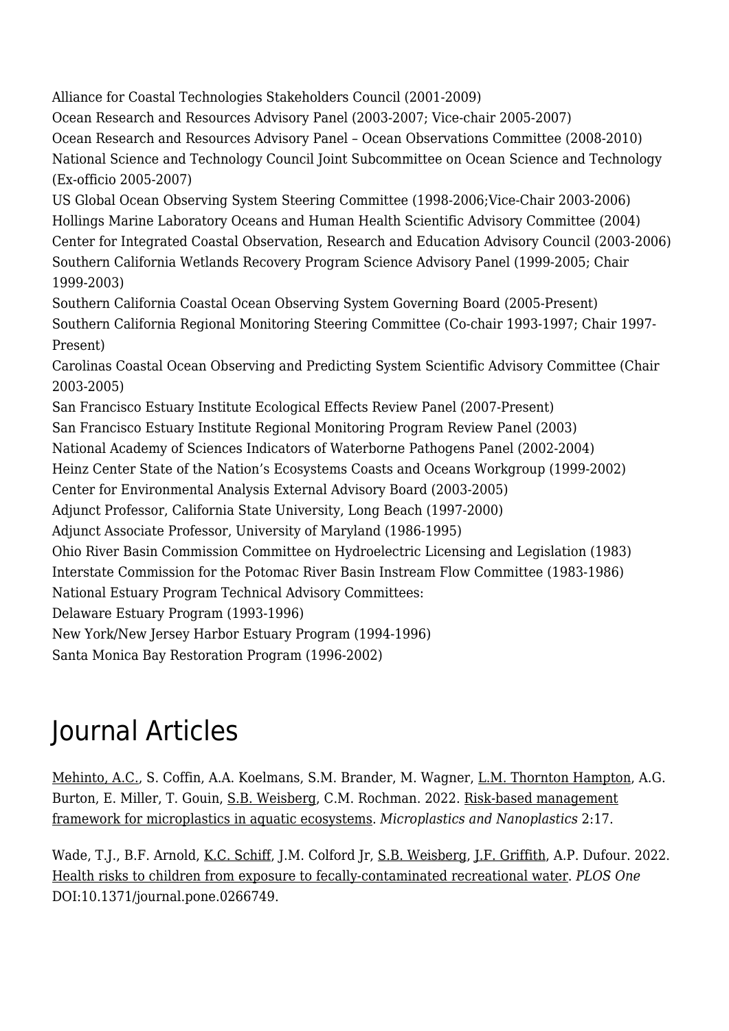Alliance for Coastal Technologies Stakeholders Council (2001-2009)
Ocean Research and Resources Advisory Panel (2003-2007; Vice-chair 2005-2007)
Ocean Research and Resources Advisory Panel – Ocean Observations Committee (2008-2010)
National Science and Technology Council Joint Subcommittee on Ocean Science and Technology (Ex-officio 2005-2007)
US Global Ocean Observing System Steering Committee (1998-2006;Vice-Chair 2003-2006)
Hollings Marine Laboratory Oceans and Human Health Scientific Advisory Committee (2004)
Center for Integrated Coastal Observation, Research and Education Advisory Council (2003-2006)
Southern California Wetlands Recovery Program Science Advisory Panel (1999-2005; Chair 1999-2003)
Southern California Coastal Ocean Observing System Governing Board (2005-Present)
Southern California Regional Monitoring Steering Committee (Co-chair 1993-1997; Chair 1997-Present)
Carolinas Coastal Ocean Observing and Predicting System Scientific Advisory Committee (Chair 2003-2005)
San Francisco Estuary Institute Ecological Effects Review Panel (2007-Present)
San Francisco Estuary Institute Regional Monitoring Program Review Panel (2003)
National Academy of Sciences Indicators of Waterborne Pathogens Panel (2002-2004)
Heinz Center State of the Nation's Ecosystems Coasts and Oceans Workgroup (1999-2002)
Center for Environmental Analysis External Advisory Board (2003-2005)
Adjunct Professor, California State University, Long Beach (1997-2000)
Adjunct Associate Professor, University of Maryland (1986-1995)
Ohio River Basin Commission Committee on Hydroelectric Licensing and Legislation (1983)
Interstate Commission for the Potomac River Basin Instream Flow Committee (1983-1986)
National Estuary Program Technical Advisory Committees:
Delaware Estuary Program (1993-1996)
New York/New Jersey Harbor Estuary Program (1994-1996)
Santa Monica Bay Restoration Program (1996-2002)

# Journal Articles

Mehinto, A.C., S. Coffin, A.A. Koelmans, S.M. Brander, M. Wagner, L.M. Thornton Hampton, A.G. Burton, E. Miller, T. Gouin, S.B. Weisberg, C.M. Rochman. 2022. Risk-based management framework for microplastics in aquatic ecosystems. *Microplastics and Nanoplastics* 2:17.

Wade, T.J., B.F. Arnold, K.C. Schiff, J.M. Colford Jr, S.B. Weisberg, J.F. Griffith, A.P. Dufour. 2022. Health risks to children from exposure to fecally-contaminated recreational water. *PLOS One* DOI:10.1371/journal.pone.0266749.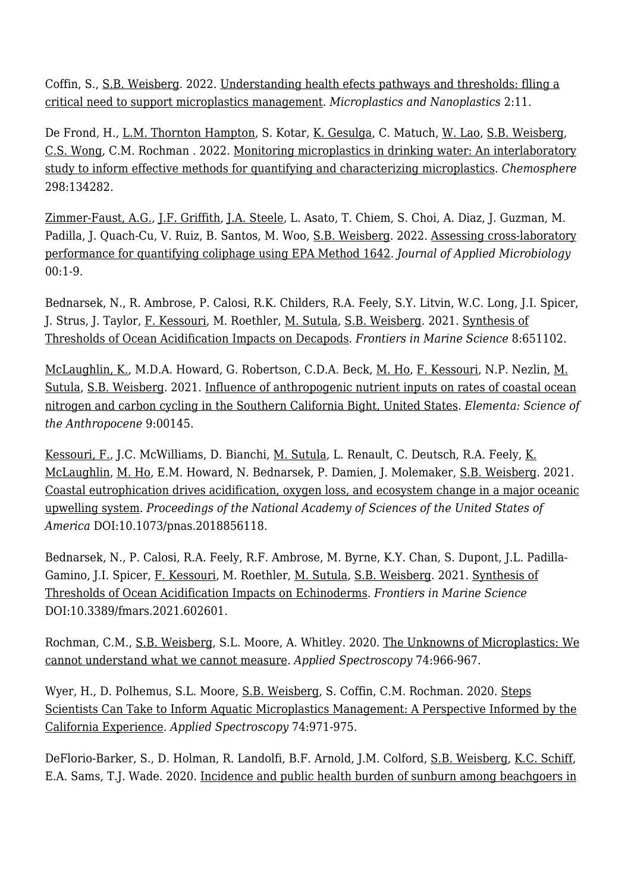Coffin, S., S.B. Weisberg. 2022. Understanding health efects pathways and thresholds: flling a critical need to support microplastics management. *Microplastics and Nanoplastics* 2:11.

De Frond, H., L.M. Thornton Hampton, S. Kotar, K. Gesulga, C. Matuch, W. Lao, S.B. Weisberg, C.S. Wong, C.M. Rochman . 2022. Monitoring microplastics in drinking water: An interlaboratory study to inform effective methods for quantifying and characterizing microplastics. *Chemosphere* 298:134282.

Zimmer-Faust, A.G., J.F. Griffith, J.A. Steele, L. Asato, T. Chiem, S. Choi, A. Diaz, J. Guzman, M. Padilla, J. Quach-Cu, V. Ruiz, B. Santos, M. Woo, S.B. Weisberg. 2022. Assessing cross-laboratory performance for quantifying coliphage using EPA Method 1642. *Journal of Applied Microbiology* 00:1-9.

Bednarsek, N., R. Ambrose, P. Calosi, R.K. Childers, R.A. Feely, S.Y. Litvin, W.C. Long, J.I. Spicer, J. Strus, J. Taylor, F. Kessouri, M. Roethler, M. Sutula, S.B. Weisberg. 2021. Synthesis of Thresholds of Ocean Acidification Impacts on Decapods. *Frontiers in Marine Science* 8:651102.

McLaughlin, K., M.D.A. Howard, G. Robertson, C.D.A. Beck, M. Ho, F. Kessouri, N.P. Nezlin, M. Sutula, S.B. Weisberg. 2021. Influence of anthropogenic nutrient inputs on rates of coastal ocean nitrogen and carbon cycling in the Southern California Bight, United States. *Elementa: Science of the Anthropocene* 9:00145.

Kessouri, F., J.C. McWilliams, D. Bianchi, M. Sutula, L. Renault, C. Deutsch, R.A. Feely, K. McLaughlin, M. Ho, E.M. Howard, N. Bednarsek, P. Damien, J. Molemaker, S.B. Weisberg. 2021. Coastal eutrophication drives acidification, oxygen loss, and ecosystem change in a major oceanic upwelling system. *Proceedings of the National Academy of Sciences of the United States of America* DOI:10.1073/pnas.2018856118.

Bednarsek, N., P. Calosi, R.A. Feely, R.F. Ambrose, M. Byrne, K.Y. Chan, S. Dupont, J.L. Padilla-Gamino, J.I. Spicer, F. Kessouri, M. Roethler, M. Sutula, S.B. Weisberg. 2021. Synthesis of Thresholds of Ocean Acidification Impacts on Echinoderms. *Frontiers in Marine Science* DOI:10.3389/fmars.2021.602601.

Rochman, C.M., S.B. Weisberg, S.L. Moore, A. Whitley. 2020. The Unknowns of Microplastics: We cannot understand what we cannot measure. *Applied Spectroscopy* 74:966-967.

Wyer, H., D. Polhemus, S.L. Moore, S.B. Weisberg, S. Coffin, C.M. Rochman. 2020. Steps Scientists Can Take to Inform Aquatic Microplastics Management: A Perspective Informed by the California Experience. *Applied Spectroscopy* 74:971-975.

DeFlorio-Barker, S., D. Holman, R. Landolfi, B.F. Arnold, J.M. Colford, S.B. Weisberg, K.C. Schiff, E.A. Sams, T.J. Wade. 2020. Incidence and public health burden of sunburn among beachgoers in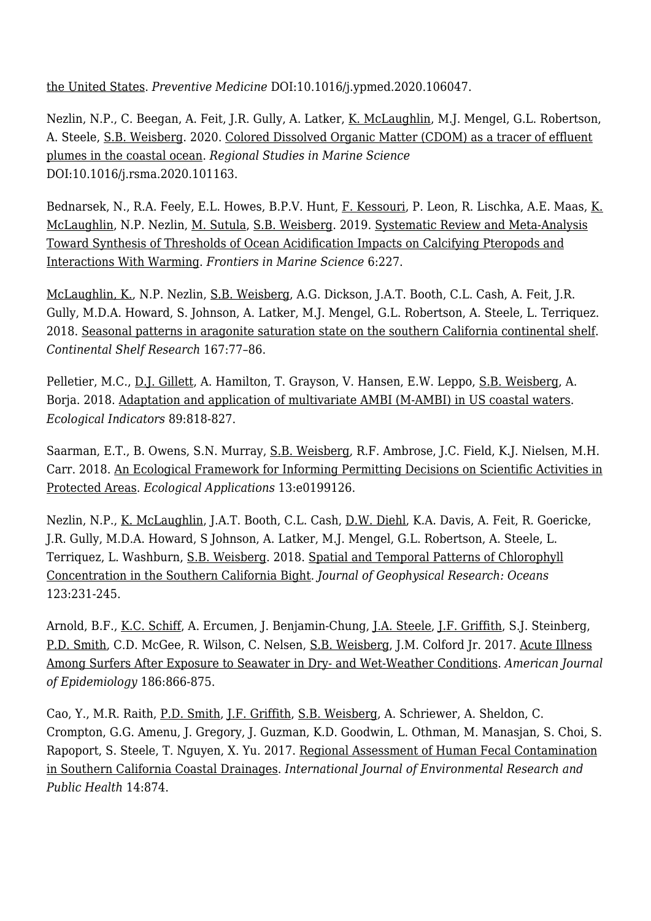the United States. *Preventive Medicine* DOI:10.1016/j.ypmed.2020.106047.

Nezlin, N.P., C. Beegan, A. Feit, J.R. Gully, A. Latker, K. McLaughlin, M.J. Mengel, G.L. Robertson, A. Steele, S.B. Weisberg. 2020. Colored Dissolved Organic Matter (CDOM) as a tracer of effluent plumes in the coastal ocean. *Regional Studies in Marine Science* DOI:10.1016/j.rsma.2020.101163.

Bednarsek, N., R.A. Feely, E.L. Howes, B.P.V. Hunt, F. Kessouri, P. Leon, R. Lischka, A.E. Maas, K. McLaughlin, N.P. Nezlin, M. Sutula, S.B. Weisberg. 2019. Systematic Review and Meta-Analysis Toward Synthesis of Thresholds of Ocean Acidification Impacts on Calcifying Pteropods and Interactions With Warming. *Frontiers in Marine Science* 6:227.

McLaughlin, K., N.P. Nezlin, S.B. Weisberg, A.G. Dickson, J.A.T. Booth, C.L. Cash, A. Feit, J.R. Gully, M.D.A. Howard, S. Johnson, A. Latker, M.J. Mengel, G.L. Robertson, A. Steele, L. Terriquez. 2018. Seasonal patterns in aragonite saturation state on the southern California continental shelf. *Continental Shelf Research* 167:77–86.

Pelletier, M.C., D.J. Gillett, A. Hamilton, T. Grayson, V. Hansen, E.W. Leppo, S.B. Weisberg, A. Borja. 2018. Adaptation and application of multivariate AMBI (M-AMBI) in US coastal waters. *Ecological Indicators* 89:818-827.

Saarman, E.T., B. Owens, S.N. Murray, S.B. Weisberg, R.F. Ambrose, J.C. Field, K.J. Nielsen, M.H. Carr. 2018. An Ecological Framework for Informing Permitting Decisions on Scientific Activities in Protected Areas. *Ecological Applications* 13:e0199126.

Nezlin, N.P., K. McLaughlin, J.A.T. Booth, C.L. Cash, D.W. Diehl, K.A. Davis, A. Feit, R. Goericke, J.R. Gully, M.D.A. Howard, S Johnson, A. Latker, M.J. Mengel, G.L. Robertson, A. Steele, L. Terriquez, L. Washburn, S.B. Weisberg. 2018. Spatial and Temporal Patterns of Chlorophyll Concentration in the Southern California Bight. *Journal of Geophysical Research: Oceans* 123:231-245.

Arnold, B.F., K.C. Schiff, A. Ercumen, J. Benjamin-Chung, J.A. Steele, J.F. Griffith, S.J. Steinberg, P.D. Smith, C.D. McGee, R. Wilson, C. Nelsen, S.B. Weisberg, J.M. Colford Jr. 2017. Acute Illness Among Surfers After Exposure to Seawater in Dry- and Wet-Weather Conditions. *American Journal of Epidemiology* 186:866-875.

Cao, Y., M.R. Raith, P.D. Smith, J.F. Griffith, S.B. Weisberg, A. Schriewer, A. Sheldon, C. Crompton, G.G. Amenu, J. Gregory, J. Guzman, K.D. Goodwin, L. Othman, M. Manasjan, S. Choi, S. Rapoport, S. Steele, T. Nguyen, X. Yu. 2017. Regional Assessment of Human Fecal Contamination in Southern California Coastal Drainages. *International Journal of Environmental Research and Public Health* 14:874.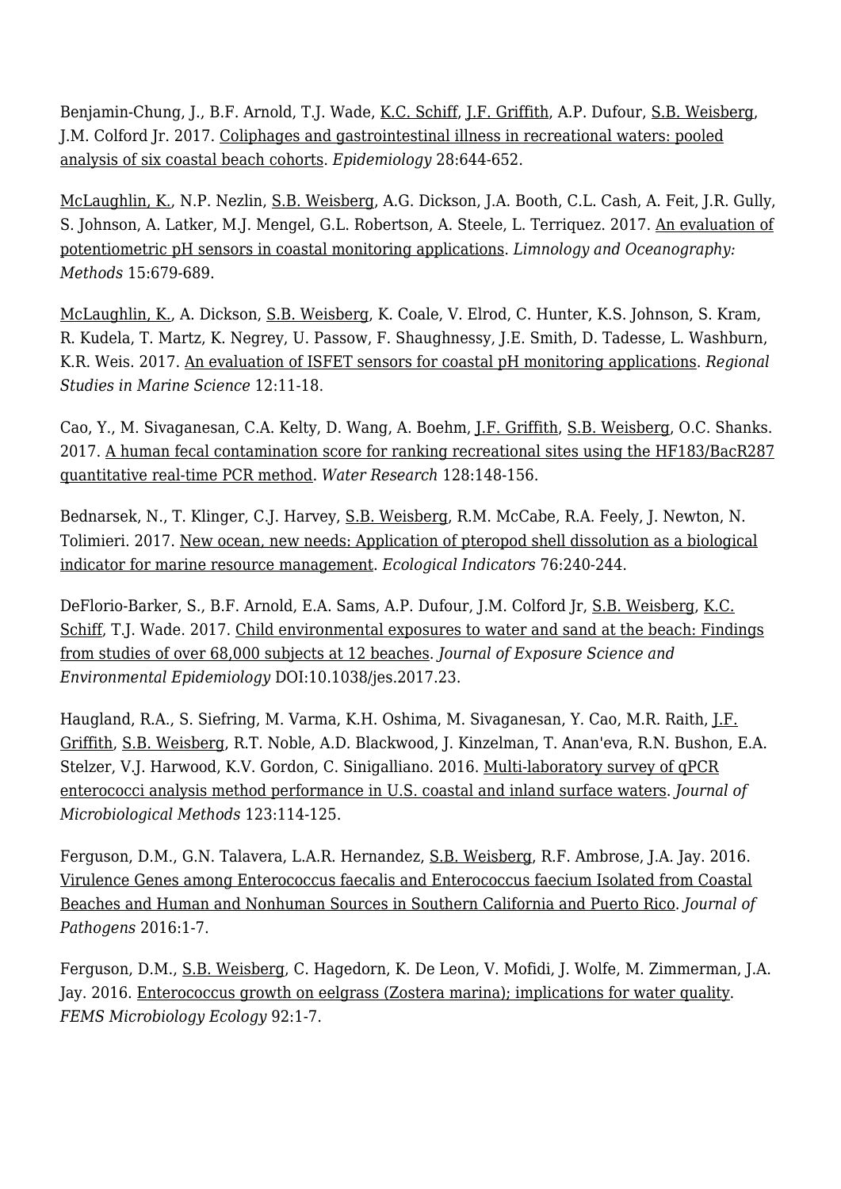Benjamin-Chung, J., B.F. Arnold, T.J. Wade, K.C. Schiff, J.F. Griffith, A.P. Dufour, S.B. Weisberg, J.M. Colford Jr. 2017. Coliphages and gastrointestinal illness in recreational waters: pooled analysis of six coastal beach cohorts. *Epidemiology* 28:644-652.

McLaughlin, K., N.P. Nezlin, S.B. Weisberg, A.G. Dickson, J.A. Booth, C.L. Cash, A. Feit, J.R. Gully, S. Johnson, A. Latker, M.J. Mengel, G.L. Robertson, A. Steele, L. Terriquez. 2017. An evaluation of potentiometric pH sensors in coastal monitoring applications. *Limnology and Oceanography: Methods* 15:679-689.

McLaughlin, K., A. Dickson, S.B. Weisberg, K. Coale, V. Elrod, C. Hunter, K.S. Johnson, S. Kram, R. Kudela, T. Martz, K. Negrey, U. Passow, F. Shaughnessy, J.E. Smith, D. Tadesse, L. Washburn, K.R. Weis. 2017. An evaluation of ISFET sensors for coastal pH monitoring applications. *Regional Studies in Marine Science* 12:11-18.

Cao, Y., M. Sivaganesan, C.A. Kelty, D. Wang, A. Boehm, J.F. Griffith, S.B. Weisberg, O.C. Shanks. 2017. A human fecal contamination score for ranking recreational sites using the HF183/BacR287 quantitative real-time PCR method. *Water Research* 128:148-156.

Bednarsek, N., T. Klinger, C.J. Harvey, S.B. Weisberg, R.M. McCabe, R.A. Feely, J. Newton, N. Tolimieri. 2017. New ocean, new needs: Application of pteropod shell dissolution as a biological indicator for marine resource management. *Ecological Indicators* 76:240-244.

DeFlorio-Barker, S., B.F. Arnold, E.A. Sams, A.P. Dufour, J.M. Colford Jr, S.B. Weisberg, K.C. Schiff, T.J. Wade. 2017. Child environmental exposures to water and sand at the beach: Findings from studies of over 68,000 subjects at 12 beaches. *Journal of Exposure Science and Environmental Epidemiology* DOI:10.1038/jes.2017.23.

Haugland, R.A., S. Siefring, M. Varma, K.H. Oshima, M. Sivaganesan, Y. Cao, M.R. Raith, J.F. Griffith, S.B. Weisberg, R.T. Noble, A.D. Blackwood, J. Kinzelman, T. Anan'eva, R.N. Bushon, E.A. Stelzer, V.J. Harwood, K.V. Gordon, C. Sinigalliano. 2016. Multi-laboratory survey of qPCR enterococci analysis method performance in U.S. coastal and inland surface waters. *Journal of Microbiological Methods* 123:114-125.

Ferguson, D.M., G.N. Talavera, L.A.R. Hernandez, S.B. Weisberg, R.F. Ambrose, J.A. Jay. 2016. Virulence Genes among Enterococcus faecalis and Enterococcus faecium Isolated from Coastal Beaches and Human and Nonhuman Sources in Southern California and Puerto Rico. *Journal of Pathogens* 2016:1-7.

Ferguson, D.M., S.B. Weisberg, C. Hagedorn, K. De Leon, V. Mofidi, J. Wolfe, M. Zimmerman, J.A. Jay. 2016. Enterococcus growth on eelgrass (Zostera marina); implications for water quality. *FEMS Microbiology Ecology* 92:1-7.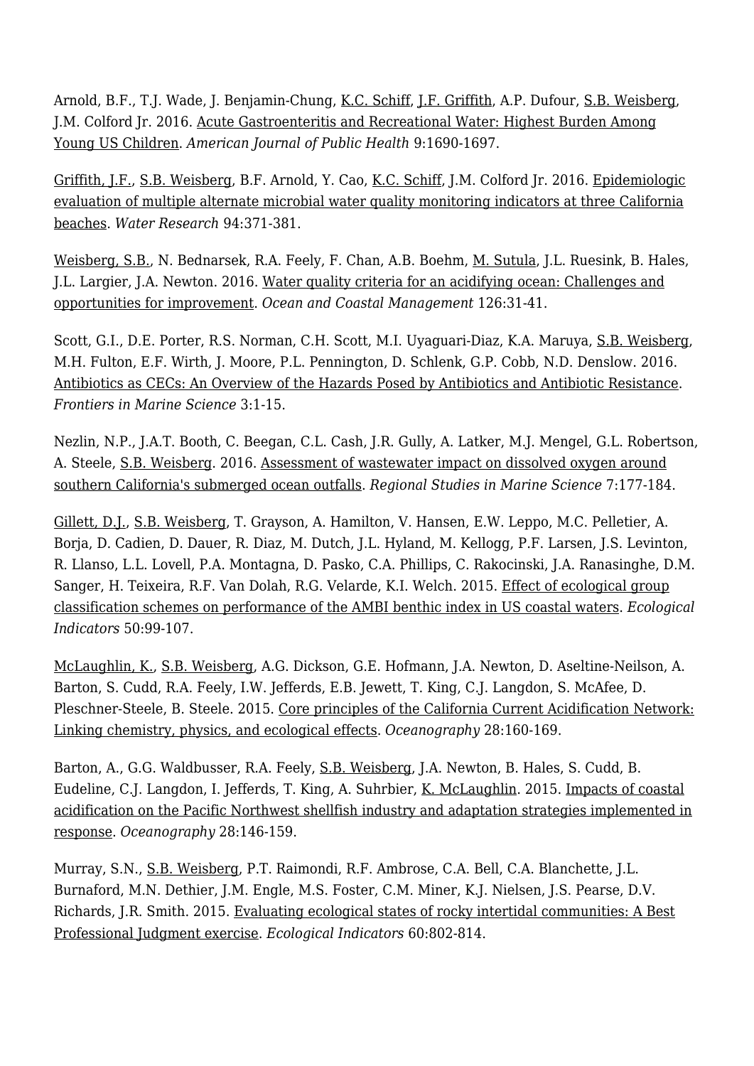Arnold, B.F., T.J. Wade, J. Benjamin-Chung, K.C. Schiff, J.F. Griffith, A.P. Dufour, S.B. Weisberg, J.M. Colford Jr. 2016. Acute Gastroenteritis and Recreational Water: Highest Burden Among Young US Children. *American Journal of Public Health* 9:1690-1697.

Griffith, J.F., S.B. Weisberg, B.F. Arnold, Y. Cao, K.C. Schiff, J.M. Colford Jr. 2016. Epidemiologic evaluation of multiple alternate microbial water quality monitoring indicators at three California beaches. *Water Research* 94:371-381.

Weisberg, S.B., N. Bednarsek, R.A. Feely, F. Chan, A.B. Boehm, M. Sutula, J.L. Ruesink, B. Hales, J.L. Largier, J.A. Newton. 2016. Water quality criteria for an acidifying ocean: Challenges and opportunities for improvement. *Ocean and Coastal Management* 126:31-41.

Scott, G.I., D.E. Porter, R.S. Norman, C.H. Scott, M.I. Uyaguari-Diaz, K.A. Maruya, S.B. Weisberg, M.H. Fulton, E.F. Wirth, J. Moore, P.L. Pennington, D. Schlenk, G.P. Cobb, N.D. Denslow. 2016. Antibiotics as CECs: An Overview of the Hazards Posed by Antibiotics and Antibiotic Resistance. *Frontiers in Marine Science* 3:1-15.

Nezlin, N.P., J.A.T. Booth, C. Beegan, C.L. Cash, J.R. Gully, A. Latker, M.J. Mengel, G.L. Robertson, A. Steele, S.B. Weisberg. 2016. Assessment of wastewater impact on dissolved oxygen around southern California's submerged ocean outfalls. *Regional Studies in Marine Science* 7:177-184.

Gillett, D.J., S.B. Weisberg, T. Grayson, A. Hamilton, V. Hansen, E.W. Leppo, M.C. Pelletier, A. Borja, D. Cadien, D. Dauer, R. Diaz, M. Dutch, J.L. Hyland, M. Kellogg, P.F. Larsen, J.S. Levinton, R. Llanso, L.L. Lovell, P.A. Montagna, D. Pasko, C.A. Phillips, C. Rakocinski, J.A. Ranasinghe, D.M. Sanger, H. Teixeira, R.F. Van Dolah, R.G. Velarde, K.I. Welch. 2015. Effect of ecological group classification schemes on performance of the AMBI benthic index in US coastal waters. *Ecological Indicators* 50:99-107.

McLaughlin, K., S.B. Weisberg, A.G. Dickson, G.E. Hofmann, J.A. Newton, D. Aseltine-Neilson, A. Barton, S. Cudd, R.A. Feely, I.W. Jefferds, E.B. Jewett, T. King, C.J. Langdon, S. McAfee, D. Pleschner-Steele, B. Steele. 2015. Core principles of the California Current Acidification Network: Linking chemistry, physics, and ecological effects. *Oceanography* 28:160-169.

Barton, A., G.G. Waldbusser, R.A. Feely, S.B. Weisberg, J.A. Newton, B. Hales, S. Cudd, B. Eudeline, C.J. Langdon, I. Jefferds, T. King, A. Suhrbier, K. McLaughlin. 2015. Impacts of coastal acidification on the Pacific Northwest shellfish industry and adaptation strategies implemented in response. *Oceanography* 28:146-159.

Murray, S.N., S.B. Weisberg, P.T. Raimondi, R.F. Ambrose, C.A. Bell, C.A. Blanchette, J.L. Burnaford, M.N. Dethier, J.M. Engle, M.S. Foster, C.M. Miner, K.J. Nielsen, J.S. Pearse, D.V. Richards, J.R. Smith. 2015. Evaluating ecological states of rocky intertidal communities: A Best Professional Judgment exercise. *Ecological Indicators* 60:802-814.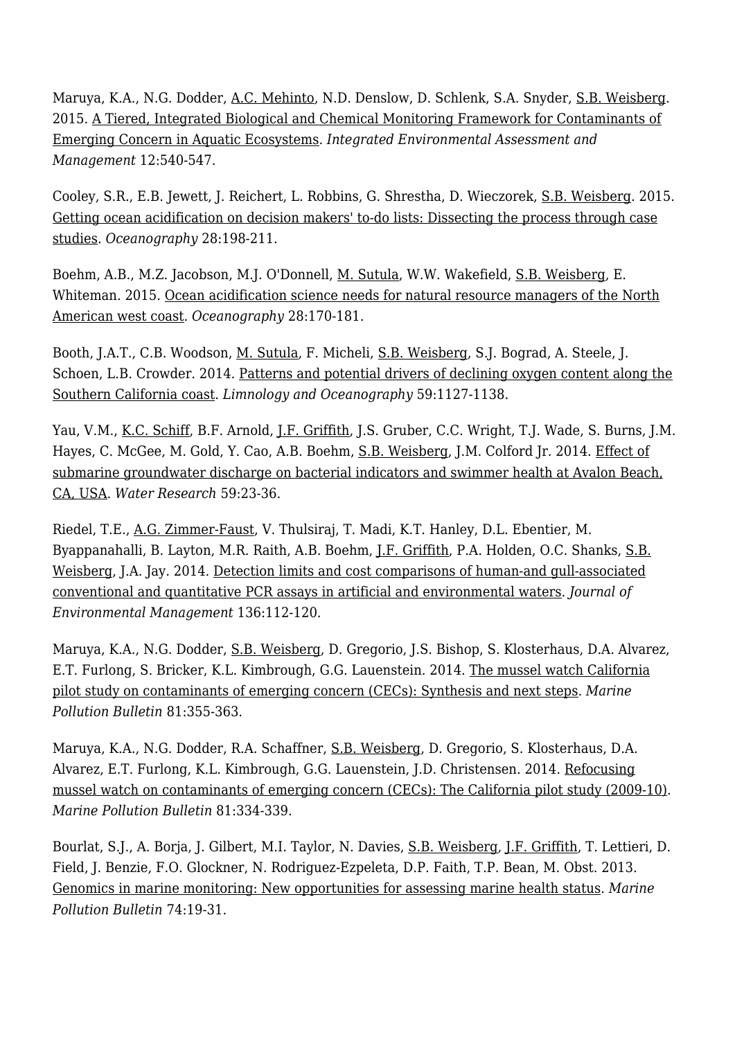Maruya, K.A., N.G. Dodder, A.C. Mehinto, N.D. Denslow, D. Schlenk, S.A. Snyder, S.B. Weisberg. 2015. A Tiered, Integrated Biological and Chemical Monitoring Framework for Contaminants of Emerging Concern in Aquatic Ecosystems. *Integrated Environmental Assessment and Management* 12:540-547.

Cooley, S.R., E.B. Jewett, J. Reichert, L. Robbins, G. Shrestha, D. Wieczorek, S.B. Weisberg. 2015. Getting ocean acidification on decision makers' to-do lists: Dissecting the process through case studies. *Oceanography* 28:198-211.

Boehm, A.B., M.Z. Jacobson, M.J. O'Donnell, M. Sutula, W.W. Wakefield, S.B. Weisberg, E. Whiteman. 2015. Ocean acidification science needs for natural resource managers of the North American west coast. *Oceanography* 28:170-181.

Booth, J.A.T., C.B. Woodson, M. Sutula, F. Micheli, S.B. Weisberg, S.J. Bograd, A. Steele, J. Schoen, L.B. Crowder. 2014. Patterns and potential drivers of declining oxygen content along the Southern California coast. *Limnology and Oceanography* 59:1127-1138.

Yau, V.M., K.C. Schiff, B.F. Arnold, J.F. Griffith, J.S. Gruber, C.C. Wright, T.J. Wade, S. Burns, J.M. Hayes, C. McGee, M. Gold, Y. Cao, A.B. Boehm, S.B. Weisberg, J.M. Colford Jr. 2014. Effect of submarine groundwater discharge on bacterial indicators and swimmer health at Avalon Beach, CA, USA. *Water Research* 59:23-36.

Riedel, T.E., A.G. Zimmer-Faust, V. Thulsiraj, T. Madi, K.T. Hanley, D.L. Ebentier, M. Byappanahalli, B. Layton, M.R. Raith, A.B. Boehm, J.F. Griffith, P.A. Holden, O.C. Shanks, S.B. Weisberg, J.A. Jay. 2014. Detection limits and cost comparisons of human-and gull-associated conventional and quantitative PCR assays in artificial and environmental waters. *Journal of Environmental Management* 136:112-120.

Maruya, K.A., N.G. Dodder, S.B. Weisberg, D. Gregorio, J.S. Bishop, S. Klosterhaus, D.A. Alvarez, E.T. Furlong, S. Bricker, K.L. Kimbrough, G.G. Lauenstein. 2014. The mussel watch California pilot study on contaminants of emerging concern (CECs): Synthesis and next steps. *Marine Pollution Bulletin* 81:355-363.

Maruya, K.A., N.G. Dodder, R.A. Schaffner, S.B. Weisberg, D. Gregorio, S. Klosterhaus, D.A. Alvarez, E.T. Furlong, K.L. Kimbrough, G.G. Lauenstein, J.D. Christensen. 2014. Refocusing mussel watch on contaminants of emerging concern (CECs): The California pilot study (2009-10). *Marine Pollution Bulletin* 81:334-339.

Bourlat, S.J., A. Borja, J. Gilbert, M.I. Taylor, N. Davies, S.B. Weisberg, J.F. Griffith, T. Lettieri, D. Field, J. Benzie, F.O. Glockner, N. Rodriguez-Ezpeleta, D.P. Faith, T.P. Bean, M. Obst. 2013. Genomics in marine monitoring: New opportunities for assessing marine health status. *Marine Pollution Bulletin* 74:19-31.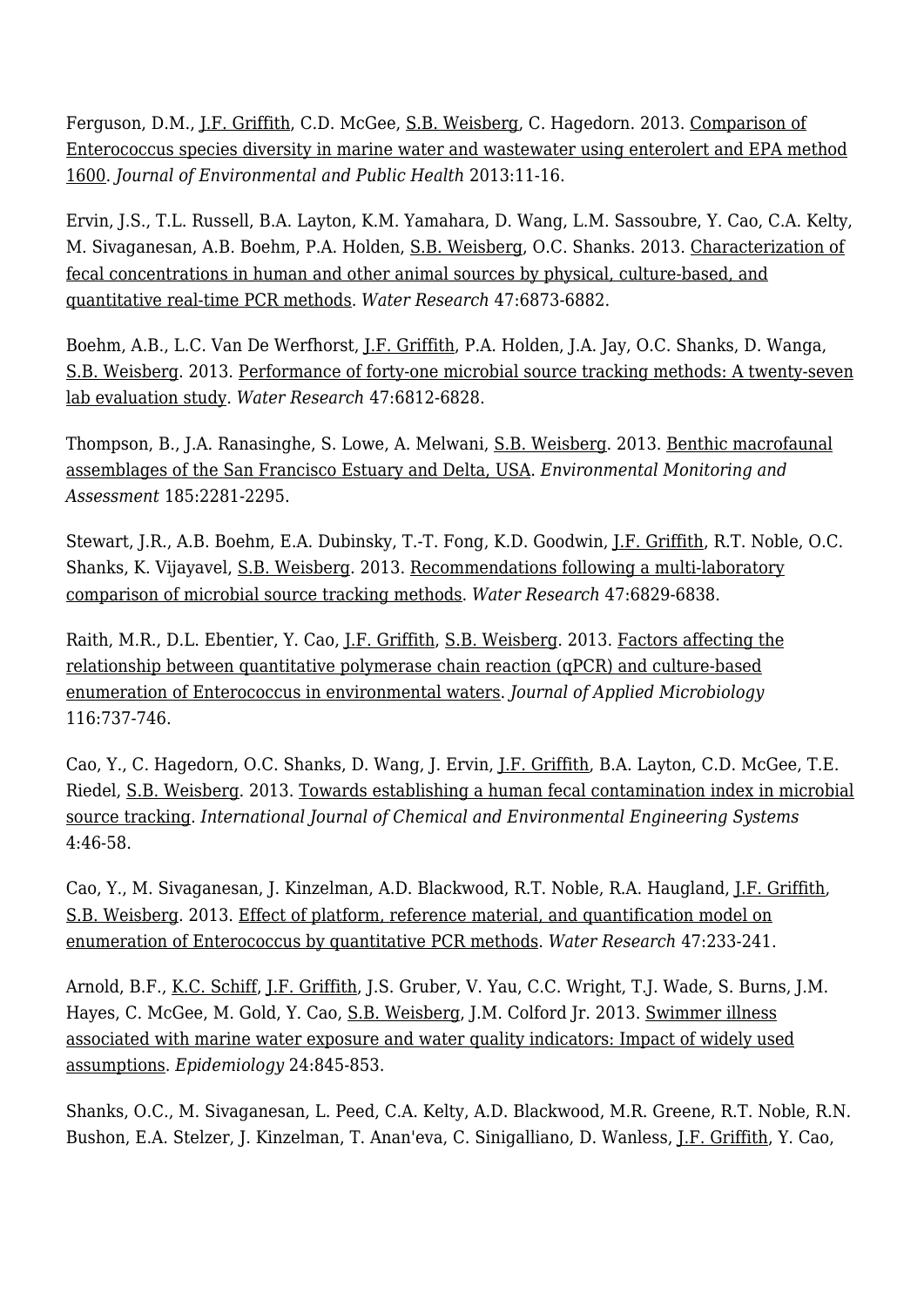Ferguson, D.M., J.F. Griffith, C.D. McGee, S.B. Weisberg, C. Hagedorn. 2013. Comparison of Enterococcus species diversity in marine water and wastewater using enterolert and EPA method 1600. *Journal of Environmental and Public Health* 2013:11-16.

Ervin, J.S., T.L. Russell, B.A. Layton, K.M. Yamahara, D. Wang, L.M. Sassoubre, Y. Cao, C.A. Kelty, M. Sivaganesan, A.B. Boehm, P.A. Holden, S.B. Weisberg, O.C. Shanks. 2013. Characterization of fecal concentrations in human and other animal sources by physical, culture-based, and quantitative real-time PCR methods. *Water Research* 47:6873-6882.

Boehm, A.B., L.C. Van De Werfhorst, J.F. Griffith, P.A. Holden, J.A. Jay, O.C. Shanks, D. Wanga, S.B. Weisberg. 2013. Performance of forty-one microbial source tracking methods: A twenty-seven lab evaluation study. *Water Research* 47:6812-6828.

Thompson, B., J.A. Ranasinghe, S. Lowe, A. Melwani, S.B. Weisberg. 2013. Benthic macrofaunal assemblages of the San Francisco Estuary and Delta, USA. *Environmental Monitoring and Assessment* 185:2281-2295.

Stewart, J.R., A.B. Boehm, E.A. Dubinsky, T.-T. Fong, K.D. Goodwin, J.F. Griffith, R.T. Noble, O.C. Shanks, K. Vijayavel, S.B. Weisberg. 2013. Recommendations following a multi-laboratory comparison of microbial source tracking methods. *Water Research* 47:6829-6838.

Raith, M.R., D.L. Ebentier, Y. Cao, J.F. Griffith, S.B. Weisberg. 2013. Factors affecting the relationship between quantitative polymerase chain reaction (qPCR) and culture-based enumeration of Enterococcus in environmental waters. *Journal of Applied Microbiology* 116:737-746.

Cao, Y., C. Hagedorn, O.C. Shanks, D. Wang, J. Ervin, J.F. Griffith, B.A. Layton, C.D. McGee, T.E. Riedel, S.B. Weisberg. 2013. Towards establishing a human fecal contamination index in microbial source tracking. *International Journal of Chemical and Environmental Engineering Systems* 4:46-58.

Cao, Y., M. Sivaganesan, J. Kinzelman, A.D. Blackwood, R.T. Noble, R.A. Haugland, J.F. Griffith, S.B. Weisberg. 2013. Effect of platform, reference material, and quantification model on enumeration of Enterococcus by quantitative PCR methods. *Water Research* 47:233-241.

Arnold, B.F., K.C. Schiff, J.F. Griffith, J.S. Gruber, V. Yau, C.C. Wright, T.J. Wade, S. Burns, J.M. Hayes, C. McGee, M. Gold, Y. Cao, S.B. Weisberg, J.M. Colford Jr. 2013. Swimmer illness associated with marine water exposure and water quality indicators: Impact of widely used assumptions. *Epidemiology* 24:845-853.

Shanks, O.C., M. Sivaganesan, L. Peed, C.A. Kelty, A.D. Blackwood, M.R. Greene, R.T. Noble, R.N. Bushon, E.A. Stelzer, J. Kinzelman, T. Anan'eva, C. Sinigalliano, D. Wanless, J.F. Griffith, Y. Cao,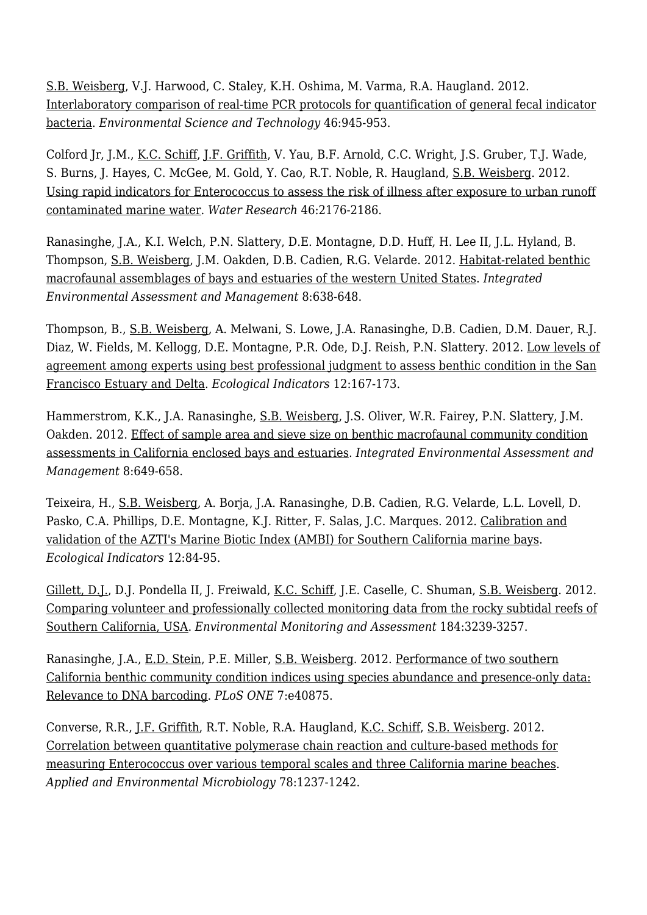S.B. Weisberg, V.J. Harwood, C. Staley, K.H. Oshima, M. Varma, R.A. Haugland. 2012. Interlaboratory comparison of real-time PCR protocols for quantification of general fecal indicator bacteria. *Environmental Science and Technology* 46:945-953.

Colford Jr, J.M., K.C. Schiff, J.F. Griffith, V. Yau, B.F. Arnold, C.C. Wright, J.S. Gruber, T.J. Wade, S. Burns, J. Hayes, C. McGee, M. Gold, Y. Cao, R.T. Noble, R. Haugland, S.B. Weisberg. 2012. Using rapid indicators for Enterococcus to assess the risk of illness after exposure to urban runoff contaminated marine water. *Water Research* 46:2176-2186.

Ranasinghe, J.A., K.I. Welch, P.N. Slattery, D.E. Montagne, D.D. Huff, H. Lee II, J.L. Hyland, B. Thompson, S.B. Weisberg, J.M. Oakden, D.B. Cadien, R.G. Velarde. 2012. Habitat-related benthic macrofaunal assemblages of bays and estuaries of the western United States. *Integrated Environmental Assessment and Management* 8:638-648.

Thompson, B., S.B. Weisberg, A. Melwani, S. Lowe, J.A. Ranasinghe, D.B. Cadien, D.M. Dauer, R.J. Diaz, W. Fields, M. Kellogg, D.E. Montagne, P.R. Ode, D.J. Reish, P.N. Slattery. 2012. Low levels of agreement among experts using best professional judgment to assess benthic condition in the San Francisco Estuary and Delta. *Ecological Indicators* 12:167-173.

Hammerstrom, K.K., J.A. Ranasinghe, S.B. Weisberg, J.S. Oliver, W.R. Fairey, P.N. Slattery, J.M. Oakden. 2012. Effect of sample area and sieve size on benthic macrofaunal community condition assessments in California enclosed bays and estuaries. *Integrated Environmental Assessment and Management* 8:649-658.

Teixeira, H., S.B. Weisberg, A. Borja, J.A. Ranasinghe, D.B. Cadien, R.G. Velarde, L.L. Lovell, D. Pasko, C.A. Phillips, D.E. Montagne, K.J. Ritter, F. Salas, J.C. Marques. 2012. Calibration and validation of the AZTI's Marine Biotic Index (AMBI) for Southern California marine bays. *Ecological Indicators* 12:84-95.

Gillett, D.J., D.J. Pondella II, J. Freiwald, K.C. Schiff, J.E. Caselle, C. Shuman, S.B. Weisberg. 2012. Comparing volunteer and professionally collected monitoring data from the rocky subtidal reefs of Southern California, USA. *Environmental Monitoring and Assessment* 184:3239-3257.

Ranasinghe, J.A., E.D. Stein, P.E. Miller, S.B. Weisberg. 2012. Performance of two southern California benthic community condition indices using species abundance and presence-only data: Relevance to DNA barcoding. *PLoS ONE* 7:e40875.

Converse, R.R., J.F. Griffith, R.T. Noble, R.A. Haugland, K.C. Schiff, S.B. Weisberg. 2012. Correlation between quantitative polymerase chain reaction and culture-based methods for measuring Enterococcus over various temporal scales and three California marine beaches. *Applied and Environmental Microbiology* 78:1237-1242.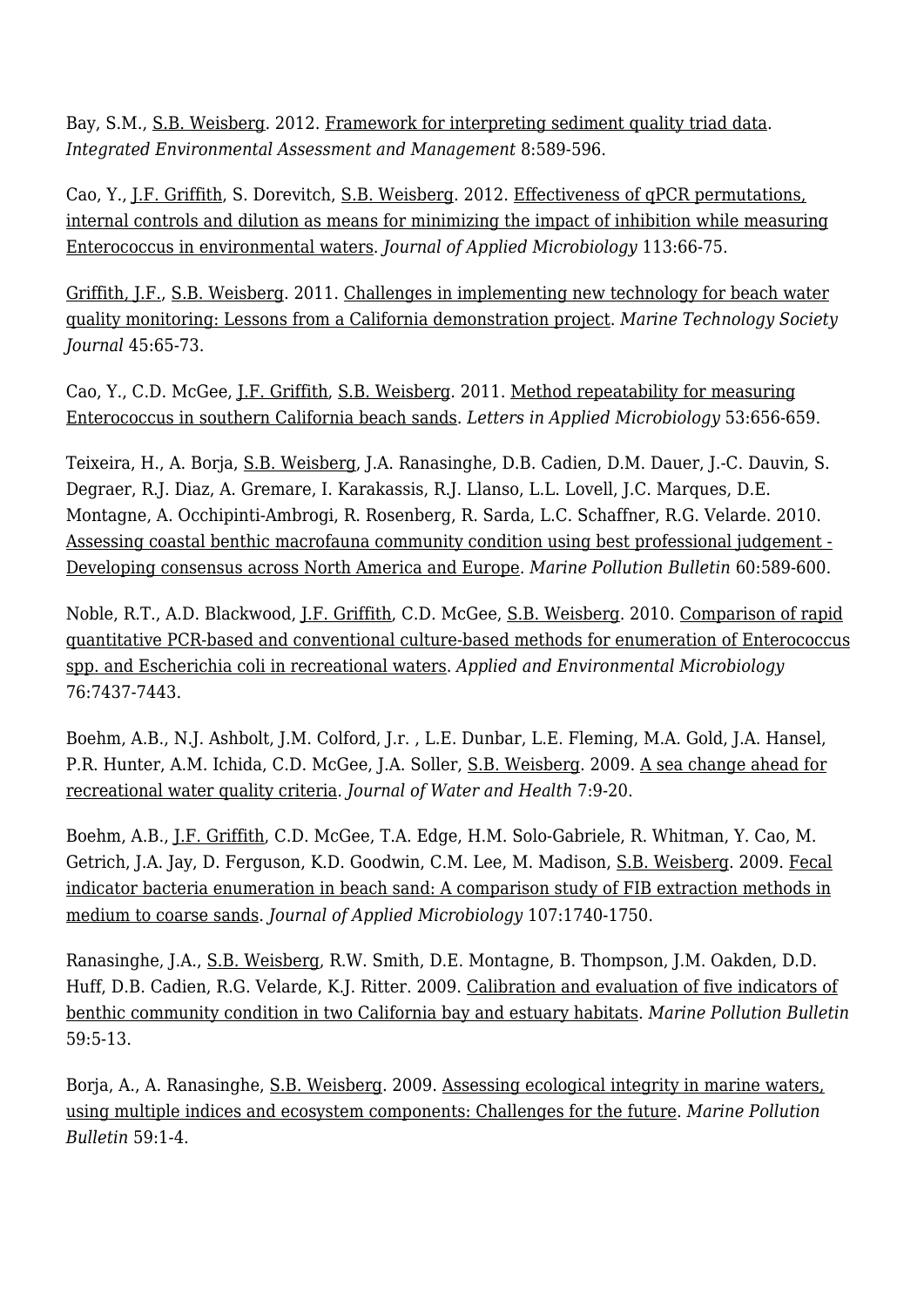Bay, S.M., S.B. Weisberg. 2012. Framework for interpreting sediment quality triad data. *Integrated Environmental Assessment and Management* 8:589-596.

Cao, Y., J.F. Griffith, S. Dorevitch, S.B. Weisberg. 2012. Effectiveness of qPCR permutations, internal controls and dilution as means for minimizing the impact of inhibition while measuring Enterococcus in environmental waters. *Journal of Applied Microbiology* 113:66-75.

Griffith, J.F., S.B. Weisberg. 2011. Challenges in implementing new technology for beach water quality monitoring: Lessons from a California demonstration project. *Marine Technology Society Journal* 45:65-73.

Cao, Y., C.D. McGee, J.F. Griffith, S.B. Weisberg. 2011. Method repeatability for measuring Enterococcus in southern California beach sands. *Letters in Applied Microbiology* 53:656-659.

Teixeira, H., A. Borja, S.B. Weisberg, J.A. Ranasinghe, D.B. Cadien, D.M. Dauer, J.-C. Dauvin, S. Degraer, R.J. Diaz, A. Gremare, I. Karakassis, R.J. Llanso, L.L. Lovell, J.C. Marques, D.E. Montagne, A. Occhipinti-Ambrogi, R. Rosenberg, R. Sarda, L.C. Schaffner, R.G. Velarde. 2010. Assessing coastal benthic macrofauna community condition using best professional judgement - Developing consensus across North America and Europe. *Marine Pollution Bulletin* 60:589-600.

Noble, R.T., A.D. Blackwood, J.F. Griffith, C.D. McGee, S.B. Weisberg. 2010. Comparison of rapid quantitative PCR-based and conventional culture-based methods for enumeration of Enterococcus spp. and Escherichia coli in recreational waters. *Applied and Environmental Microbiology* 76:7437-7443.

Boehm, A.B., N.J. Ashbolt, J.M. Colford, J.r. , L.E. Dunbar, L.E. Fleming, M.A. Gold, J.A. Hansel, P.R. Hunter, A.M. Ichida, C.D. McGee, J.A. Soller, S.B. Weisberg. 2009. A sea change ahead for recreational water quality criteria. *Journal of Water and Health* 7:9-20.

Boehm, A.B., J.F. Griffith, C.D. McGee, T.A. Edge, H.M. Solo-Gabriele, R. Whitman, Y. Cao, M. Getrich, J.A. Jay, D. Ferguson, K.D. Goodwin, C.M. Lee, M. Madison, S.B. Weisberg. 2009. Fecal indicator bacteria enumeration in beach sand: A comparison study of FIB extraction methods in medium to coarse sands. *Journal of Applied Microbiology* 107:1740-1750.

Ranasinghe, J.A., S.B. Weisberg, R.W. Smith, D.E. Montagne, B. Thompson, J.M. Oakden, D.D. Huff, D.B. Cadien, R.G. Velarde, K.J. Ritter. 2009. Calibration and evaluation of five indicators of benthic community condition in two California bay and estuary habitats. *Marine Pollution Bulletin* 59:5-13.

Borja, A., A. Ranasinghe, S.B. Weisberg. 2009. Assessing ecological integrity in marine waters, using multiple indices and ecosystem components: Challenges for the future. *Marine Pollution Bulletin* 59:1-4.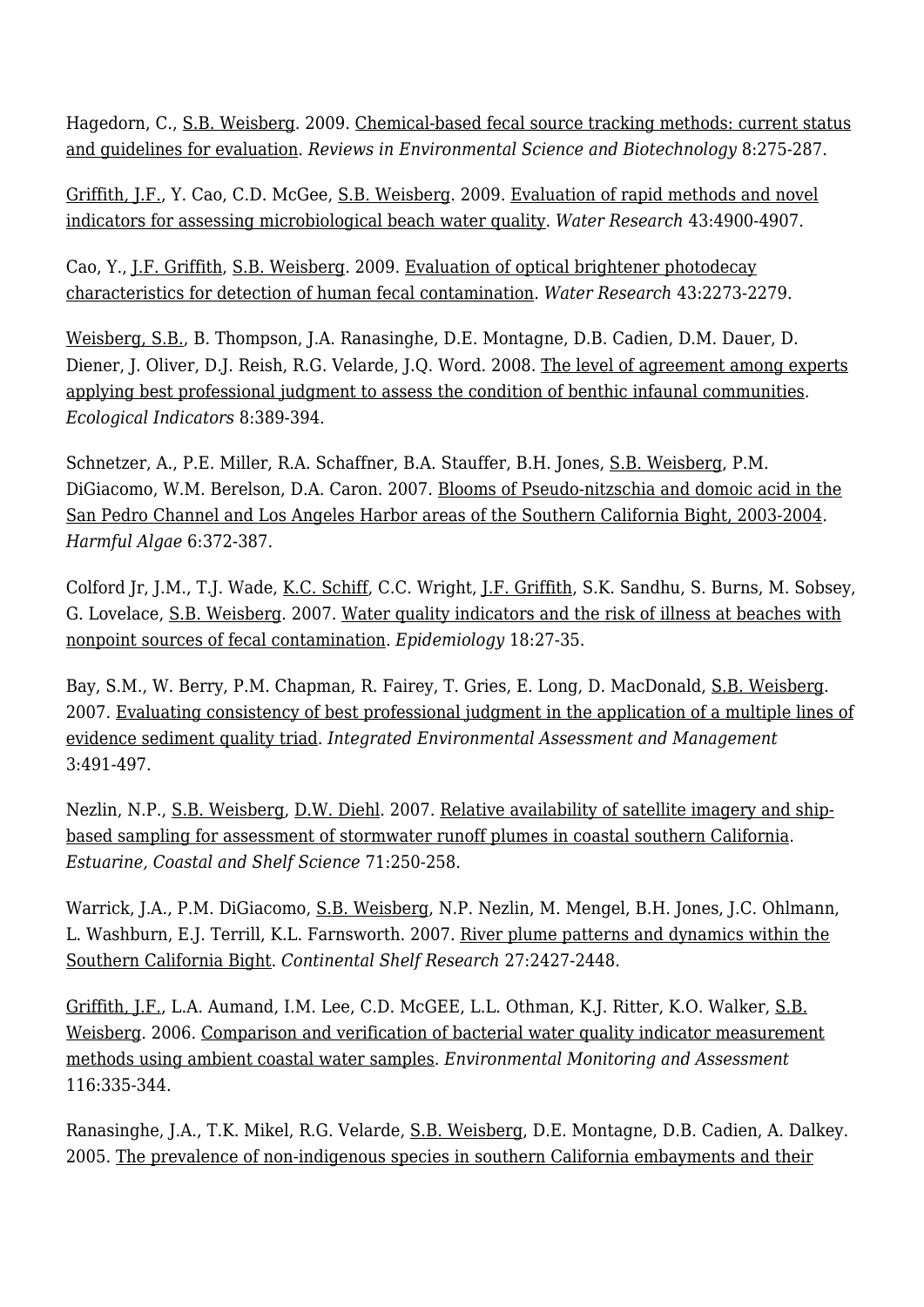Hagedorn, C., S.B. Weisberg. 2009. Chemical-based fecal source tracking methods: current status and guidelines for evaluation. *Reviews in Environmental Science and Biotechnology* 8:275-287.

Griffith, J.F., Y. Cao, C.D. McGee, S.B. Weisberg. 2009. Evaluation of rapid methods and novel indicators for assessing microbiological beach water quality. *Water Research* 43:4900-4907.

Cao, Y., J.F. Griffith, S.B. Weisberg. 2009. Evaluation of optical brightener photodecay characteristics for detection of human fecal contamination. *Water Research* 43:2273-2279.

Weisberg, S.B., B. Thompson, J.A. Ranasinghe, D.E. Montagne, D.B. Cadien, D.M. Dauer, D. Diener, J. Oliver, D.J. Reish, R.G. Velarde, J.Q. Word. 2008. The level of agreement among experts applying best professional judgment to assess the condition of benthic infaunal communities. *Ecological Indicators* 8:389-394.

Schnetzer, A., P.E. Miller, R.A. Schaffner, B.A. Stauffer, B.H. Jones, S.B. Weisberg, P.M. DiGiacomo, W.M. Berelson, D.A. Caron. 2007. Blooms of Pseudo-nitzschia and domoic acid in the San Pedro Channel and Los Angeles Harbor areas of the Southern California Bight, 2003-2004. *Harmful Algae* 6:372-387.

Colford Jr, J.M., T.J. Wade, K.C. Schiff, C.C. Wright, J.F. Griffith, S.K. Sandhu, S. Burns, M. Sobsey, G. Lovelace, S.B. Weisberg. 2007. Water quality indicators and the risk of illness at beaches with nonpoint sources of fecal contamination. *Epidemiology* 18:27-35.

Bay, S.M., W. Berry, P.M. Chapman, R. Fairey, T. Gries, E. Long, D. MacDonald, S.B. Weisberg. 2007. Evaluating consistency of best professional judgment in the application of a multiple lines of evidence sediment quality triad. *Integrated Environmental Assessment and Management* 3:491-497.

Nezlin, N.P., S.B. Weisberg, D.W. Diehl. 2007. Relative availability of satellite imagery and ship-based sampling for assessment of stormwater runoff plumes in coastal southern California. *Estuarine, Coastal and Shelf Science* 71:250-258.

Warrick, J.A., P.M. DiGiacomo, S.B. Weisberg, N.P. Nezlin, M. Mengel, B.H. Jones, J.C. Ohlmann, L. Washburn, E.J. Terrill, K.L. Farnsworth. 2007. River plume patterns and dynamics within the Southern California Bight. *Continental Shelf Research* 27:2427-2448.

Griffith, J.F., L.A. Aumand, I.M. Lee, C.D. McGEE, L.L. Othman, K.J. Ritter, K.O. Walker, S.B. Weisberg. 2006. Comparison and verification of bacterial water quality indicator measurement methods using ambient coastal water samples. *Environmental Monitoring and Assessment* 116:335-344.

Ranasinghe, J.A., T.K. Mikel, R.G. Velarde, S.B. Weisberg, D.E. Montagne, D.B. Cadien, A. Dalkey. 2005. The prevalence of non-indigenous species in southern California embayments and their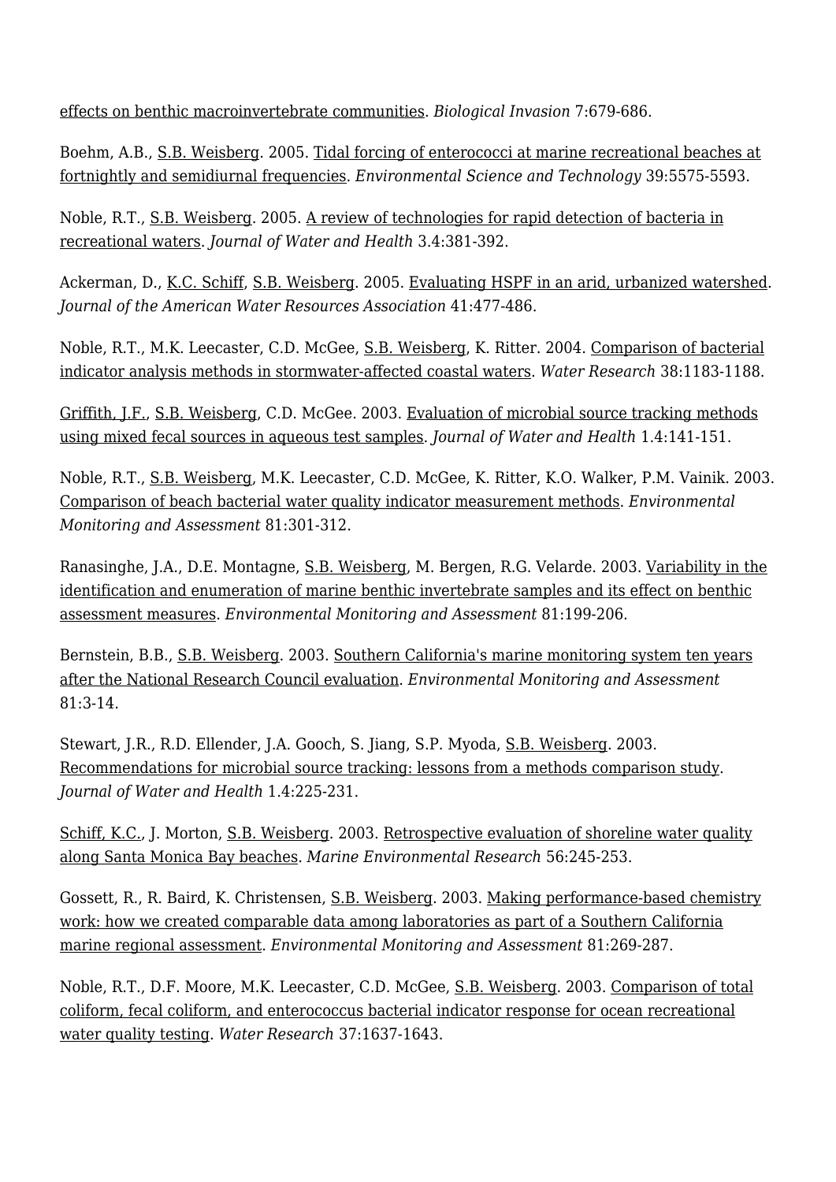effects on benthic macroinvertebrate communities. *Biological Invasion* 7:679-686.

Boehm, A.B., S.B. Weisberg. 2005. Tidal forcing of enterococci at marine recreational beaches at fortnightly and semidiurnal frequencies. *Environmental Science and Technology* 39:5575-5593.

Noble, R.T., S.B. Weisberg. 2005. A review of technologies for rapid detection of bacteria in recreational waters. *Journal of Water and Health* 3.4:381-392.

Ackerman, D., K.C. Schiff, S.B. Weisberg. 2005. Evaluating HSPF in an arid, urbanized watershed. *Journal of the American Water Resources Association* 41:477-486.

Noble, R.T., M.K. Leecaster, C.D. McGee, S.B. Weisberg, K. Ritter. 2004. Comparison of bacterial indicator analysis methods in stormwater-affected coastal waters. *Water Research* 38:1183-1188.

Griffith, J.F., S.B. Weisberg, C.D. McGee. 2003. Evaluation of microbial source tracking methods using mixed fecal sources in aqueous test samples. *Journal of Water and Health* 1.4:141-151.

Noble, R.T., S.B. Weisberg, M.K. Leecaster, C.D. McGee, K. Ritter, K.O. Walker, P.M. Vainik. 2003. Comparison of beach bacterial water quality indicator measurement methods. *Environmental Monitoring and Assessment* 81:301-312.

Ranasinghe, J.A., D.E. Montagne, S.B. Weisberg, M. Bergen, R.G. Velarde. 2003. Variability in the identification and enumeration of marine benthic invertebrate samples and its effect on benthic assessment measures. *Environmental Monitoring and Assessment* 81:199-206.

Bernstein, B.B., S.B. Weisberg. 2003. Southern California's marine monitoring system ten years after the National Research Council evaluation. *Environmental Monitoring and Assessment* 81:3-14.

Stewart, J.R., R.D. Ellender, J.A. Gooch, S. Jiang, S.P. Myoda, S.B. Weisberg. 2003. Recommendations for microbial source tracking: lessons from a methods comparison study. *Journal of Water and Health* 1.4:225-231.

Schiff, K.C., J. Morton, S.B. Weisberg. 2003. Retrospective evaluation of shoreline water quality along Santa Monica Bay beaches. *Marine Environmental Research* 56:245-253.

Gossett, R., R. Baird, K. Christensen, S.B. Weisberg. 2003. Making performance-based chemistry work: how we created comparable data among laboratories as part of a Southern California marine regional assessment. *Environmental Monitoring and Assessment* 81:269-287.

Noble, R.T., D.F. Moore, M.K. Leecaster, C.D. McGee, S.B. Weisberg. 2003. Comparison of total coliform, fecal coliform, and enterococcus bacterial indicator response for ocean recreational water quality testing. *Water Research* 37:1637-1643.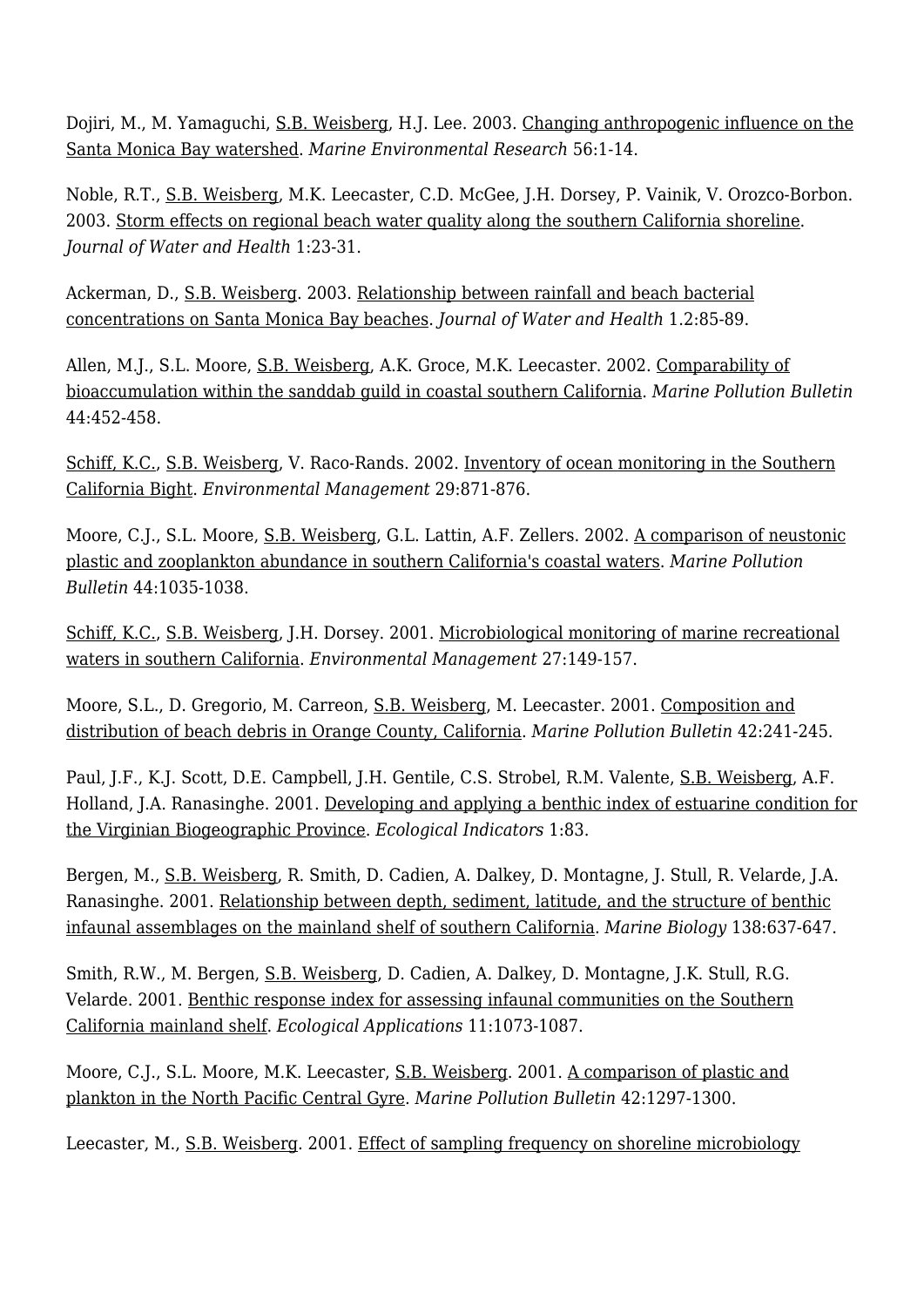Dojiri, M., M. Yamaguchi, S.B. Weisberg, H.J. Lee. 2003. Changing anthropogenic influence on the Santa Monica Bay watershed. *Marine Environmental Research* 56:1-14.

Noble, R.T., S.B. Weisberg, M.K. Leecaster, C.D. McGee, J.H. Dorsey, P. Vainik, V. Orozco-Borbon. 2003. Storm effects on regional beach water quality along the southern California shoreline. *Journal of Water and Health* 1:23-31.

Ackerman, D., S.B. Weisberg. 2003. Relationship between rainfall and beach bacterial concentrations on Santa Monica Bay beaches. *Journal of Water and Health* 1.2:85-89.

Allen, M.J., S.L. Moore, S.B. Weisberg, A.K. Groce, M.K. Leecaster. 2002. Comparability of bioaccumulation within the sanddab guild in coastal southern California. *Marine Pollution Bulletin* 44:452-458.

Schiff, K.C., S.B. Weisberg, V. Raco-Rands. 2002. Inventory of ocean monitoring in the Southern California Bight. *Environmental Management* 29:871-876.

Moore, C.J., S.L. Moore, S.B. Weisberg, G.L. Lattin, A.F. Zellers. 2002. A comparison of neustonic plastic and zooplankton abundance in southern California's coastal waters. *Marine Pollution Bulletin* 44:1035-1038.

Schiff, K.C., S.B. Weisberg, J.H. Dorsey. 2001. Microbiological monitoring of marine recreational waters in southern California. *Environmental Management* 27:149-157.

Moore, S.L., D. Gregorio, M. Carreon, S.B. Weisberg, M. Leecaster. 2001. Composition and distribution of beach debris in Orange County, California. *Marine Pollution Bulletin* 42:241-245.

Paul, J.F., K.J. Scott, D.E. Campbell, J.H. Gentile, C.S. Strobel, R.M. Valente, S.B. Weisberg, A.F. Holland, J.A. Ranasinghe. 2001. Developing and applying a benthic index of estuarine condition for the Virginian Biogeographic Province. *Ecological Indicators* 1:83.

Bergen, M., S.B. Weisberg, R. Smith, D. Cadien, A. Dalkey, D. Montagne, J. Stull, R. Velarde, J.A. Ranasinghe. 2001. Relationship between depth, sediment, latitude, and the structure of benthic infaunal assemblages on the mainland shelf of southern California. *Marine Biology* 138:637-647.

Smith, R.W., M. Bergen, S.B. Weisberg, D. Cadien, A. Dalkey, D. Montagne, J.K. Stull, R.G. Velarde. 2001. Benthic response index for assessing infaunal communities on the Southern California mainland shelf. *Ecological Applications* 11:1073-1087.

Moore, C.J., S.L. Moore, M.K. Leecaster, S.B. Weisberg. 2001. A comparison of plastic and plankton in the North Pacific Central Gyre. *Marine Pollution Bulletin* 42:1297-1300.

Leecaster, M., S.B. Weisberg. 2001. Effect of sampling frequency on shoreline microbiology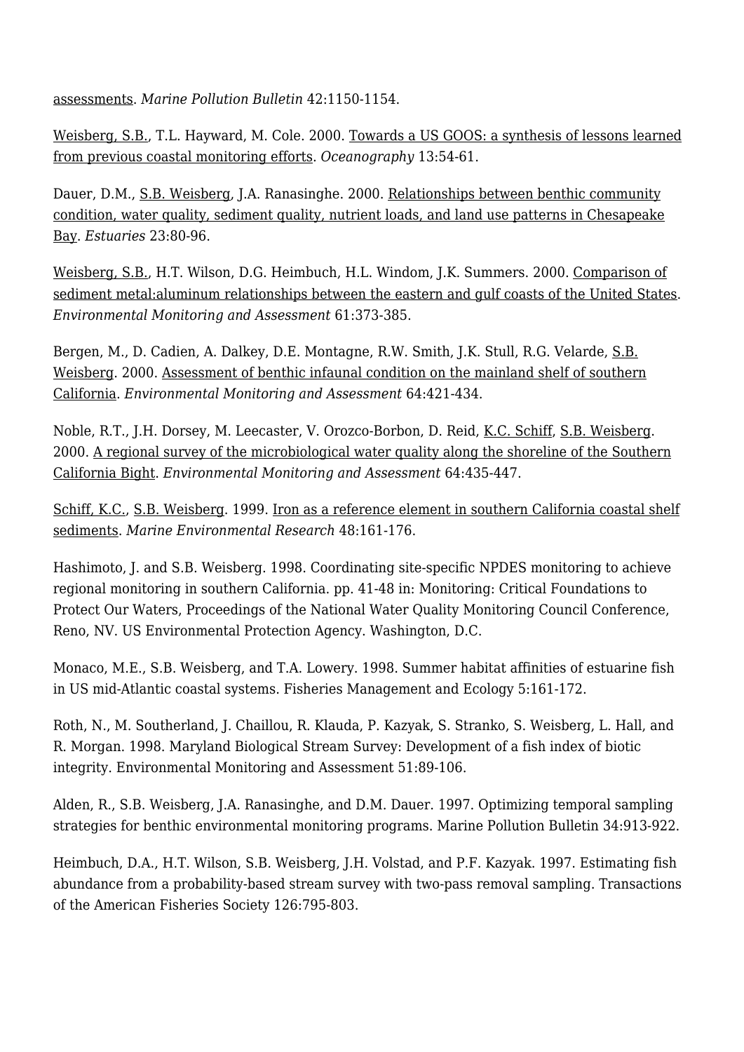assessments. *Marine Pollution Bulletin* 42:1150-1154.

Weisberg, S.B., T.L. Hayward, M. Cole. 2000. Towards a US GOOS: a synthesis of lessons learned from previous coastal monitoring efforts. *Oceanography* 13:54-61.

Dauer, D.M., S.B. Weisberg, J.A. Ranasinghe. 2000. Relationships between benthic community condition, water quality, sediment quality, nutrient loads, and land use patterns in Chesapeake Bay. *Estuaries* 23:80-96.

Weisberg, S.B., H.T. Wilson, D.G. Heimbuch, H.L. Windom, J.K. Summers. 2000. Comparison of sediment metal:aluminum relationships between the eastern and gulf coasts of the United States. *Environmental Monitoring and Assessment* 61:373-385.

Bergen, M., D. Cadien, A. Dalkey, D.E. Montagne, R.W. Smith, J.K. Stull, R.G. Velarde, S.B. Weisberg. 2000. Assessment of benthic infaunal condition on the mainland shelf of southern California. *Environmental Monitoring and Assessment* 64:421-434.

Noble, R.T., J.H. Dorsey, M. Leecaster, V. Orozco-Borbon, D. Reid, K.C. Schiff, S.B. Weisberg. 2000. A regional survey of the microbiological water quality along the shoreline of the Southern California Bight. *Environmental Monitoring and Assessment* 64:435-447.

Schiff, K.C., S.B. Weisberg. 1999. Iron as a reference element in southern California coastal shelf sediments. *Marine Environmental Research* 48:161-176.

Hashimoto, J. and S.B. Weisberg. 1998. Coordinating site-specific NPDES monitoring to achieve regional monitoring in southern California. pp. 41-48 in: Monitoring: Critical Foundations to Protect Our Waters, Proceedings of the National Water Quality Monitoring Council Conference, Reno, NV. US Environmental Protection Agency. Washington, D.C.

Monaco, M.E., S.B. Weisberg, and T.A. Lowery. 1998. Summer habitat affinities of estuarine fish in US mid-Atlantic coastal systems. Fisheries Management and Ecology 5:161-172.

Roth, N., M. Southerland, J. Chaillou, R. Klauda, P. Kazyak, S. Stranko, S. Weisberg, L. Hall, and R. Morgan. 1998. Maryland Biological Stream Survey: Development of a fish index of biotic integrity. Environmental Monitoring and Assessment 51:89-106.

Alden, R., S.B. Weisberg, J.A. Ranasinghe, and D.M. Dauer. 1997. Optimizing temporal sampling strategies for benthic environmental monitoring programs. Marine Pollution Bulletin 34:913-922.

Heimbuch, D.A., H.T. Wilson, S.B. Weisberg, J.H. Volstad, and P.F. Kazyak. 1997. Estimating fish abundance from a probability-based stream survey with two-pass removal sampling. Transactions of the American Fisheries Society 126:795-803.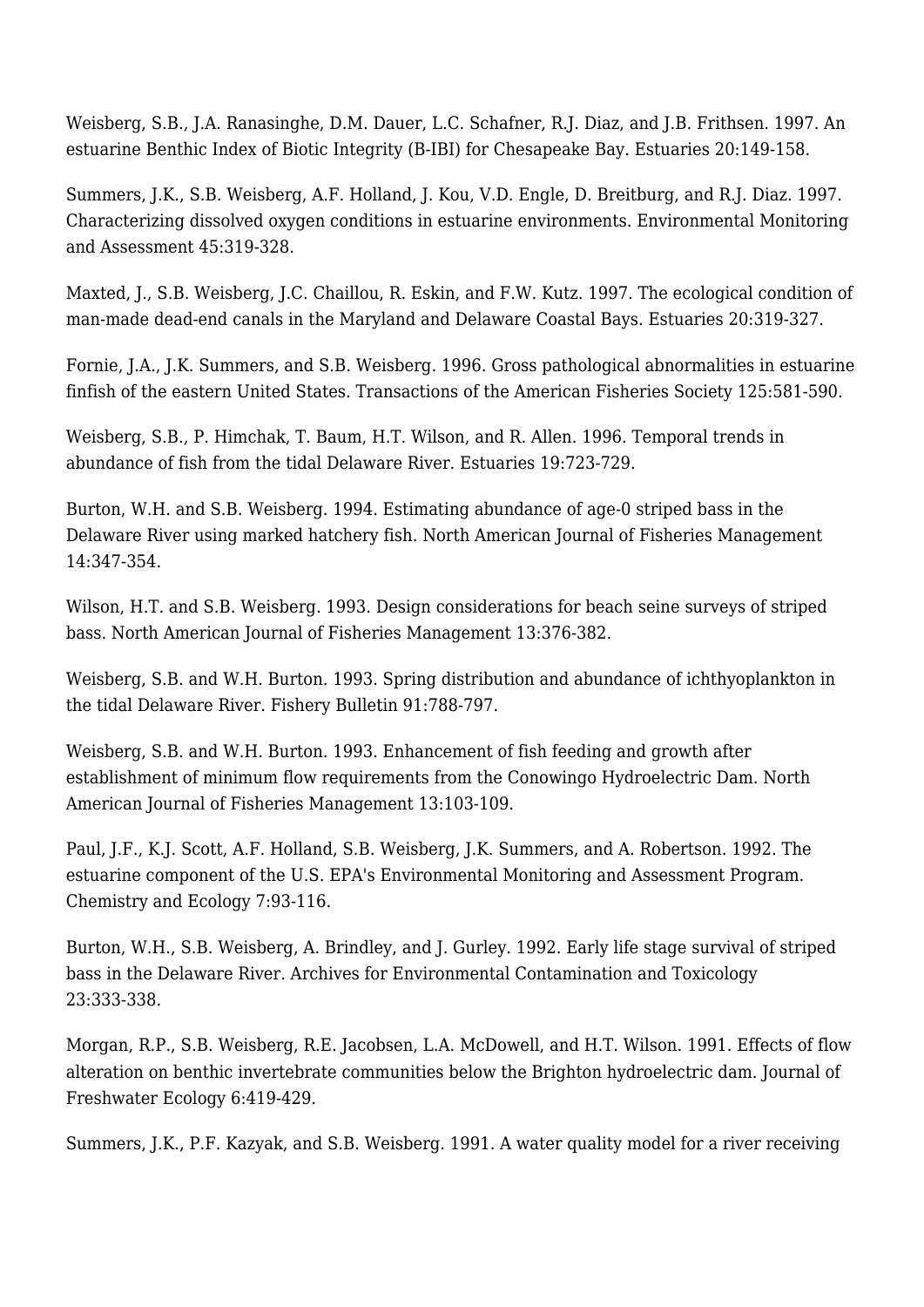Weisberg, S.B., J.A. Ranasinghe, D.M. Dauer, L.C. Schafner, R.J. Diaz, and J.B. Frithsen. 1997. An estuarine Benthic Index of Biotic Integrity (B-IBI) for Chesapeake Bay. Estuaries 20:149-158.

Summers, J.K., S.B. Weisberg, A.F. Holland, J. Kou, V.D. Engle, D. Breitburg, and R.J. Diaz. 1997. Characterizing dissolved oxygen conditions in estuarine environments. Environmental Monitoring and Assessment 45:319-328.

Maxted, J., S.B. Weisberg, J.C. Chaillou, R. Eskin, and F.W. Kutz. 1997. The ecological condition of man-made dead-end canals in the Maryland and Delaware Coastal Bays. Estuaries 20:319-327.

Fornie, J.A., J.K. Summers, and S.B. Weisberg. 1996. Gross pathological abnormalities in estuarine finfish of the eastern United States. Transactions of the American Fisheries Society 125:581-590.

Weisberg, S.B., P. Himchak, T. Baum, H.T. Wilson, and R. Allen. 1996. Temporal trends in abundance of fish from the tidal Delaware River. Estuaries 19:723-729.

Burton, W.H. and S.B. Weisberg. 1994. Estimating abundance of age-0 striped bass in the Delaware River using marked hatchery fish. North American Journal of Fisheries Management 14:347-354.

Wilson, H.T. and S.B. Weisberg. 1993. Design considerations for beach seine surveys of striped bass. North American Journal of Fisheries Management 13:376-382.

Weisberg, S.B. and W.H. Burton. 1993. Spring distribution and abundance of ichthyoplankton in the tidal Delaware River. Fishery Bulletin 91:788-797.

Weisberg, S.B. and W.H. Burton. 1993. Enhancement of fish feeding and growth after establishment of minimum flow requirements from the Conowingo Hydroelectric Dam. North American Journal of Fisheries Management 13:103-109.

Paul, J.F., K.J. Scott, A.F. Holland, S.B. Weisberg, J.K. Summers, and A. Robertson. 1992. The estuarine component of the U.S. EPA's Environmental Monitoring and Assessment Program. Chemistry and Ecology 7:93-116.

Burton, W.H., S.B. Weisberg, A. Brindley, and J. Gurley. 1992. Early life stage survival of striped bass in the Delaware River. Archives for Environmental Contamination and Toxicology 23:333-338.

Morgan, R.P., S.B. Weisberg, R.E. Jacobsen, L.A. McDowell, and H.T. Wilson. 1991. Effects of flow alteration on benthic invertebrate communities below the Brighton hydroelectric dam. Journal of Freshwater Ecology 6:419-429.

Summers, J.K., P.F. Kazyak, and S.B. Weisberg. 1991. A water quality model for a river receiving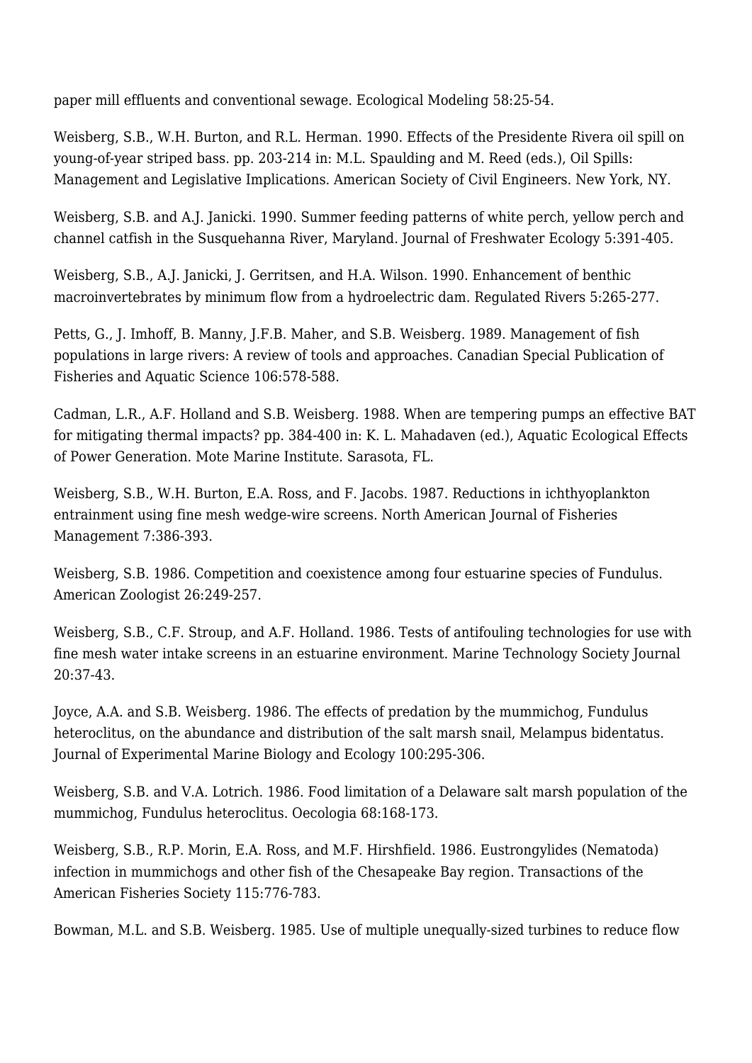paper mill effluents and conventional sewage. Ecological Modeling 58:25-54.

Weisberg, S.B., W.H. Burton, and R.L. Herman. 1990. Effects of the Presidente Rivera oil spill on young-of-year striped bass. pp. 203-214 in: M.L. Spaulding and M. Reed (eds.), Oil Spills: Management and Legislative Implications. American Society of Civil Engineers. New York, NY.

Weisberg, S.B. and A.J. Janicki. 1990. Summer feeding patterns of white perch, yellow perch and channel catfish in the Susquehanna River, Maryland. Journal of Freshwater Ecology 5:391-405.

Weisberg, S.B., A.J. Janicki, J. Gerritsen, and H.A. Wilson. 1990. Enhancement of benthic macroinvertebrates by minimum flow from a hydroelectric dam. Regulated Rivers 5:265-277.

Petts, G., J. Imhoff, B. Manny, J.F.B. Maher, and S.B. Weisberg. 1989. Management of fish populations in large rivers: A review of tools and approaches. Canadian Special Publication of Fisheries and Aquatic Science 106:578-588.

Cadman, L.R., A.F. Holland and S.B. Weisberg. 1988. When are tempering pumps an effective BAT for mitigating thermal impacts? pp. 384-400 in: K. L. Mahadaven (ed.), Aquatic Ecological Effects of Power Generation. Mote Marine Institute. Sarasota, FL.

Weisberg, S.B., W.H. Burton, E.A. Ross, and F. Jacobs. 1987. Reductions in ichthyoplankton entrainment using fine mesh wedge-wire screens. North American Journal of Fisheries Management 7:386-393.

Weisberg, S.B. 1986. Competition and coexistence among four estuarine species of Fundulus. American Zoologist 26:249-257.

Weisberg, S.B., C.F. Stroup, and A.F. Holland. 1986. Tests of antifouling technologies for use with fine mesh water intake screens in an estuarine environment. Marine Technology Society Journal 20:37-43.

Joyce, A.A. and S.B. Weisberg. 1986. The effects of predation by the mummichog, Fundulus heteroclitus, on the abundance and distribution of the salt marsh snail, Melampus bidentatus. Journal of Experimental Marine Biology and Ecology 100:295-306.

Weisberg, S.B. and V.A. Lotrich. 1986. Food limitation of a Delaware salt marsh population of the mummichog, Fundulus heteroclitus. Oecologia 68:168-173.

Weisberg, S.B., R.P. Morin, E.A. Ross, and M.F. Hirshfield. 1986. Eustrongylides (Nematoda) infection in mummichogs and other fish of the Chesapeake Bay region. Transactions of the American Fisheries Society 115:776-783.

Bowman, M.L. and S.B. Weisberg. 1985. Use of multiple unequally-sized turbines to reduce flow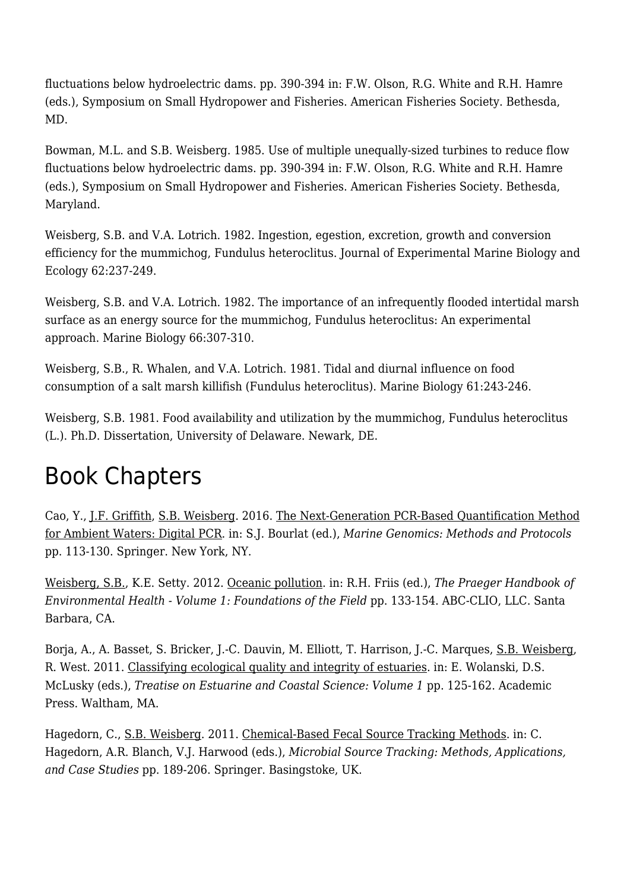fluctuations below hydroelectric dams. pp. 390-394 in: F.W. Olson, R.G. White and R.H. Hamre (eds.), Symposium on Small Hydropower and Fisheries. American Fisheries Society. Bethesda, MD.

Bowman, M.L. and S.B. Weisberg. 1985. Use of multiple unequally-sized turbines to reduce flow fluctuations below hydroelectric dams. pp. 390-394 in: F.W. Olson, R.G. White and R.H. Hamre (eds.), Symposium on Small Hydropower and Fisheries. American Fisheries Society. Bethesda, Maryland.

Weisberg, S.B. and V.A. Lotrich. 1982. Ingestion, egestion, excretion, growth and conversion efficiency for the mummichog, Fundulus heteroclitus. Journal of Experimental Marine Biology and Ecology 62:237-249.

Weisberg, S.B. and V.A. Lotrich. 1982. The importance of an infrequently flooded intertidal marsh surface as an energy source for the mummichog, Fundulus heteroclitus: An experimental approach. Marine Biology 66:307-310.

Weisberg, S.B., R. Whalen, and V.A. Lotrich. 1981. Tidal and diurnal influence on food consumption of a salt marsh killifish (Fundulus heteroclitus). Marine Biology 61:243-246.

Weisberg, S.B. 1981. Food availability and utilization by the mummichog, Fundulus heteroclitus (L.). Ph.D. Dissertation, University of Delaware. Newark, DE.

# Book Chapters

Cao, Y., J.F. Griffith, S.B. Weisberg. 2016. The Next-Generation PCR-Based Quantification Method for Ambient Waters: Digital PCR. in: S.J. Bourlat (ed.), *Marine Genomics: Methods and Protocols* pp. 113-130. Springer. New York, NY.

Weisberg, S.B., K.E. Setty. 2012. Oceanic pollution. in: R.H. Friis (ed.), *The Praeger Handbook of Environmental Health - Volume 1: Foundations of the Field* pp. 133-154. ABC-CLIO, LLC. Santa Barbara, CA.

Borja, A., A. Basset, S. Bricker, J.-C. Dauvin, M. Elliott, T. Harrison, J.-C. Marques, S.B. Weisberg, R. West. 2011. Classifying ecological quality and integrity of estuaries. in: E. Wolanski, D.S. McLusky (eds.), *Treatise on Estuarine and Coastal Science: Volume 1* pp. 125-162. Academic Press. Waltham, MA.

Hagedorn, C., S.B. Weisberg. 2011. Chemical-Based Fecal Source Tracking Methods. in: C. Hagedorn, A.R. Blanch, V.J. Harwood (eds.), *Microbial Source Tracking: Methods, Applications, and Case Studies* pp. 189-206. Springer. Basingstoke, UK.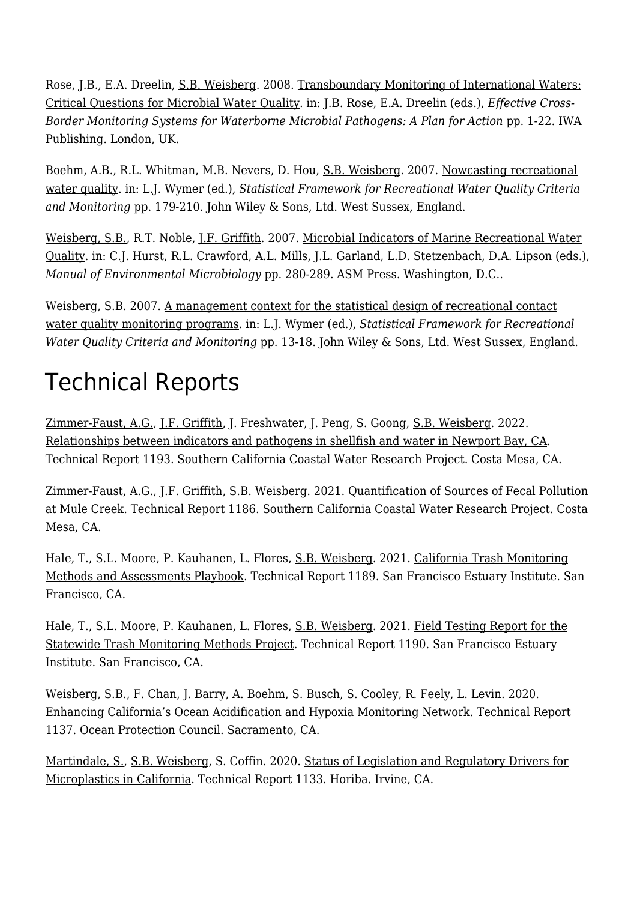Rose, J.B., E.A. Dreelin, S.B. Weisberg. 2008. Transboundary Monitoring of International Waters: Critical Questions for Microbial Water Quality. in: J.B. Rose, E.A. Dreelin (eds.), *Effective Cross-Border Monitoring Systems for Waterborne Microbial Pathogens: A Plan for Action* pp. 1-22. IWA Publishing. London, UK.

Boehm, A.B., R.L. Whitman, M.B. Nevers, D. Hou, S.B. Weisberg. 2007. Nowcasting recreational water quality. in: L.J. Wymer (ed.), *Statistical Framework for Recreational Water Quality Criteria and Monitoring* pp. 179-210. John Wiley & Sons, Ltd. West Sussex, England.

Weisberg, S.B., R.T. Noble, J.F. Griffith. 2007. Microbial Indicators of Marine Recreational Water Quality. in: C.J. Hurst, R.L. Crawford, A.L. Mills, J.L. Garland, L.D. Stetzenbach, D.A. Lipson (eds.), *Manual of Environmental Microbiology* pp. 280-289. ASM Press. Washington, D.C..

Weisberg, S.B. 2007. A management context for the statistical design of recreational contact water quality monitoring programs. in: L.J. Wymer (ed.), *Statistical Framework for Recreational Water Quality Criteria and Monitoring* pp. 13-18. John Wiley & Sons, Ltd. West Sussex, England.

# Technical Reports

Zimmer-Faust, A.G., J.F. Griffith, J. Freshwater, J. Peng, S. Goong, S.B. Weisberg. 2022. Relationships between indicators and pathogens in shellfish and water in Newport Bay, CA. Technical Report 1193. Southern California Coastal Water Research Project. Costa Mesa, CA.

Zimmer-Faust, A.G., J.F. Griffith, S.B. Weisberg. 2021. Quantification of Sources of Fecal Pollution at Mule Creek. Technical Report 1186. Southern California Coastal Water Research Project. Costa Mesa, CA.

Hale, T., S.L. Moore, P. Kauhanen, L. Flores, S.B. Weisberg. 2021. California Trash Monitoring Methods and Assessments Playbook. Technical Report 1189. San Francisco Estuary Institute. San Francisco, CA.

Hale, T., S.L. Moore, P. Kauhanen, L. Flores, S.B. Weisberg. 2021. Field Testing Report for the Statewide Trash Monitoring Methods Project. Technical Report 1190. San Francisco Estuary Institute. San Francisco, CA.

Weisberg, S.B., F. Chan, J. Barry, A. Boehm, S. Busch, S. Cooley, R. Feely, L. Levin. 2020. Enhancing California's Ocean Acidification and Hypoxia Monitoring Network. Technical Report 1137. Ocean Protection Council. Sacramento, CA.

Martindale, S., S.B. Weisberg, S. Coffin. 2020. Status of Legislation and Regulatory Drivers for Microplastics in California. Technical Report 1133. Horiba. Irvine, CA.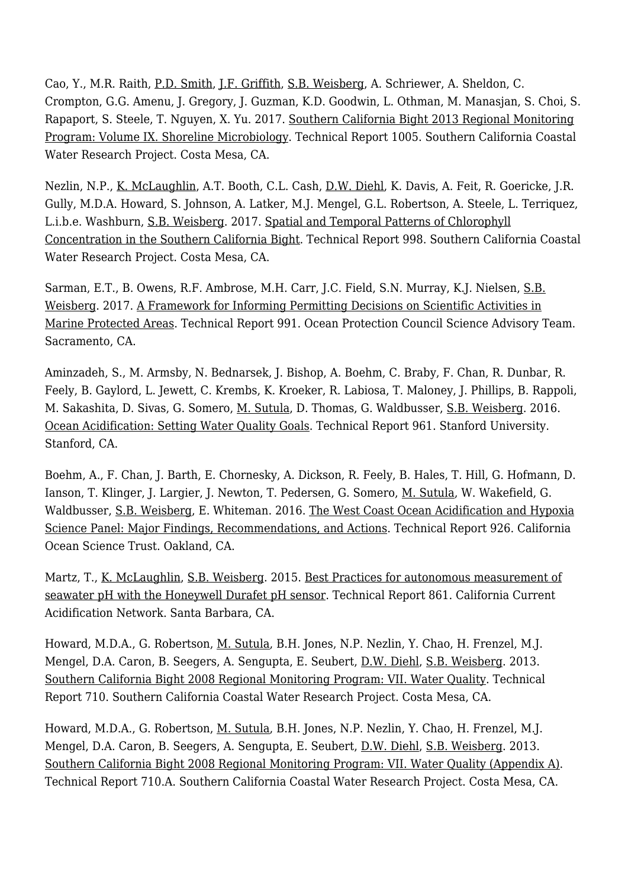Cao, Y., M.R. Raith, P.D. Smith, J.F. Griffith, S.B. Weisberg, A. Schriewer, A. Sheldon, C. Crompton, G.G. Amenu, J. Gregory, J. Guzman, K.D. Goodwin, L. Othman, M. Manasjan, S. Choi, S. Rapaport, S. Steele, T. Nguyen, X. Yu. 2017. Southern California Bight 2013 Regional Monitoring Program: Volume IX. Shoreline Microbiology. Technical Report 1005. Southern California Coastal Water Research Project. Costa Mesa, CA.

Nezlin, N.P., K. McLaughlin, A.T. Booth, C.L. Cash, D.W. Diehl, K. Davis, A. Feit, R. Goericke, J.R. Gully, M.D.A. Howard, S. Johnson, A. Latker, M.J. Mengel, G.L. Robertson, A. Steele, L. Terriquez, L.i.b.e. Washburn, S.B. Weisberg. 2017. Spatial and Temporal Patterns of Chlorophyll Concentration in the Southern California Bight. Technical Report 998. Southern California Coastal Water Research Project. Costa Mesa, CA.

Sarman, E.T., B. Owens, R.F. Ambrose, M.H. Carr, J.C. Field, S.N. Murray, K.J. Nielsen, S.B. Weisberg. 2017. A Framework for Informing Permitting Decisions on Scientific Activities in Marine Protected Areas. Technical Report 991. Ocean Protection Council Science Advisory Team. Sacramento, CA.

Aminzadeh, S., M. Armsby, N. Bednarsek, J. Bishop, A. Boehm, C. Braby, F. Chan, R. Dunbar, R. Feely, B. Gaylord, L. Jewett, C. Krembs, K. Kroeker, R. Labiosa, T. Maloney, J. Phillips, B. Rappoli, M. Sakashita, D. Sivas, G. Somero, M. Sutula, D. Thomas, G. Waldbusser, S.B. Weisberg. 2016. Ocean Acidification: Setting Water Quality Goals. Technical Report 961. Stanford University. Stanford, CA.

Boehm, A., F. Chan, J. Barth, E. Chornesky, A. Dickson, R. Feely, B. Hales, T. Hill, G. Hofmann, D. Ianson, T. Klinger, J. Largier, J. Newton, T. Pedersen, G. Somero, M. Sutula, W. Wakefield, G. Waldbusser, S.B. Weisberg, E. Whiteman. 2016. The West Coast Ocean Acidification and Hypoxia Science Panel: Major Findings, Recommendations, and Actions. Technical Report 926. California Ocean Science Trust. Oakland, CA.

Martz, T., K. McLaughlin, S.B. Weisberg. 2015. Best Practices for autonomous measurement of seawater pH with the Honeywell Durafet pH sensor. Technical Report 861. California Current Acidification Network. Santa Barbara, CA.

Howard, M.D.A., G. Robertson, M. Sutula, B.H. Jones, N.P. Nezlin, Y. Chao, H. Frenzel, M.J. Mengel, D.A. Caron, B. Seegers, A. Sengupta, E. Seubert, D.W. Diehl, S.B. Weisberg. 2013. Southern California Bight 2008 Regional Monitoring Program: VII. Water Quality. Technical Report 710. Southern California Coastal Water Research Project. Costa Mesa, CA.

Howard, M.D.A., G. Robertson, M. Sutula, B.H. Jones, N.P. Nezlin, Y. Chao, H. Frenzel, M.J. Mengel, D.A. Caron, B. Seegers, A. Sengupta, E. Seubert, D.W. Diehl, S.B. Weisberg. 2013. Southern California Bight 2008 Regional Monitoring Program: VII. Water Quality (Appendix A). Technical Report 710.A. Southern California Coastal Water Research Project. Costa Mesa, CA.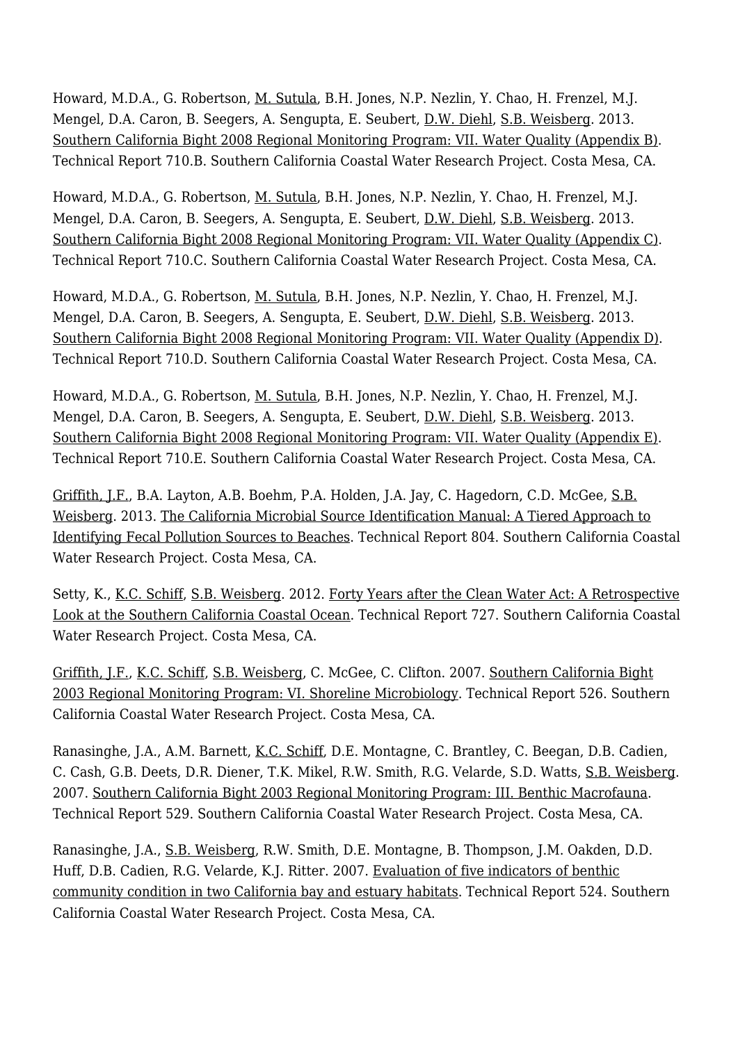Howard, M.D.A., G. Robertson, M. Sutula, B.H. Jones, N.P. Nezlin, Y. Chao, H. Frenzel, M.J. Mengel, D.A. Caron, B. Seegers, A. Sengupta, E. Seubert, D.W. Diehl, S.B. Weisberg. 2013. Southern California Bight 2008 Regional Monitoring Program: VII. Water Quality (Appendix B). Technical Report 710.B. Southern California Coastal Water Research Project. Costa Mesa, CA.

Howard, M.D.A., G. Robertson, M. Sutula, B.H. Jones, N.P. Nezlin, Y. Chao, H. Frenzel, M.J. Mengel, D.A. Caron, B. Seegers, A. Sengupta, E. Seubert, D.W. Diehl, S.B. Weisberg. 2013. Southern California Bight 2008 Regional Monitoring Program: VII. Water Quality (Appendix C). Technical Report 710.C. Southern California Coastal Water Research Project. Costa Mesa, CA.

Howard, M.D.A., G. Robertson, M. Sutula, B.H. Jones, N.P. Nezlin, Y. Chao, H. Frenzel, M.J. Mengel, D.A. Caron, B. Seegers, A. Sengupta, E. Seubert, D.W. Diehl, S.B. Weisberg. 2013. Southern California Bight 2008 Regional Monitoring Program: VII. Water Quality (Appendix D). Technical Report 710.D. Southern California Coastal Water Research Project. Costa Mesa, CA.

Howard, M.D.A., G. Robertson, M. Sutula, B.H. Jones, N.P. Nezlin, Y. Chao, H. Frenzel, M.J. Mengel, D.A. Caron, B. Seegers, A. Sengupta, E. Seubert, D.W. Diehl, S.B. Weisberg. 2013. Southern California Bight 2008 Regional Monitoring Program: VII. Water Quality (Appendix E). Technical Report 710.E. Southern California Coastal Water Research Project. Costa Mesa, CA.

Griffith, J.F., B.A. Layton, A.B. Boehm, P.A. Holden, J.A. Jay, C. Hagedorn, C.D. McGee, S.B. Weisberg. 2013. The California Microbial Source Identification Manual: A Tiered Approach to Identifying Fecal Pollution Sources to Beaches. Technical Report 804. Southern California Coastal Water Research Project. Costa Mesa, CA.

Setty, K., K.C. Schiff, S.B. Weisberg. 2012. Forty Years after the Clean Water Act: A Retrospective Look at the Southern California Coastal Ocean. Technical Report 727. Southern California Coastal Water Research Project. Costa Mesa, CA.

Griffith, J.F., K.C. Schiff, S.B. Weisberg, C. McGee, C. Clifton. 2007. Southern California Bight 2003 Regional Monitoring Program: VI. Shoreline Microbiology. Technical Report 526. Southern California Coastal Water Research Project. Costa Mesa, CA.

Ranasinghe, J.A., A.M. Barnett, K.C. Schiff, D.E. Montagne, C. Brantley, C. Beegan, D.B. Cadien, C. Cash, G.B. Deets, D.R. Diener, T.K. Mikel, R.W. Smith, R.G. Velarde, S.D. Watts, S.B. Weisberg. 2007. Southern California Bight 2003 Regional Monitoring Program: III. Benthic Macrofauna. Technical Report 529. Southern California Coastal Water Research Project. Costa Mesa, CA.

Ranasinghe, J.A., S.B. Weisberg, R.W. Smith, D.E. Montagne, B. Thompson, J.M. Oakden, D.D. Huff, D.B. Cadien, R.G. Velarde, K.J. Ritter. 2007. Evaluation of five indicators of benthic community condition in two California bay and estuary habitats. Technical Report 524. Southern California Coastal Water Research Project. Costa Mesa, CA.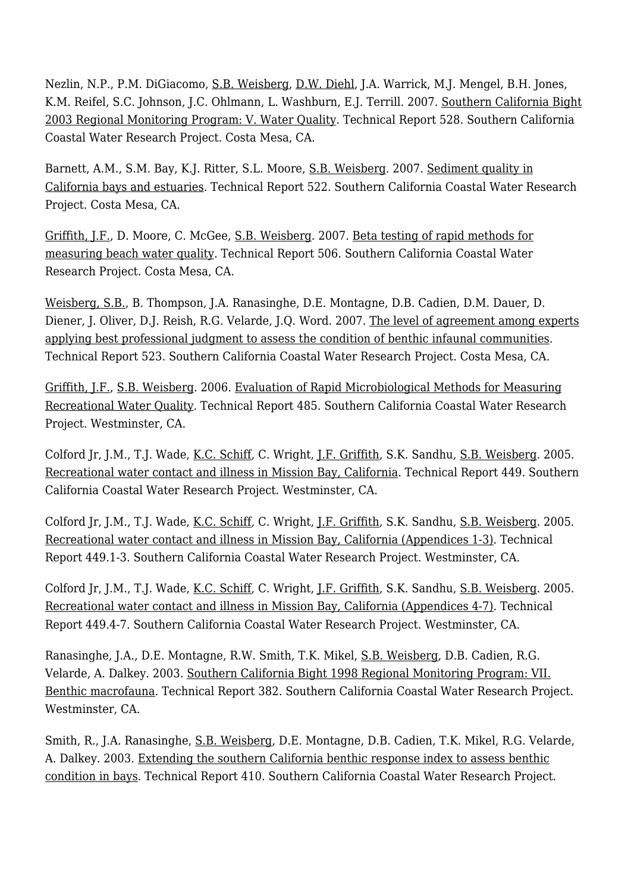Nezlin, N.P., P.M. DiGiacomo, S.B. Weisberg, D.W. Diehl, J.A. Warrick, M.J. Mengel, B.H. Jones, K.M. Reifel, S.C. Johnson, J.C. Ohlmann, L. Washburn, E.J. Terrill. 2007. Southern California Bight 2003 Regional Monitoring Program: V. Water Quality. Technical Report 528. Southern California Coastal Water Research Project. Costa Mesa, CA.

Barnett, A.M., S.M. Bay, K.J. Ritter, S.L. Moore, S.B. Weisberg. 2007. Sediment quality in California bays and estuaries. Technical Report 522. Southern California Coastal Water Research Project. Costa Mesa, CA.

Griffith, J.F., D. Moore, C. McGee, S.B. Weisberg. 2007. Beta testing of rapid methods for measuring beach water quality. Technical Report 506. Southern California Coastal Water Research Project. Costa Mesa, CA.

Weisberg, S.B., B. Thompson, J.A. Ranasinghe, D.E. Montagne, D.B. Cadien, D.M. Dauer, D. Diener, J. Oliver, D.J. Reish, R.G. Velarde, J.Q. Word. 2007. The level of agreement among experts applying best professional judgment to assess the condition of benthic infaunal communities. Technical Report 523. Southern California Coastal Water Research Project. Costa Mesa, CA.

Griffith, J.F., S.B. Weisberg. 2006. Evaluation of Rapid Microbiological Methods for Measuring Recreational Water Quality. Technical Report 485. Southern California Coastal Water Research Project. Westminster, CA.

Colford Jr, J.M., T.J. Wade, K.C. Schiff, C. Wright, J.F. Griffith, S.K. Sandhu, S.B. Weisberg. 2005. Recreational water contact and illness in Mission Bay, California. Technical Report 449. Southern California Coastal Water Research Project. Westminster, CA.

Colford Jr, J.M., T.J. Wade, K.C. Schiff, C. Wright, J.F. Griffith, S.K. Sandhu, S.B. Weisberg. 2005. Recreational water contact and illness in Mission Bay, California (Appendices 1-3). Technical Report 449.1-3. Southern California Coastal Water Research Project. Westminster, CA.

Colford Jr, J.M., T.J. Wade, K.C. Schiff, C. Wright, J.F. Griffith, S.K. Sandhu, S.B. Weisberg. 2005. Recreational water contact and illness in Mission Bay, California (Appendices 4-7). Technical Report 449.4-7. Southern California Coastal Water Research Project. Westminster, CA.

Ranasinghe, J.A., D.E. Montagne, R.W. Smith, T.K. Mikel, S.B. Weisberg, D.B. Cadien, R.G. Velarde, A. Dalkey. 2003. Southern California Bight 1998 Regional Monitoring Program: VII. Benthic macrofauna. Technical Report 382. Southern California Coastal Water Research Project. Westminster, CA.

Smith, R., J.A. Ranasinghe, S.B. Weisberg, D.E. Montagne, D.B. Cadien, T.K. Mikel, R.G. Velarde, A. Dalkey. 2003. Extending the southern California benthic response index to assess benthic condition in bays. Technical Report 410. Southern California Coastal Water Research Project.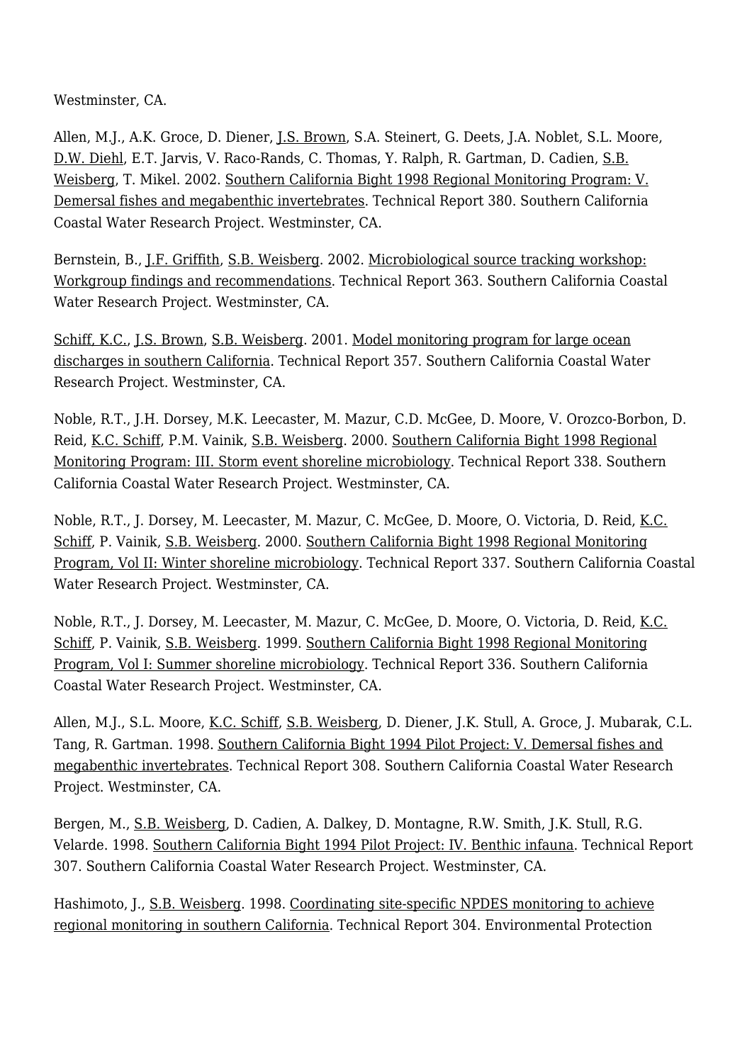Westminster, CA.

Allen, M.J., A.K. Groce, D. Diener, J.S. Brown, S.A. Steinert, G. Deets, J.A. Noblet, S.L. Moore, D.W. Diehl, E.T. Jarvis, V. Raco-Rands, C. Thomas, Y. Ralph, R. Gartman, D. Cadien, S.B. Weisberg, T. Mikel. 2002. Southern California Bight 1998 Regional Monitoring Program: V. Demersal fishes and megabenthic invertebrates. Technical Report 380. Southern California Coastal Water Research Project. Westminster, CA.

Bernstein, B., J.F. Griffith, S.B. Weisberg. 2002. Microbiological source tracking workshop: Workgroup findings and recommendations. Technical Report 363. Southern California Coastal Water Research Project. Westminster, CA.

Schiff, K.C., J.S. Brown, S.B. Weisberg. 2001. Model monitoring program for large ocean discharges in southern California. Technical Report 357. Southern California Coastal Water Research Project. Westminster, CA.

Noble, R.T., J.H. Dorsey, M.K. Leecaster, M. Mazur, C.D. McGee, D. Moore, V. Orozco-Borbon, D. Reid, K.C. Schiff, P.M. Vainik, S.B. Weisberg. 2000. Southern California Bight 1998 Regional Monitoring Program: III. Storm event shoreline microbiology. Technical Report 338. Southern California Coastal Water Research Project. Westminster, CA.

Noble, R.T., J. Dorsey, M. Leecaster, M. Mazur, C. McGee, D. Moore, O. Victoria, D. Reid, K.C. Schiff, P. Vainik, S.B. Weisberg. 2000. Southern California Bight 1998 Regional Monitoring Program, Vol II: Winter shoreline microbiology. Technical Report 337. Southern California Coastal Water Research Project. Westminster, CA.

Noble, R.T., J. Dorsey, M. Leecaster, M. Mazur, C. McGee, D. Moore, O. Victoria, D. Reid, K.C. Schiff, P. Vainik, S.B. Weisberg. 1999. Southern California Bight 1998 Regional Monitoring Program, Vol I: Summer shoreline microbiology. Technical Report 336. Southern California Coastal Water Research Project. Westminster, CA.

Allen, M.J., S.L. Moore, K.C. Schiff, S.B. Weisberg, D. Diener, J.K. Stull, A. Groce, J. Mubarak, C.L. Tang, R. Gartman. 1998. Southern California Bight 1994 Pilot Project: V. Demersal fishes and megabenthic invertebrates. Technical Report 308. Southern California Coastal Water Research Project. Westminster, CA.

Bergen, M., S.B. Weisberg, D. Cadien, A. Dalkey, D. Montagne, R.W. Smith, J.K. Stull, R.G. Velarde. 1998. Southern California Bight 1994 Pilot Project: IV. Benthic infauna. Technical Report 307. Southern California Coastal Water Research Project. Westminster, CA.

Hashimoto, J., S.B. Weisberg. 1998. Coordinating site-specific NPDES monitoring to achieve regional monitoring in southern California. Technical Report 304. Environmental Protection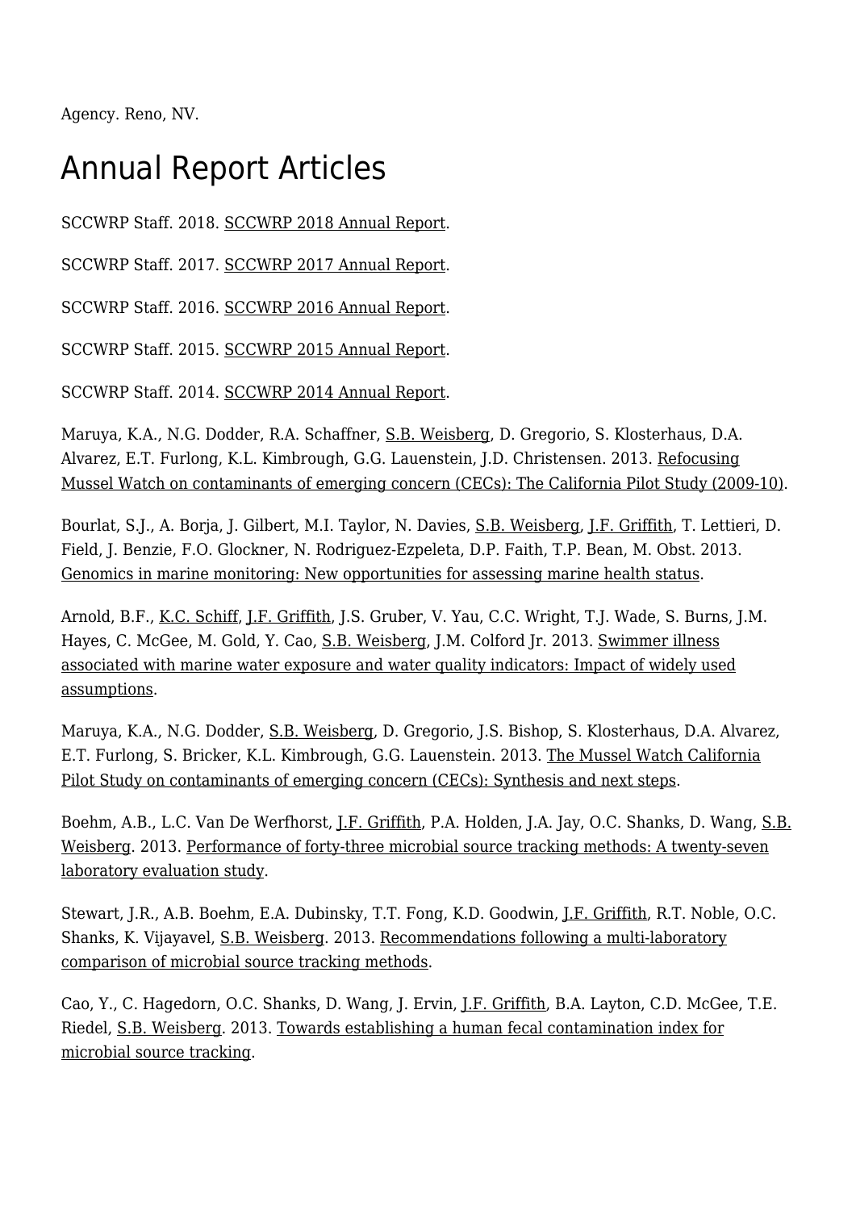Agency. Reno, NV.

# Annual Report Articles

SCCWRP Staff. 2018. SCCWRP 2018 Annual Report.

SCCWRP Staff. 2017. SCCWRP 2017 Annual Report.

SCCWRP Staff. 2016. SCCWRP 2016 Annual Report.

SCCWRP Staff. 2015. SCCWRP 2015 Annual Report.

SCCWRP Staff. 2014. SCCWRP 2014 Annual Report.

Maruya, K.A., N.G. Dodder, R.A. Schaffner, S.B. Weisberg, D. Gregorio, S. Klosterhaus, D.A. Alvarez, E.T. Furlong, K.L. Kimbrough, G.G. Lauenstein, J.D. Christensen. 2013. Refocusing Mussel Watch on contaminants of emerging concern (CECs): The California Pilot Study (2009-10).

Bourlat, S.J., A. Borja, J. Gilbert, M.I. Taylor, N. Davies, S.B. Weisberg, J.F. Griffith, T. Lettieri, D. Field, J. Benzie, F.O. Glockner, N. Rodriguez-Ezpeleta, D.P. Faith, T.P. Bean, M. Obst. 2013. Genomics in marine monitoring: New opportunities for assessing marine health status.

Arnold, B.F., K.C. Schiff, J.F. Griffith, J.S. Gruber, V. Yau, C.C. Wright, T.J. Wade, S. Burns, J.M. Hayes, C. McGee, M. Gold, Y. Cao, S.B. Weisberg, J.M. Colford Jr. 2013. Swimmer illness associated with marine water exposure and water quality indicators: Impact of widely used assumptions.

Maruya, K.A., N.G. Dodder, S.B. Weisberg, D. Gregorio, J.S. Bishop, S. Klosterhaus, D.A. Alvarez, E.T. Furlong, S. Bricker, K.L. Kimbrough, G.G. Lauenstein. 2013. The Mussel Watch California Pilot Study on contaminants of emerging concern (CECs): Synthesis and next steps.

Boehm, A.B., L.C. Van De Werfhorst, J.F. Griffith, P.A. Holden, J.A. Jay, O.C. Shanks, D. Wang, S.B. Weisberg. 2013. Performance of forty-three microbial source tracking methods: A twenty-seven laboratory evaluation study.

Stewart, J.R., A.B. Boehm, E.A. Dubinsky, T.T. Fong, K.D. Goodwin, J.F. Griffith, R.T. Noble, O.C. Shanks, K. Vijayavel, S.B. Weisberg. 2013. Recommendations following a multi-laboratory comparison of microbial source tracking methods.

Cao, Y., C. Hagedorn, O.C. Shanks, D. Wang, J. Ervin, J.F. Griffith, B.A. Layton, C.D. McGee, T.E. Riedel, S.B. Weisberg. 2013. Towards establishing a human fecal contamination index for microbial source tracking.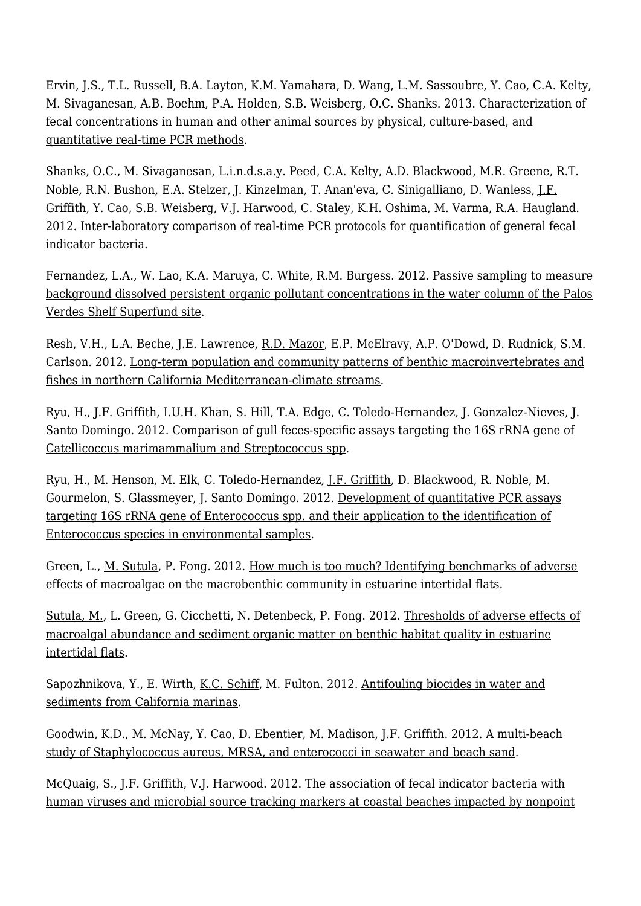Ervin, J.S., T.L. Russell, B.A. Layton, K.M. Yamahara, D. Wang, L.M. Sassoubre, Y. Cao, C.A. Kelty, M. Sivaganesan, A.B. Boehm, P.A. Holden, S.B. Weisberg, O.C. Shanks. 2013. Characterization of fecal concentrations in human and other animal sources by physical, culture-based, and quantitative real-time PCR methods.

Shanks, O.C., M. Sivaganesan, L.i.n.d.s.a.y. Peed, C.A. Kelty, A.D. Blackwood, M.R. Greene, R.T. Noble, R.N. Bushon, E.A. Stelzer, J. Kinzelman, T. Anan'eva, C. Sinigalliano, D. Wanless, J.F. Griffith, Y. Cao, S.B. Weisberg, V.J. Harwood, C. Staley, K.H. Oshima, M. Varma, R.A. Haugland. 2012. Inter-laboratory comparison of real-time PCR protocols for quantification of general fecal indicator bacteria.

Fernandez, L.A., W. Lao, K.A. Maruya, C. White, R.M. Burgess. 2012. Passive sampling to measure background dissolved persistent organic pollutant concentrations in the water column of the Palos Verdes Shelf Superfund site.

Resh, V.H., L.A. Beche, J.E. Lawrence, R.D. Mazor, E.P. McElravy, A.P. O'Dowd, D. Rudnick, S.M. Carlson. 2012. Long-term population and community patterns of benthic macroinvertebrates and fishes in northern California Mediterranean-climate streams.

Ryu, H., J.F. Griffith, I.U.H. Khan, S. Hill, T.A. Edge, C. Toledo-Hernandez, J. Gonzalez-Nieves, J. Santo Domingo. 2012. Comparison of gull feces-specific assays targeting the 16S rRNA gene of Catellicoccus marimammalium and Streptococcus spp.

Ryu, H., M. Henson, M. Elk, C. Toledo-Hernandez, J.F. Griffith, D. Blackwood, R. Noble, M. Gourmelon, S. Glassmeyer, J. Santo Domingo. 2012. Development of quantitative PCR assays targeting 16S rRNA gene of Enterococcus spp. and their application to the identification of Enterococcus species in environmental samples.

Green, L., M. Sutula, P. Fong. 2012. How much is too much? Identifying benchmarks of adverse effects of macroalgae on the macrobenthic community in estuarine intertidal flats.

Sutula, M., L. Green, G. Cicchetti, N. Detenbeck, P. Fong. 2012. Thresholds of adverse effects of macroalgal abundance and sediment organic matter on benthic habitat quality in estuarine intertidal flats.

Sapozhnikova, Y., E. Wirth, K.C. Schiff, M. Fulton. 2012. Antifouling biocides in water and sediments from California marinas.

Goodwin, K.D., M. McNay, Y. Cao, D. Ebentier, M. Madison, J.F. Griffith. 2012. A multi-beach study of Staphylococcus aureus, MRSA, and enterococci in seawater and beach sand.

McQuaig, S., J.F. Griffith, V.J. Harwood. 2012. The association of fecal indicator bacteria with human viruses and microbial source tracking markers at coastal beaches impacted by nonpoint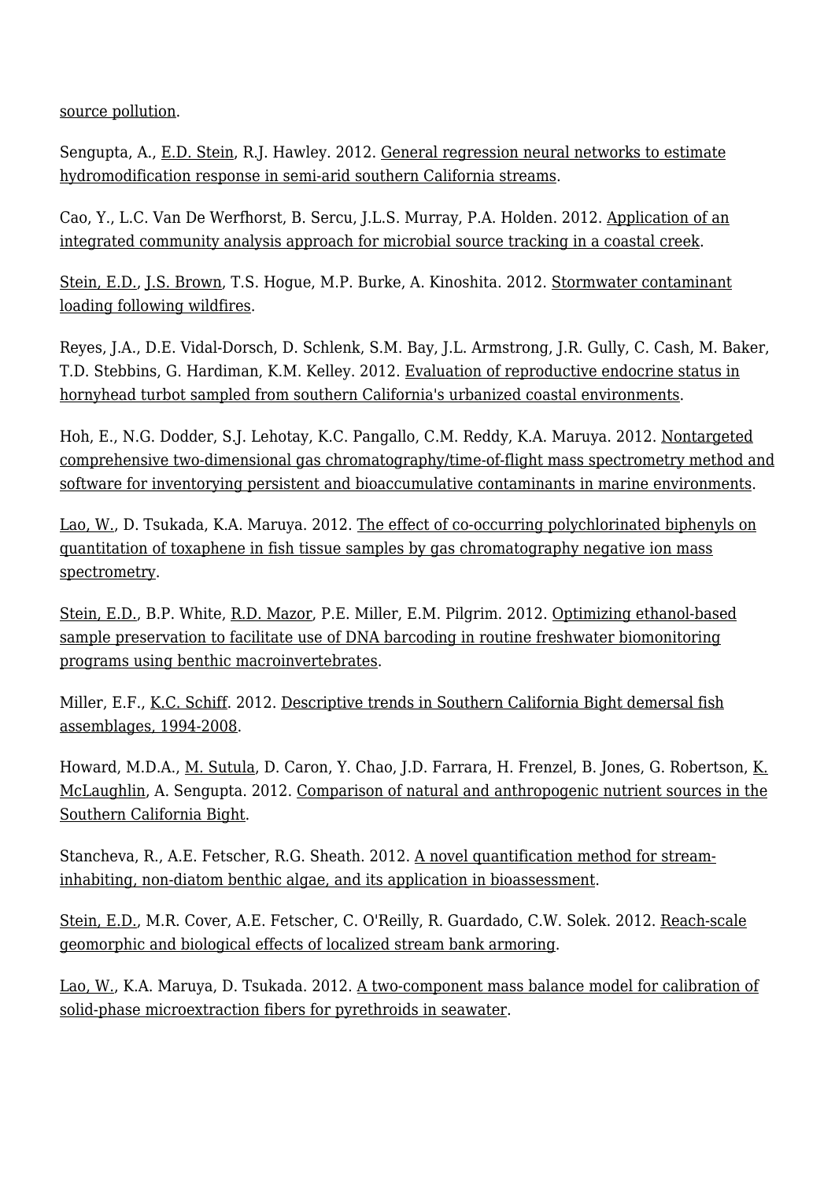source pollution.

Sengupta, A., E.D. Stein, R.J. Hawley. 2012. General regression neural networks to estimate hydromodification response in semi-arid southern California streams.

Cao, Y., L.C. Van De Werfhorst, B. Sercu, J.L.S. Murray, P.A. Holden. 2012. Application of an integrated community analysis approach for microbial source tracking in a coastal creek.

Stein, E.D., J.S. Brown, T.S. Hogue, M.P. Burke, A. Kinoshita. 2012. Stormwater contaminant loading following wildfires.

Reyes, J.A., D.E. Vidal-Dorsch, D. Schlenk, S.M. Bay, J.L. Armstrong, J.R. Gully, C. Cash, M. Baker, T.D. Stebbins, G. Hardiman, K.M. Kelley. 2012. Evaluation of reproductive endocrine status in hornyhead turbot sampled from southern California's urbanized coastal environments.

Hoh, E., N.G. Dodder, S.J. Lehotay, K.C. Pangallo, C.M. Reddy, K.A. Maruya. 2012. Nontargeted comprehensive two-dimensional gas chromatography/time-of-flight mass spectrometry method and software for inventorying persistent and bioaccumulative contaminants in marine environments.

Lao, W., D. Tsukada, K.A. Maruya. 2012. The effect of co-occurring polychlorinated biphenyls on quantitation of toxaphene in fish tissue samples by gas chromatography negative ion mass spectrometry.

Stein, E.D., B.P. White, R.D. Mazor, P.E. Miller, E.M. Pilgrim. 2012. Optimizing ethanol-based sample preservation to facilitate use of DNA barcoding in routine freshwater biomonitoring programs using benthic macroinvertebrates.

Miller, E.F., K.C. Schiff. 2012. Descriptive trends in Southern California Bight demersal fish assemblages, 1994-2008.

Howard, M.D.A., M. Sutula, D. Caron, Y. Chao, J.D. Farrara, H. Frenzel, B. Jones, G. Robertson, K. McLaughlin, A. Sengupta. 2012. Comparison of natural and anthropogenic nutrient sources in the Southern California Bight.

Stancheva, R., A.E. Fetscher, R.G. Sheath. 2012. A novel quantification method for stream-inhabiting, non-diatom benthic algae, and its application in bioassessment.

Stein, E.D., M.R. Cover, A.E. Fetscher, C. O'Reilly, R. Guardado, C.W. Solek. 2012. Reach-scale geomorphic and biological effects of localized stream bank armoring.

Lao, W., K.A. Maruya, D. Tsukada. 2012. A two-component mass balance model for calibration of solid-phase microextraction fibers for pyrethroids in seawater.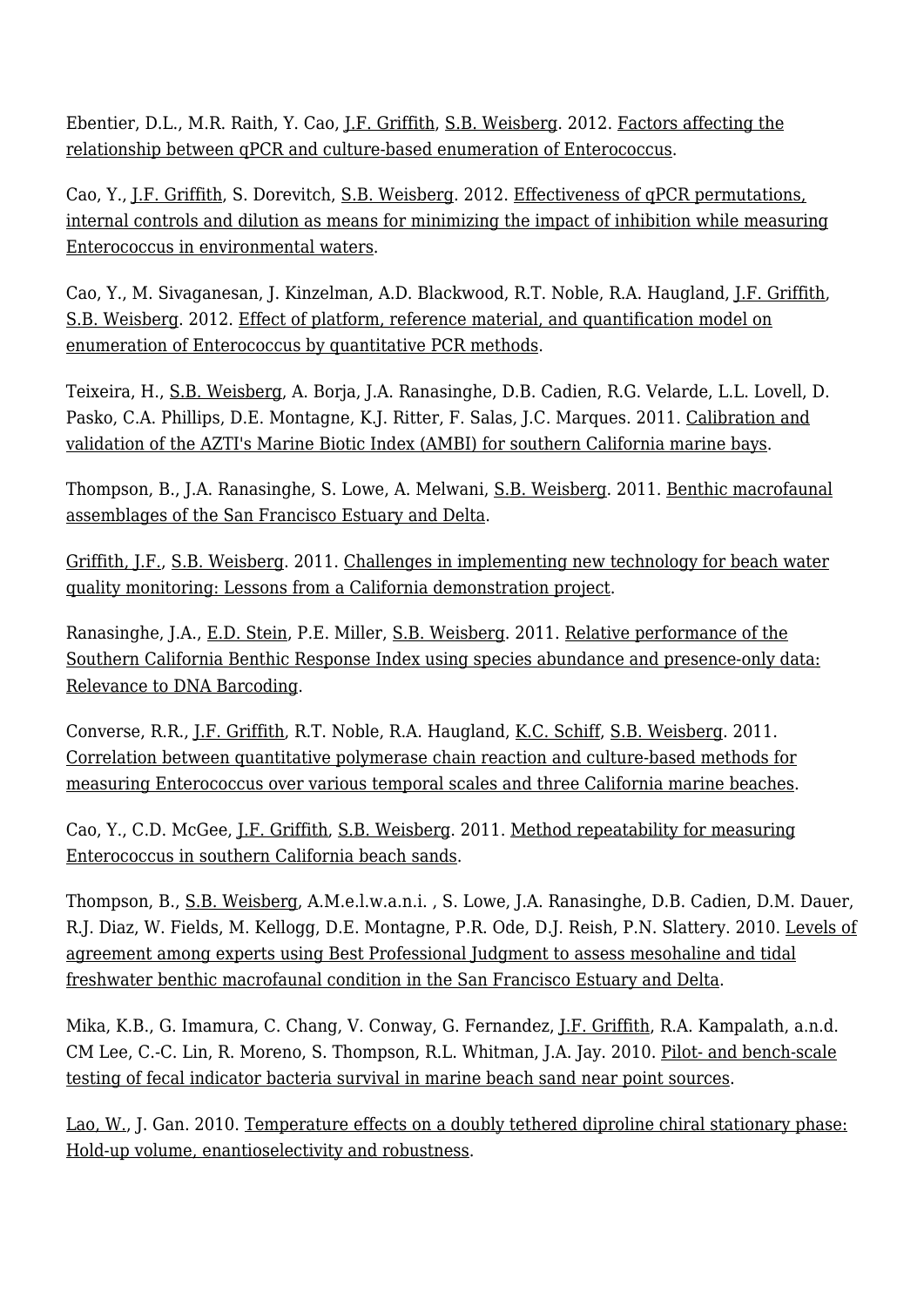Ebentier, D.L., M.R. Raith, Y. Cao, J.F. Griffith, S.B. Weisberg. 2012. Factors affecting the relationship between qPCR and culture-based enumeration of Enterococcus.

Cao, Y., J.F. Griffith, S. Dorevitch, S.B. Weisberg. 2012. Effectiveness of qPCR permutations, internal controls and dilution as means for minimizing the impact of inhibition while measuring Enterococcus in environmental waters.

Cao, Y., M. Sivaganesan, J. Kinzelman, A.D. Blackwood, R.T. Noble, R.A. Haugland, J.F. Griffith, S.B. Weisberg. 2012. Effect of platform, reference material, and quantification model on enumeration of Enterococcus by quantitative PCR methods.

Teixeira, H., S.B. Weisberg, A. Borja, J.A. Ranasinghe, D.B. Cadien, R.G. Velarde, L.L. Lovell, D. Pasko, C.A. Phillips, D.E. Montagne, K.J. Ritter, F. Salas, J.C. Marques. 2011. Calibration and validation of the AZTI's Marine Biotic Index (AMBI) for southern California marine bays.

Thompson, B., J.A. Ranasinghe, S. Lowe, A. Melwani, S.B. Weisberg. 2011. Benthic macrofaunal assemblages of the San Francisco Estuary and Delta.

Griffith, J.F., S.B. Weisberg. 2011. Challenges in implementing new technology for beach water quality monitoring: Lessons from a California demonstration project.

Ranasinghe, J.A., E.D. Stein, P.E. Miller, S.B. Weisberg. 2011. Relative performance of the Southern California Benthic Response Index using species abundance and presence-only data: Relevance to DNA Barcoding.

Converse, R.R., J.F. Griffith, R.T. Noble, R.A. Haugland, K.C. Schiff, S.B. Weisberg. 2011. Correlation between quantitative polymerase chain reaction and culture-based methods for measuring Enterococcus over various temporal scales and three California marine beaches.

Cao, Y., C.D. McGee, J.F. Griffith, S.B. Weisberg. 2011. Method repeatability for measuring Enterococcus in southern California beach sands.

Thompson, B., S.B. Weisberg, A.M.e.l.w.a.n.i. , S. Lowe, J.A. Ranasinghe, D.B. Cadien, D.M. Dauer, R.J. Diaz, W. Fields, M. Kellogg, D.E. Montagne, S.P. Ode, D.J. Reish, P.N. Slattery. 2010. Levels of agreement among experts using Best Professional Judgment to assess mesohaline and tidal freshwater benthic macrofaunal condition in the San Francisco Estuary and Delta.

Mika, K.B., G. Imamura, C. Chang, V. Conway, G. Fernandez, J.F. Griffith, R.A. Kampalath, a.n.d. CM Lee, C.-C. Lin, R. Moreno, S. Thompson, R.L. Whitman, J.A. Jay. 2010. Pilot- and bench-scale testing of fecal indicator bacteria survival in marine beach sand near point sources.

Lao, W., J. Gan. 2010. Temperature effects on a doubly tethered diproline chiral stationary phase: Hold-up volume, enantioselectivity and robustness.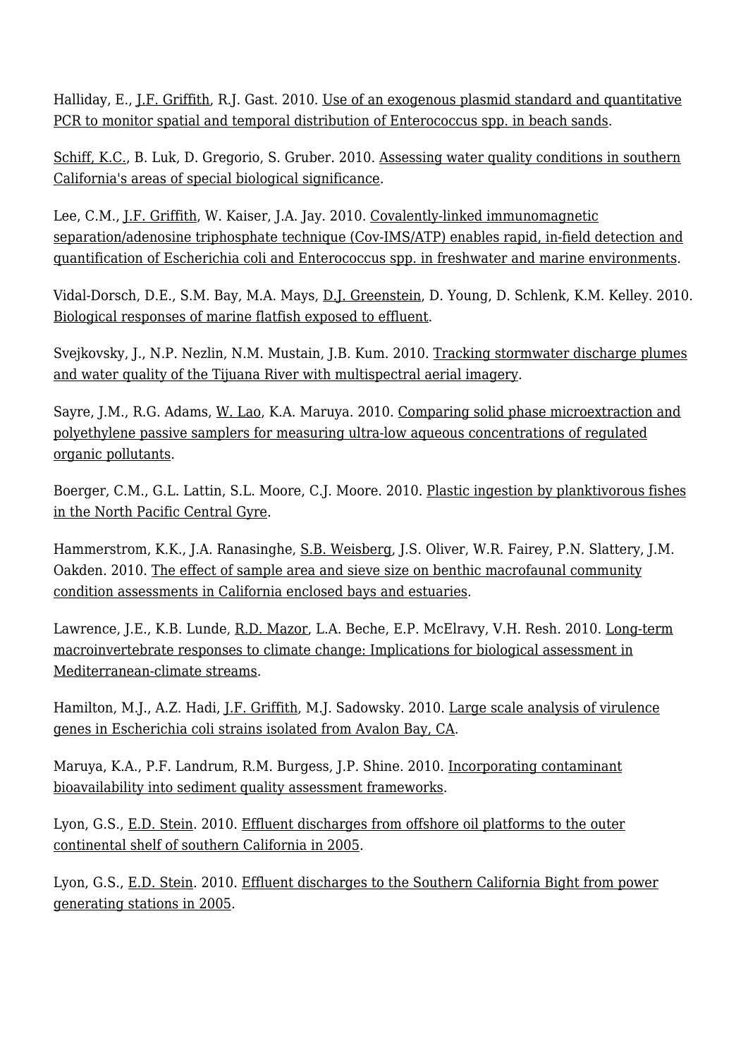Halliday, E., J.F. Griffith, R.J. Gast. 2010. Use of an exogenous plasmid standard and quantitative PCR to monitor spatial and temporal distribution of Enterococcus spp. in beach sands.

Schiff, K.C., B. Luk, D. Gregorio, S. Gruber. 2010. Assessing water quality conditions in southern California's areas of special biological significance.

Lee, C.M., J.F. Griffith, W. Kaiser, J.A. Jay. 2010. Covalently-linked immunomagnetic separation/adenosine triphosphate technique (Cov-IMS/ATP) enables rapid, in-field detection and quantification of Escherichia coli and Enterococcus spp. in freshwater and marine environments.

Vidal-Dorsch, D.E., S.M. Bay, M.A. Mays, D.J. Greenstein, D. Young, D. Schlenk, K.M. Kelley. 2010. Biological responses of marine flatfish exposed to effluent.

Svejkovsky, J., N.P. Nezlin, N.M. Mustain, J.B. Kum. 2010. Tracking stormwater discharge plumes and water quality of the Tijuana River with multispectral aerial imagery.

Sayre, J.M., R.G. Adams, W. Lao, K.A. Maruya. 2010. Comparing solid phase microextraction and polyethylene passive samplers for measuring ultra-low aqueous concentrations of regulated organic pollutants.

Boerger, C.M., G.L. Lattin, S.L. Moore, C.J. Moore. 2010. Plastic ingestion by planktivorous fishes in the North Pacific Central Gyre.

Hammerstrom, K.K., J.A. Ranasinghe, S.B. Weisberg, J.S. Oliver, W.R. Fairey, P.N. Slattery, J.M. Oakden. 2010. The effect of sample area and sieve size on benthic macrofaunal community condition assessments in California enclosed bays and estuaries.

Lawrence, J.E., K.B. Lunde, R.D. Mazor, L.A. Beche, E.P. McElravy, V.H. Resh. 2010. Long-term macroinvertebrate responses to climate change: Implications for biological assessment in Mediterranean-climate streams.

Hamilton, M.J., A.Z. Hadi, J.F. Griffith, M.J. Sadowsky. 2010. Large scale analysis of virulence genes in Escherichia coli strains isolated from Avalon Bay, CA.

Maruya, K.A., P.F. Landrum, R.M. Burgess, J.P. Shine. 2010. Incorporating contaminant bioavailability into sediment quality assessment frameworks.

Lyon, G.S., E.D. Stein. 2010. Effluent discharges from offshore oil platforms to the outer continental shelf of southern California in 2005.

Lyon, G.S., E.D. Stein. 2010. Effluent discharges to the Southern California Bight from power generating stations in 2005.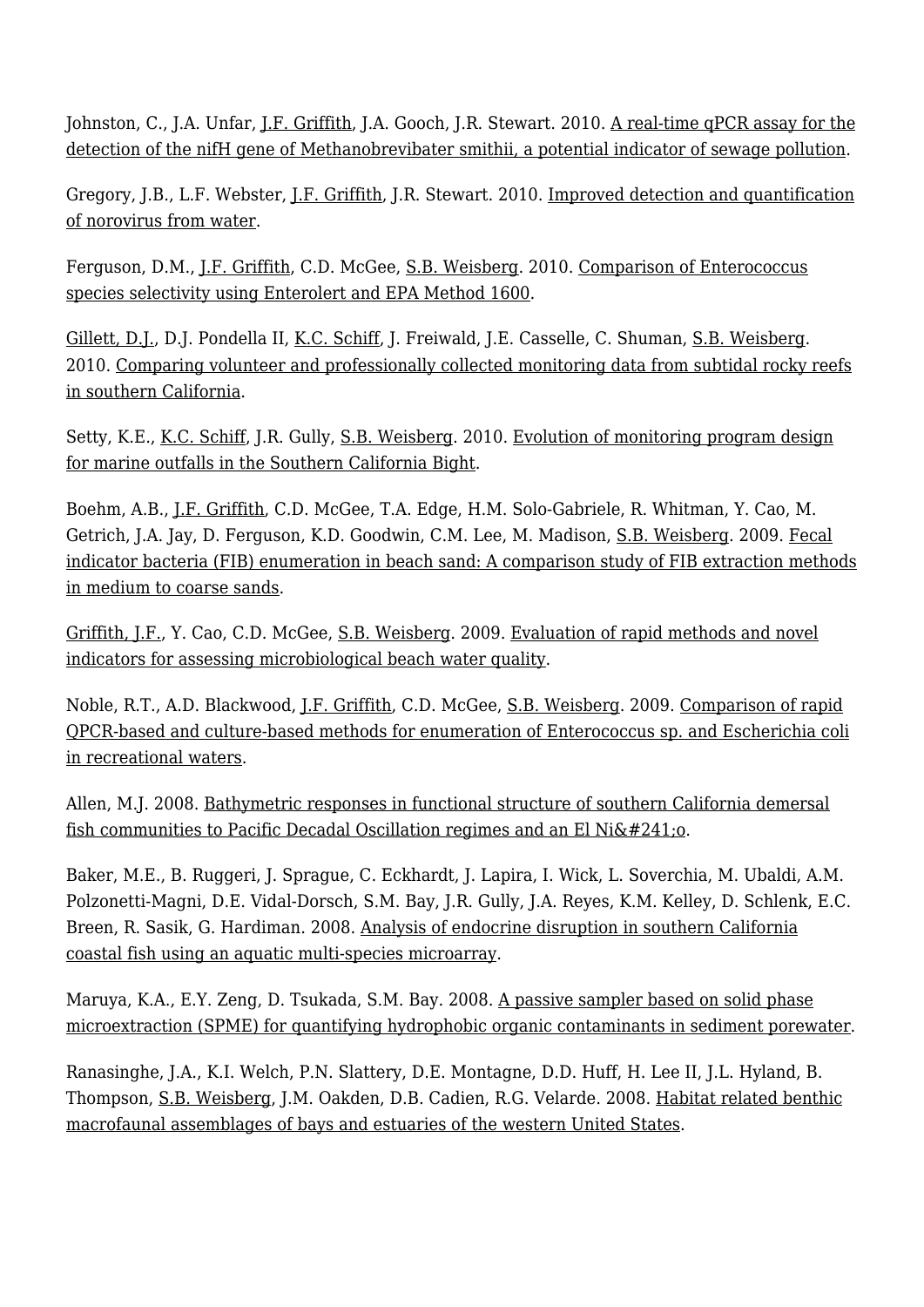Johnston, C., J.A. Unfar, J.F. Griffith, J.A. Gooch, J.R. Stewart. 2010. A real-time qPCR assay for the detection of the nifH gene of Methanobrevibater smithii, a potential indicator of sewage pollution.

Gregory, J.B., L.F. Webster, J.F. Griffith, J.R. Stewart. 2010. Improved detection and quantification of norovirus from water.

Ferguson, D.M., J.F. Griffith, C.D. McGee, S.B. Weisberg. 2010. Comparison of Enterococcus species selectivity using Enterolert and EPA Method 1600.

Gillett, D.J., D.J. Pondella II, K.C. Schiff, J. Freiwald, J.E. Casselle, C. Shuman, S.B. Weisberg. 2010. Comparing volunteer and professionally collected monitoring data from subtidal rocky reefs in southern California.

Setty, K.E., K.C. Schiff, J.R. Gully, S.B. Weisberg. 2010. Evolution of monitoring program design for marine outfalls in the Southern California Bight.

Boehm, A.B., J.F. Griffith, C.D. McGee, T.A. Edge, H.M. Solo-Gabriele, R. Whitman, Y. Cao, M. Getrich, J.A. Jay, D. Ferguson, K.D. Goodwin, C.M. Lee, M. Madison, S.B. Weisberg. 2009. Fecal indicator bacteria (FIB) enumeration in beach sand: A comparison study of FIB extraction methods in medium to coarse sands.

Griffith, J.F., Y. Cao, C.D. McGee, S.B. Weisberg. 2009. Evaluation of rapid methods and novel indicators for assessing microbiological beach water quality.

Noble, R.T., A.D. Blackwood, J.F. Griffith, C.D. McGee, S.B. Weisberg. 2009. Comparison of rapid QPCR-based and culture-based methods for enumeration of Enterococcus sp. and Escherichia coli in recreational waters.

Allen, M.J. 2008. Bathymetric responses in functional structure of southern California demersal fish communities to Pacific Decadal Oscillation regimes and an El Ni&#241;o.

Baker, M.E., B. Ruggeri, J. Sprague, C. Eckhardt, J. Lapira, I. Wick, L. Soverchia, M. Ubaldi, A.M. Polzonetti-Magni, D.E. Vidal-Dorsch, S.M. Bay, J.R. Gully, J.A. Reyes, K.M. Kelley, D. Schlenk, E.C. Breen, R. Sasik, G. Hardiman. 2008. Analysis of endocrine disruption in southern California coastal fish using an aquatic multi-species microarray.

Maruya, K.A., E.Y. Zeng, D. Tsukada, S.M. Bay. 2008. A passive sampler based on solid phase microextraction (SPME) for quantifying hydrophobic organic contaminants in sediment porewater.

Ranasinghe, J.A., K.I. Welch, P.N. Slattery, D.E. Montagne, D.D. Huff, H. Lee II, J.L. Hyland, B. Thompson, S.B. Weisberg, J.M. Oakden, D.B. Cadien, R.G. Velarde. 2008. Habitat related benthic macrofaunal assemblages of bays and estuaries of the western United States.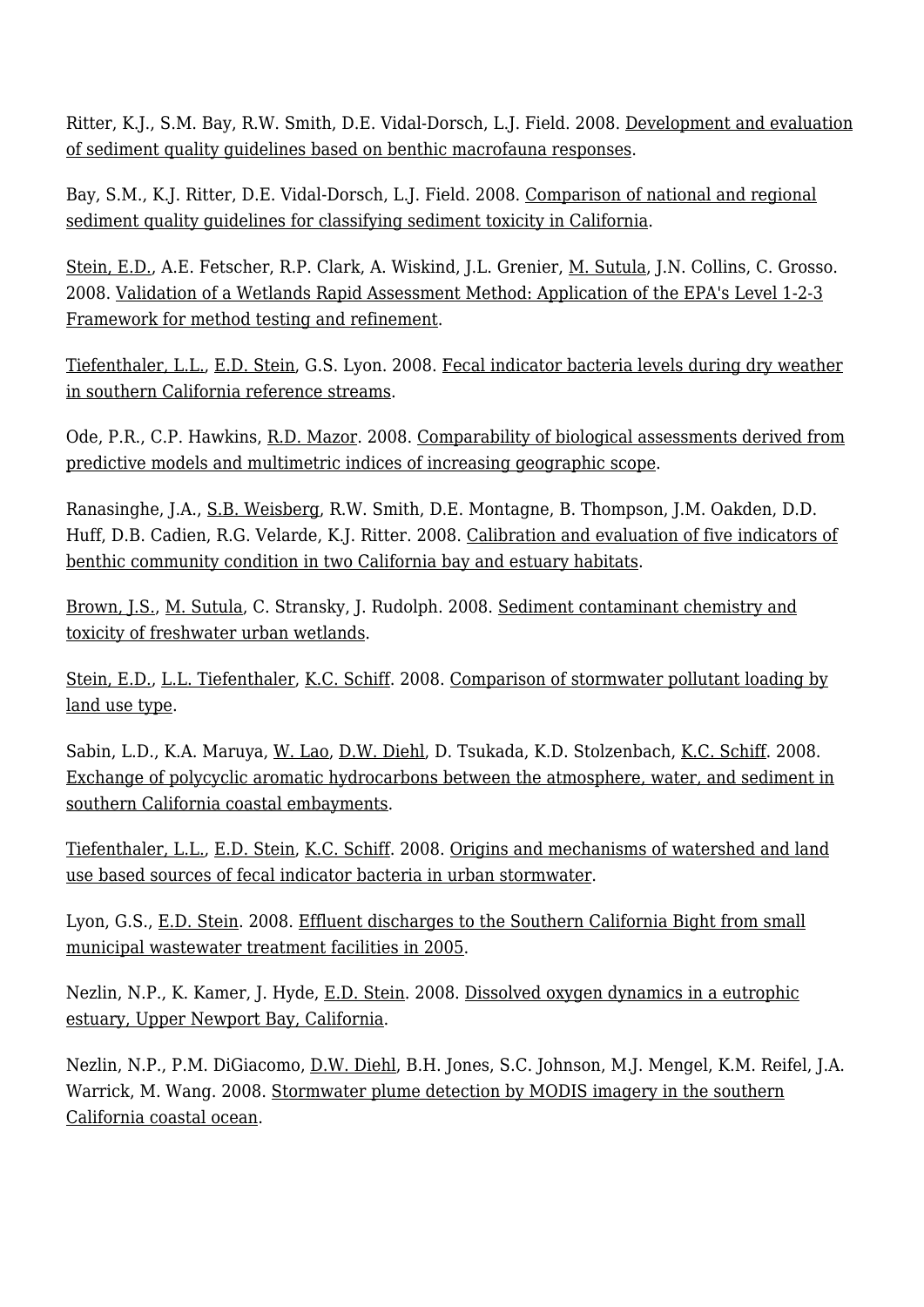Ritter, K.J., S.M. Bay, R.W. Smith, D.E. Vidal-Dorsch, L.J. Field. 2008. Development and evaluation of sediment quality guidelines based on benthic macrofauna responses.

Bay, S.M., K.J. Ritter, D.E. Vidal-Dorsch, L.J. Field. 2008. Comparison of national and regional sediment quality guidelines for classifying sediment toxicity in California.

Stein, E.D., A.E. Fetscher, R.P. Clark, A. Wiskind, J.L. Grenier, M. Sutula, J.N. Collins, C. Grosso. 2008. Validation of a Wetlands Rapid Assessment Method: Application of the EPA's Level 1-2-3 Framework for method testing and refinement.

Tiefenthaler, L.L., E.D. Stein, G.S. Lyon. 2008. Fecal indicator bacteria levels during dry weather in southern California reference streams.

Ode, P.R., C.P. Hawkins, R.D. Mazor. 2008. Comparability of biological assessments derived from predictive models and multimetric indices of increasing geographic scope.

Ranasinghe, J.A., S.B. Weisberg, R.W. Smith, D.E. Montagne, B. Thompson, J.M. Oakden, D.D. Huff, D.B. Cadien, R.G. Velarde, K.J. Ritter. 2008. Calibration and evaluation of five indicators of benthic community condition in two California bay and estuary habitats.

Brown, J.S., M. Sutula, C. Stransky, J. Rudolph. 2008. Sediment contaminant chemistry and toxicity of freshwater urban wetlands.

Stein, E.D., L.L. Tiefenthaler, K.C. Schiff. 2008. Comparison of stormwater pollutant loading by land use type.

Sabin, L.D., K.A. Maruya, W. Lao, D.W. Diehl, D. Tsukada, K.D. Stolzenbach, K.C. Schiff. 2008. Exchange of polycyclic aromatic hydrocarbons between the atmosphere, water, and sediment in southern California coastal embayments.

Tiefenthaler, L.L., E.D. Stein, K.C. Schiff. 2008. Origins and mechanisms of watershed and land use based sources of fecal indicator bacteria in urban stormwater.

Lyon, G.S., E.D. Stein. 2008. Effluent discharges to the Southern California Bight from small municipal wastewater treatment facilities in 2005.

Nezlin, N.P., K. Kamer, J. Hyde, E.D. Stein. 2008. Dissolved oxygen dynamics in a eutrophic estuary, Upper Newport Bay, California.

Nezlin, N.P., P.M. DiGiacomo, D.W. Diehl, B.H. Jones, S.C. Johnson, M.J. Mengel, K.M. Reifel, J.A. Warrick, M. Wang. 2008. Stormwater plume detection by MODIS imagery in the southern California coastal ocean.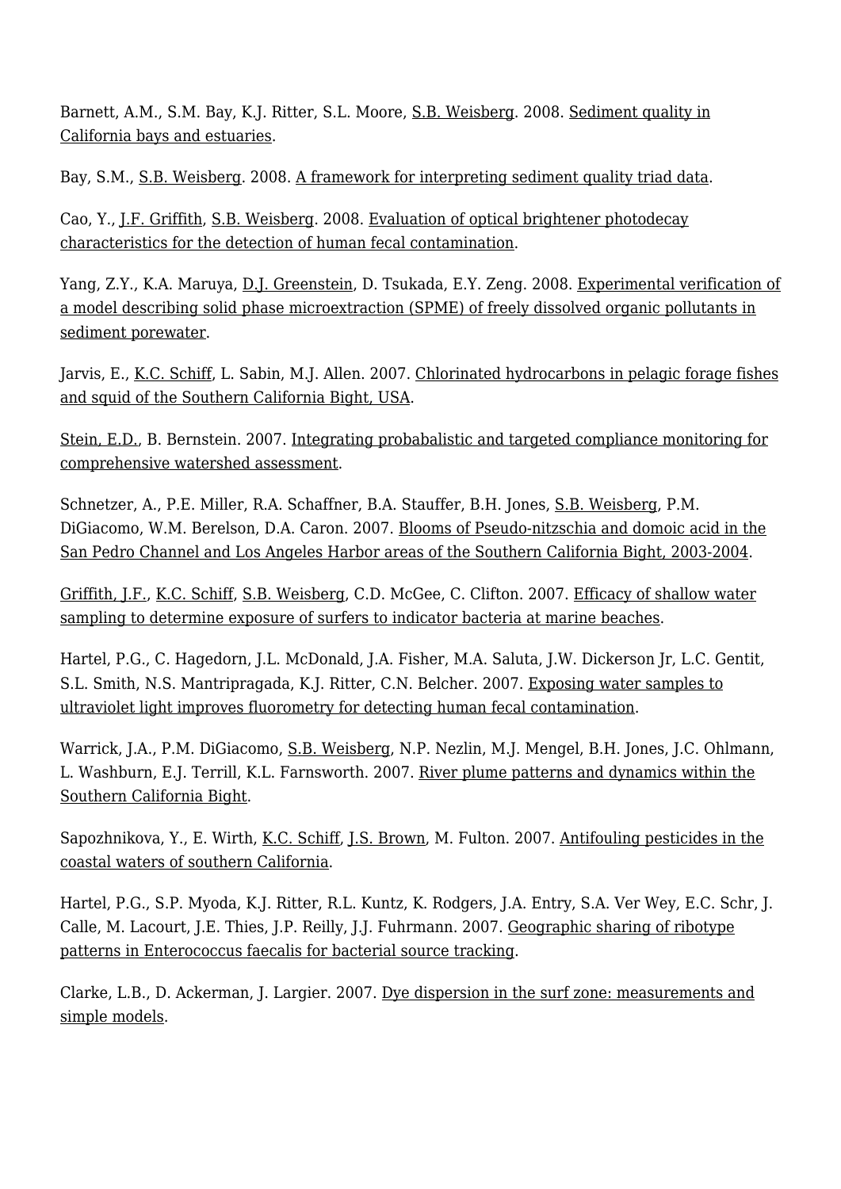Barnett, A.M., S.M. Bay, K.J. Ritter, S.L. Moore, S.B. Weisberg. 2008. Sediment quality in California bays and estuaries.

Bay, S.M., S.B. Weisberg. 2008. A framework for interpreting sediment quality triad data.

Cao, Y., J.F. Griffith, S.B. Weisberg. 2008. Evaluation of optical brightener photodecay characteristics for the detection of human fecal contamination.

Yang, Z.Y., K.A. Maruya, D.J. Greenstein, D. Tsukada, E.Y. Zeng. 2008. Experimental verification of a model describing solid phase microextraction (SPME) of freely dissolved organic pollutants in sediment porewater.

Jarvis, E., K.C. Schiff, L. Sabin, M.J. Allen. 2007. Chlorinated hydrocarbons in pelagic forage fishes and squid of the Southern California Bight, USA.

Stein, E.D., B. Bernstein. 2007. Integrating probabalistic and targeted compliance monitoring for comprehensive watershed assessment.

Schnetzer, A., P.E. Miller, R.A. Schaffner, B.A. Stauffer, B.H. Jones, S.B. Weisberg, P.M. DiGiacomo, W.M. Berelson, D.A. Caron. 2007. Blooms of Pseudo-nitzschia and domoic acid in the San Pedro Channel and Los Angeles Harbor areas of the Southern California Bight, 2003-2004.

Griffith, J.F., K.C. Schiff, S.B. Weisberg, C.D. McGee, C. Clifton. 2007. Efficacy of shallow water sampling to determine exposure of surfers to indicator bacteria at marine beaches.

Hartel, P.G., C. Hagedorn, J.L. McDonald, J.A. Fisher, M.A. Saluta, J.W. Dickerson Jr, L.C. Gentit, S.L. Smith, N.S. Mantripragada, K.J. Ritter, C.N. Belcher. 2007. Exposing water samples to ultraviolet light improves fluorometry for detecting human fecal contamination.

Warrick, J.A., P.M. DiGiacomo, S.B. Weisberg, N.P. Nezlin, M.J. Mengel, B.H. Jones, J.C. Ohlmann, L. Washburn, E.J. Terrill, K.L. Farnsworth. 2007. River plume patterns and dynamics within the Southern California Bight.

Sapozhnikova, Y., E. Wirth, K.C. Schiff, J.S. Brown, M. Fulton. 2007. Antifouling pesticides in the coastal waters of southern California.

Hartel, P.G., S.P. Myoda, K.J. Ritter, R.L. Kuntz, K. Rodgers, J.A. Entry, S.A. Ver Wey, E.C. Schr, J. Calle, M. Lacourt, J.E. Thies, J.P. Reilly, J.J. Fuhrmann. 2007. Geographic sharing of ribotype patterns in Enterococcus faecalis for bacterial source tracking.

Clarke, L.B., D. Ackerman, J. Largier. 2007. Dye dispersion in the surf zone: measurements and simple models.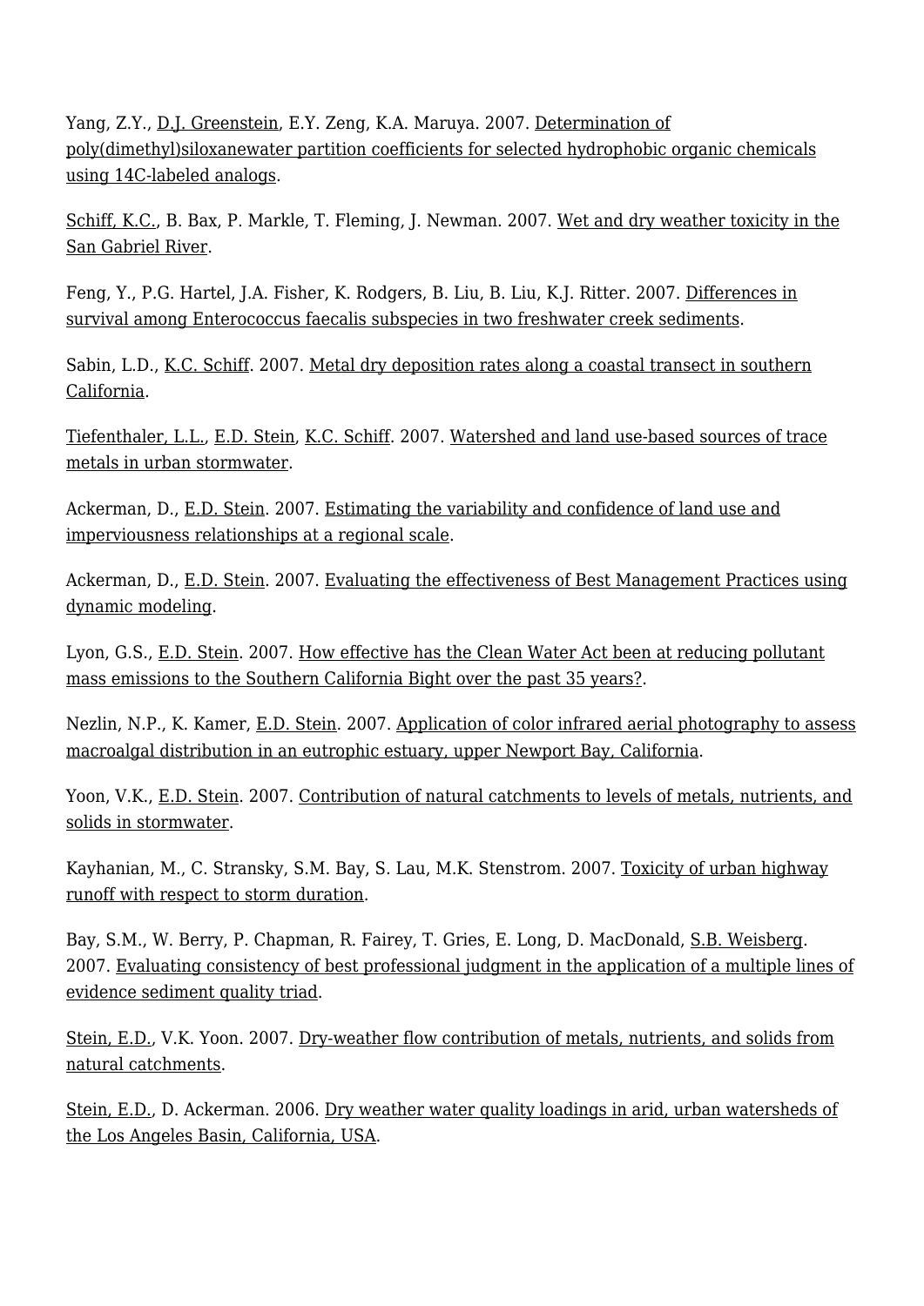Yang, Z.Y., D.J. Greenstein, E.Y. Zeng, K.A. Maruya. 2007. Determination of poly(dimethyl)siloxanewater partition coefficients for selected hydrophobic organic chemicals using 14C-labeled analogs.

Schiff, K.C., B. Bax, P. Markle, T. Fleming, J. Newman. 2007. Wet and dry weather toxicity in the San Gabriel River.

Feng, Y., P.G. Hartel, J.A. Fisher, K. Rodgers, B. Liu, B. Liu, K.J. Ritter. 2007. Differences in survival among Enterococcus faecalis subspecies in two freshwater creek sediments.

Sabin, L.D., K.C. Schiff. 2007. Metal dry deposition rates along a coastal transect in southern California.

Tiefenthaler, L.L., E.D. Stein, K.C. Schiff. 2007. Watershed and land use-based sources of trace metals in urban stormwater.

Ackerman, D., E.D. Stein. 2007. Estimating the variability and confidence of land use and imperviousness relationships at a regional scale.

Ackerman, D., E.D. Stein. 2007. Evaluating the effectiveness of Best Management Practices using dynamic modeling.

Lyon, G.S., E.D. Stein. 2007. How effective has the Clean Water Act been at reducing pollutant mass emissions to the Southern California Bight over the past 35 years?.

Nezlin, N.P., K. Kamer, E.D. Stein. 2007. Application of color infrared aerial photography to assess macroalgal distribution in an eutrophic estuary, upper Newport Bay, California.

Yoon, V.K., E.D. Stein. 2007. Contribution of natural catchments to levels of metals, nutrients, and solids in stormwater.

Kayhanian, M., C. Stransky, S.M. Bay, S. Lau, M.K. Stenstrom. 2007. Toxicity of urban highway runoff with respect to storm duration.

Bay, S.M., W. Berry, P. Chapman, R. Fairey, T. Gries, E. Long, D. MacDonald, S.B. Weisberg. 2007. Evaluating consistency of best professional judgment in the application of a multiple lines of evidence sediment quality triad.

Stein, E.D., V.K. Yoon. 2007. Dry-weather flow contribution of metals, nutrients, and solids from natural catchments.

Stein, E.D., D. Ackerman. 2006. Dry weather water quality loadings in arid, urban watersheds of the Los Angeles Basin, California, USA.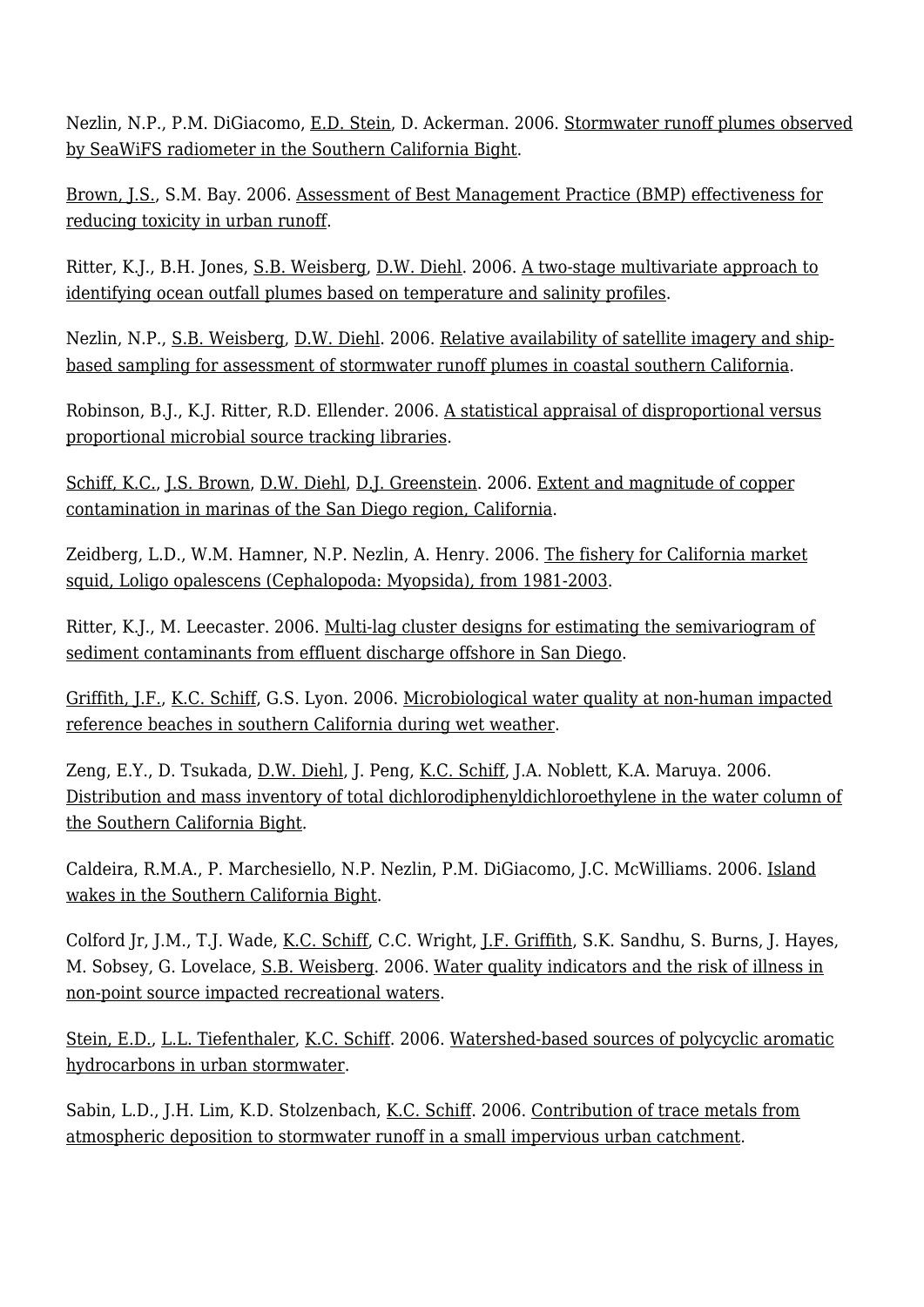Nezlin, N.P., P.M. DiGiacomo, E.D. Stein, D. Ackerman. 2006. Stormwater runoff plumes observed by SeaWiFS radiometer in the Southern California Bight.

Brown, J.S., S.M. Bay. 2006. Assessment of Best Management Practice (BMP) effectiveness for reducing toxicity in urban runoff.

Ritter, K.J., B.H. Jones, S.B. Weisberg, D.W. Diehl. 2006. A two-stage multivariate approach to identifying ocean outfall plumes based on temperature and salinity profiles.

Nezlin, N.P., S.B. Weisberg, D.W. Diehl. 2006. Relative availability of satellite imagery and ship-based sampling for assessment of stormwater runoff plumes in coastal southern California.

Robinson, B.J., K.J. Ritter, R.D. Ellender. 2006. A statistical appraisal of disproportional versus proportional microbial source tracking libraries.

Schiff, K.C., J.S. Brown, D.W. Diehl, D.J. Greenstein. 2006. Extent and magnitude of copper contamination in marinas of the San Diego region, California.

Zeidberg, L.D., W.M. Hamner, N.P. Nezlin, A. Henry. 2006. The fishery for California market squid, Loligo opalescens (Cephalopoda: Myopsida), from 1981-2003.

Ritter, K.J., M. Leecaster. 2006. Multi-lag cluster designs for estimating the semivariogram of sediment contaminants from effluent discharge offshore in San Diego.

Griffith, J.F., K.C. Schiff, G.S. Lyon. 2006. Microbiological water quality at non-human impacted reference beaches in southern California during wet weather.

Zeng, E.Y., D. Tsukada, D.W. Diehl, J. Peng, K.C. Schiff, J.A. Noblett, K.A. Maruya. 2006. Distribution and mass inventory of total dichlorodiphenyldichloroethylene in the water column of the Southern California Bight.

Caldeira, R.M.A., P. Marchesiello, N.P. Nezlin, P.M. DiGiacomo, J.C. McWilliams. 2006. Island wakes in the Southern California Bight.

Colford Jr, J.M., T.J. Wade, K.C. Schiff, C.C. Wright, J.F. Griffith, S.K. Sandhu, S. Burns, J. Hayes, M. Sobsey, G. Lovelace, S.B. Weisberg. 2006. Water quality indicators and the risk of illness in non-point source impacted recreational waters.

Stein, E.D., L.L. Tiefenthaler, K.C. Schiff. 2006. Watershed-based sources of polycyclic aromatic hydrocarbons in urban stormwater.

Sabin, L.D., J.H. Lim, K.D. Stolzenbach, K.C. Schiff. 2006. Contribution of trace metals from atmospheric deposition to stormwater runoff in a small impervious urban catchment.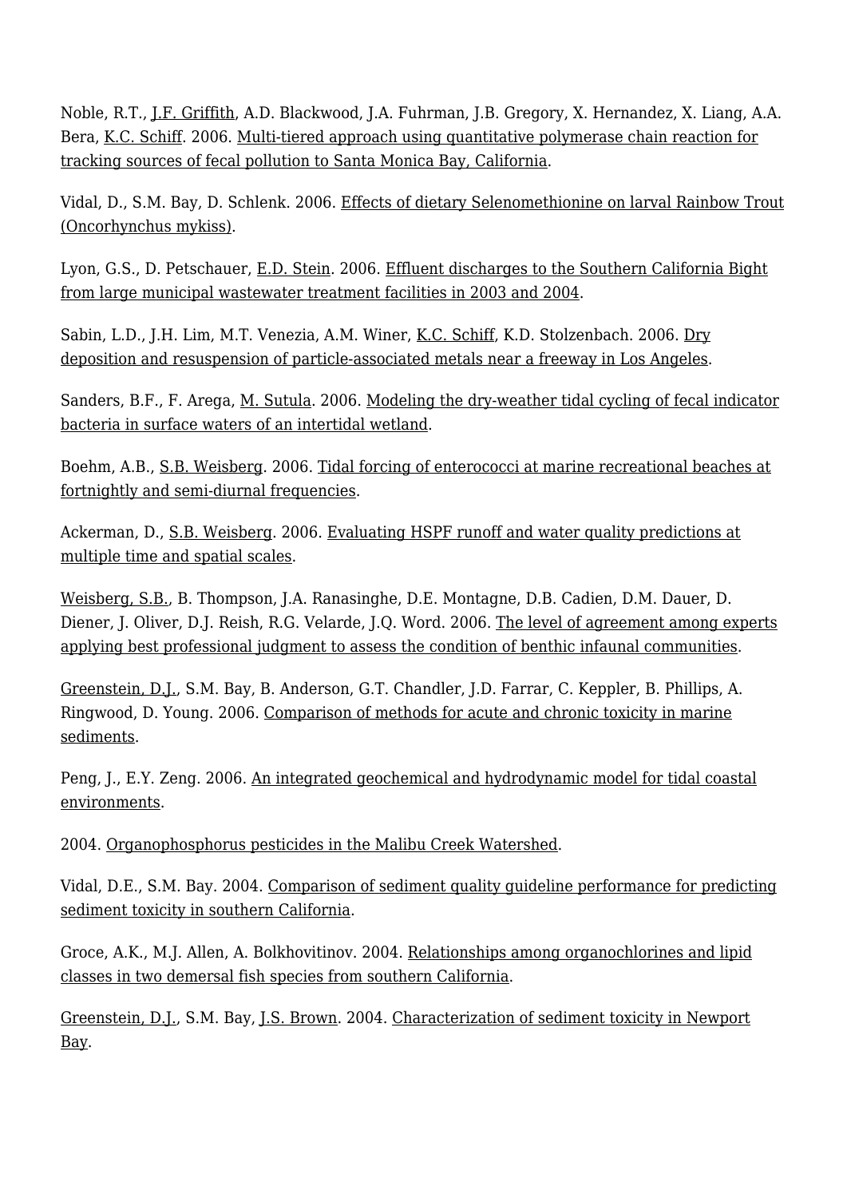Noble, R.T., J.F. Griffith, A.D. Blackwood, J.A. Fuhrman, J.B. Gregory, X. Hernandez, X. Liang, A.A. Bera, K.C. Schiff. 2006. Multi-tiered approach using quantitative polymerase chain reaction for tracking sources of fecal pollution to Santa Monica Bay, California.

Vidal, D., S.M. Bay, D. Schlenk. 2006. Effects of dietary Selenomethionine on larval Rainbow Trout (Oncorhynchus mykiss).

Lyon, G.S., D. Petschauer, E.D. Stein. 2006. Effluent discharges to the Southern California Bight from large municipal wastewater treatment facilities in 2003 and 2004.

Sabin, L.D., J.H. Lim, M.T. Venezia, A.M. Winer, K.C. Schiff, K.D. Stolzenbach. 2006. Dry deposition and resuspension of particle-associated metals near a freeway in Los Angeles.

Sanders, B.F., F. Arega, M. Sutula. 2006. Modeling the dry-weather tidal cycling of fecal indicator bacteria in surface waters of an intertidal wetland.

Boehm, A.B., S.B. Weisberg. 2006. Tidal forcing of enterococci at marine recreational beaches at fortnightly and semi-diurnal frequencies.

Ackerman, D., S.B. Weisberg. 2006. Evaluating HSPF runoff and water quality predictions at multiple time and spatial scales.

Weisberg, S.B., B. Thompson, J.A. Ranasinghe, D.E. Montagne, D.B. Cadien, D.M. Dauer, D. Diener, J. Oliver, D.J. Reish, R.G. Velarde, J.Q. Word. 2006. The level of agreement among experts applying best professional judgment to assess the condition of benthic infaunal communities.

Greenstein, D.J., S.M. Bay, B. Anderson, G.T. Chandler, J.D. Farrar, C. Keppler, B. Phillips, A. Ringwood, D. Young. 2006. Comparison of methods for acute and chronic toxicity in marine sediments.

Peng, J., E.Y. Zeng. 2006. An integrated geochemical and hydrodynamic model for tidal coastal environments.

2004. Organophosphorus pesticides in the Malibu Creek Watershed.

Vidal, D.E., S.M. Bay. 2004. Comparison of sediment quality guideline performance for predicting sediment toxicity in southern California.

Groce, A.K., M.J. Allen, A. Bolkhovitinov. 2004. Relationships among organochlorines and lipid classes in two demersal fish species from southern California.

Greenstein, D.J., S.M. Bay, J.S. Brown. 2004. Characterization of sediment toxicity in Newport Bay.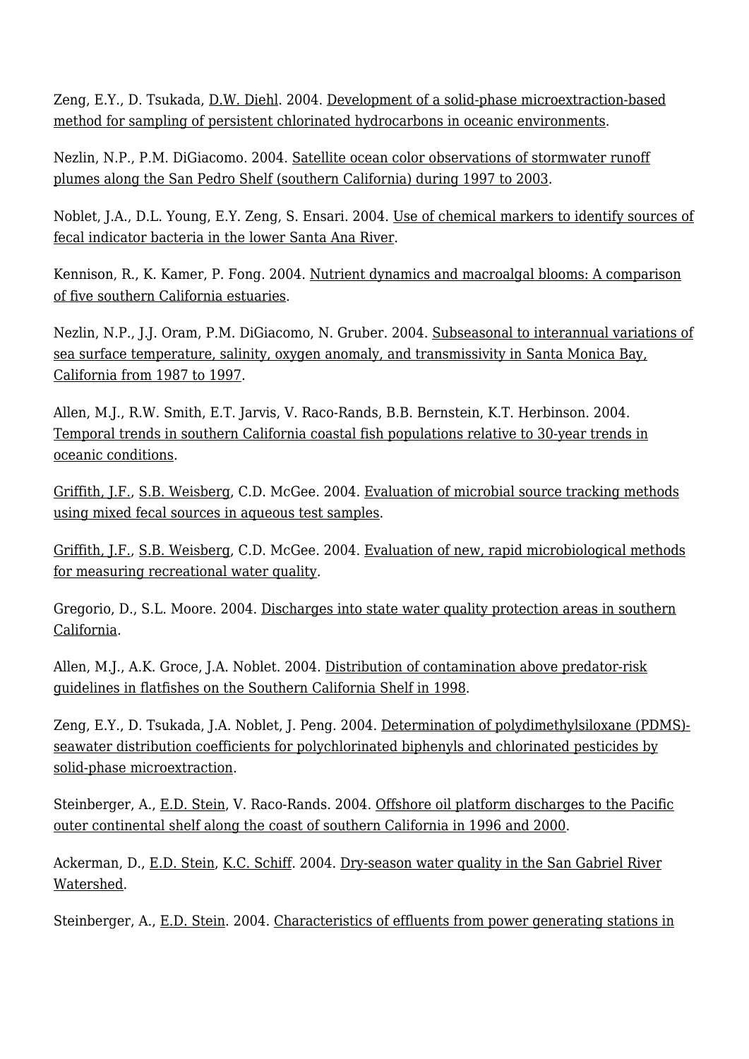Zeng, E.Y., D. Tsukada, D.W. Diehl. 2004. Development of a solid-phase microextraction-based method for sampling of persistent chlorinated hydrocarbons in oceanic environments.

Nezlin, N.P., P.M. DiGiacomo. 2004. Satellite ocean color observations of stormwater runoff plumes along the San Pedro Shelf (southern California) during 1997 to 2003.

Noblet, J.A., D.L. Young, E.Y. Zeng, S. Ensari. 2004. Use of chemical markers to identify sources of fecal indicator bacteria in the lower Santa Ana River.

Kennison, R., K. Kamer, P. Fong. 2004. Nutrient dynamics and macroalgal blooms: A comparison of five southern California estuaries.

Nezlin, N.P., J.J. Oram, P.M. DiGiacomo, N. Gruber. 2004. Subseasonal to interannual variations of sea surface temperature, salinity, oxygen anomaly, and transmissivity in Santa Monica Bay, California from 1987 to 1997.

Allen, M.J., R.W. Smith, E.T. Jarvis, V. Raco-Rands, B.B. Bernstein, K.T. Herbinson. 2004. Temporal trends in southern California coastal fish populations relative to 30-year trends in oceanic conditions.

Griffith, J.F., S.B. Weisberg, C.D. McGee. 2004. Evaluation of microbial source tracking methods using mixed fecal sources in aqueous test samples.

Griffith, J.F., S.B. Weisberg, C.D. McGee. 2004. Evaluation of new, rapid microbiological methods for measuring recreational water quality.

Gregorio, D., S.L. Moore. 2004. Discharges into state water quality protection areas in southern California.

Allen, M.J., A.K. Groce, J.A. Noblet. 2004. Distribution of contamination above predator-risk guidelines in flatfishes on the Southern California Shelf in 1998.

Zeng, E.Y., D. Tsukada, J.A. Noblet, J. Peng. 2004. Determination of polydimethylsiloxane (PDMS)-seawater distribution coefficients for polychlorinated biphenyls and chlorinated pesticides by solid-phase microextraction.

Steinberger, A., E.D. Stein, V. Raco-Rands. 2004. Offshore oil platform discharges to the Pacific outer continental shelf along the coast of southern California in 1996 and 2000.

Ackerman, D., E.D. Stein, K.C. Schiff. 2004. Dry-season water quality in the San Gabriel River Watershed.

Steinberger, A., E.D. Stein. 2004. Characteristics of effluents from power generating stations in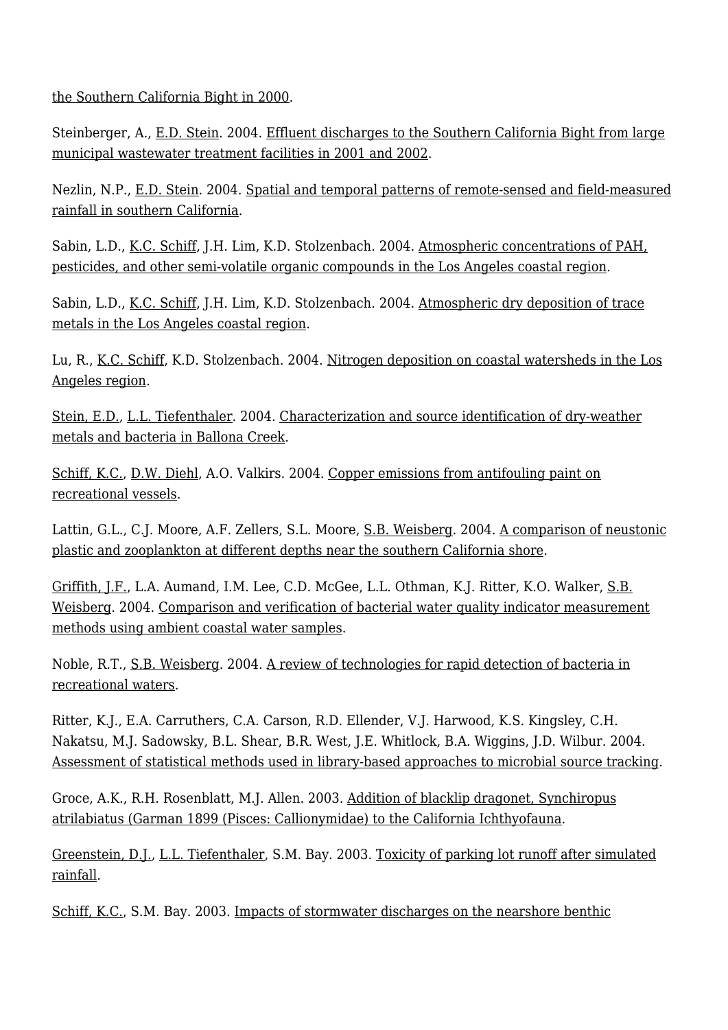the Southern California Bight in 2000.

Steinberger, A., E.D. Stein. 2004. Effluent discharges to the Southern California Bight from large municipal wastewater treatment facilities in 2001 and 2002.

Nezlin, N.P., E.D. Stein. 2004. Spatial and temporal patterns of remote-sensed and field-measured rainfall in southern California.

Sabin, L.D., K.C. Schiff, J.H. Lim, K.D. Stolzenbach. 2004. Atmospheric concentrations of PAH, pesticides, and other semi-volatile organic compounds in the Los Angeles coastal region.

Sabin, L.D., K.C. Schiff, J.H. Lim, K.D. Stolzenbach. 2004. Atmospheric dry deposition of trace metals in the Los Angeles coastal region.

Lu, R., K.C. Schiff, K.D. Stolzenbach. 2004. Nitrogen deposition on coastal watersheds in the Los Angeles region.

Stein, E.D., L.L. Tiefenthaler. 2004. Characterization and source identification of dry-weather metals and bacteria in Ballona Creek.

Schiff, K.C., D.W. Diehl, A.O. Valkirs. 2004. Copper emissions from antifouling paint on recreational vessels.

Lattin, G.L., C.J. Moore, A.F. Zellers, S.L. Moore, S.B. Weisberg. 2004. A comparison of neustonic plastic and zooplankton at different depths near the southern California shore.

Griffith, J.F., L.A. Aumand, I.M. Lee, C.D. McGee, L.L. Othman, K.J. Ritter, K.O. Walker, S.B. Weisberg. 2004. Comparison and verification of bacterial water quality indicator measurement methods using ambient coastal water samples.

Noble, R.T., S.B. Weisberg. 2004. A review of technologies for rapid detection of bacteria in recreational waters.

Ritter, K.J., E.A. Carruthers, C.A. Carson, R.D. Ellender, V.J. Harwood, K.S. Kingsley, C.H. Nakatsu, M.J. Sadowsky, B.L. Shear, B.R. West, J.E. Whitlock, B.A. Wiggins, J.D. Wilbur. 2004. Assessment of statistical methods used in library-based approaches to microbial source tracking.

Groce, A.K., R.H. Rosenblatt, M.J. Allen. 2003. Addition of blacklip dragonet, Synchiropus atrilabiatus (Garman 1899 (Pisces: Callionymidae) to the California Ichthyofauna.

Greenstein, D.J., L.L. Tiefenthaler, S.M. Bay. 2003. Toxicity of parking lot runoff after simulated rainfall.

Schiff, K.C., S.M. Bay. 2003. Impacts of stormwater discharges on the nearshore benthic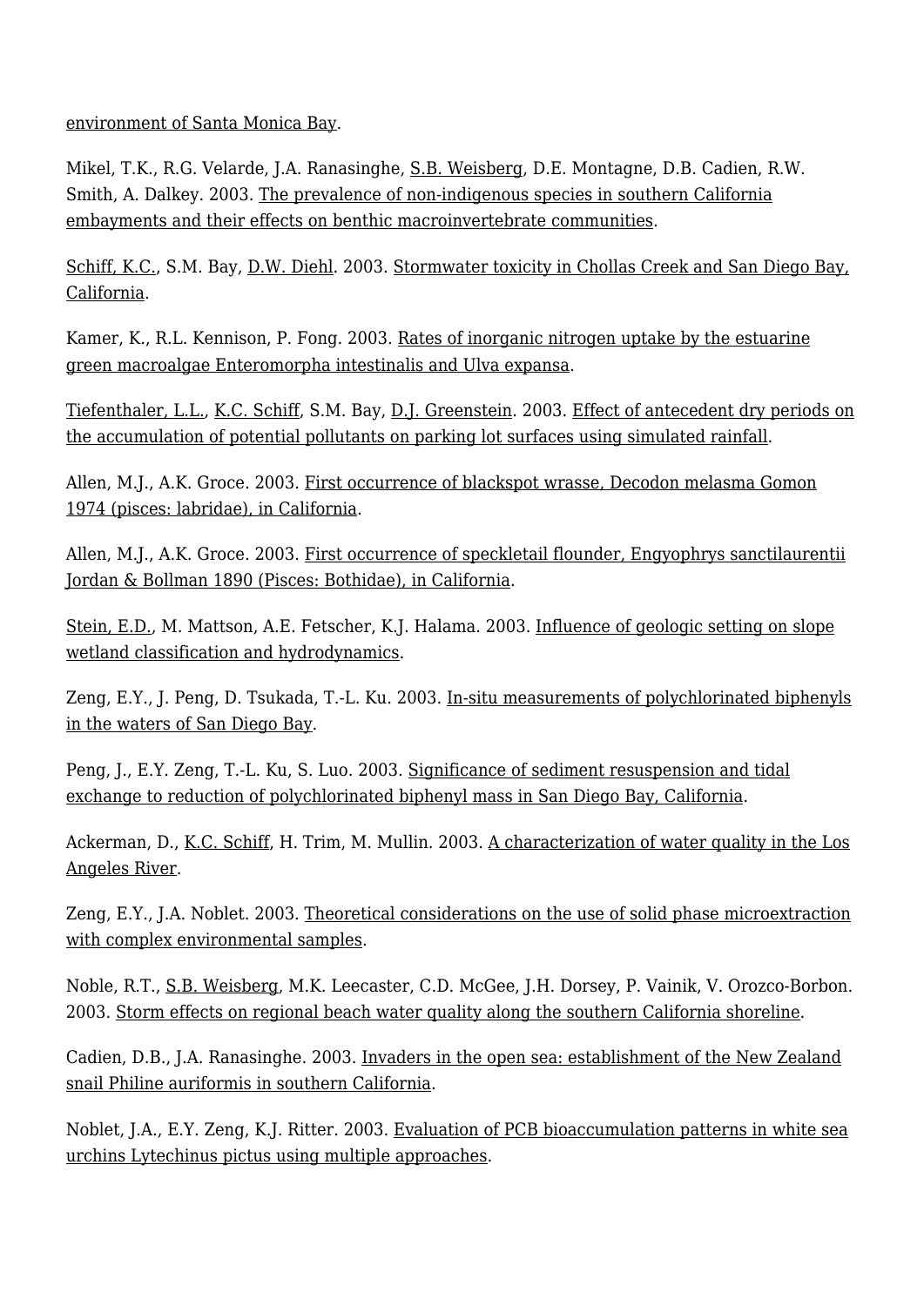environment of Santa Monica Bay.

Mikel, T.K., R.G. Velarde, J.A. Ranasinghe, S.B. Weisberg, D.E. Montagne, D.B. Cadien, R.W. Smith, A. Dalkey. 2003. The prevalence of non-indigenous species in southern California embayments and their effects on benthic macroinvertebrate communities.

Schiff, K.C., S.M. Bay, D.W. Diehl. 2003. Stormwater toxicity in Chollas Creek and San Diego Bay, California.

Kamer, K., R.L. Kennison, P. Fong. 2003. Rates of inorganic nitrogen uptake by the estuarine green macroalgae Enteromorpha intestinalis and Ulva expansa.

Tiefenthaler, L.L., K.C. Schiff, S.M. Bay, D.J. Greenstein. 2003. Effect of antecedent dry periods on the accumulation of potential pollutants on parking lot surfaces using simulated rainfall.

Allen, M.J., A.K. Groce. 2003. First occurrence of blackspot wrasse, Decodon melasma Gomon 1974 (pisces: labridae), in California.

Allen, M.J., A.K. Groce. 2003. First occurrence of speckletail flounder, Engyophrys sanctilaurentii Jordan & Bollman 1890 (Pisces: Bothidae), in California.

Stein, E.D., M. Mattson, A.E. Fetscher, K.J. Halama. 2003. Influence of geologic setting on slope wetland classification and hydrodynamics.

Zeng, E.Y., J. Peng, D. Tsukada, T.-L. Ku. 2003. In-situ measurements of polychlorinated biphenyls in the waters of San Diego Bay.

Peng, J., E.Y. Zeng, T.-L. Ku, S. Luo. 2003. Significance of sediment resuspension and tidal exchange to reduction of polychlorinated biphenyl mass in San Diego Bay, California.

Ackerman, D., K.C. Schiff, H. Trim, M. Mullin. 2003. A characterization of water quality in the Los Angeles River.

Zeng, E.Y., J.A. Noblet. 2003. Theoretical considerations on the use of solid phase microextraction with complex environmental samples.

Noble, R.T., S.B. Weisberg, M.K. Leecaster, C.D. McGee, J.H. Dorsey, P. Vainik, V. Orozco-Borbon. 2003. Storm effects on regional beach water quality along the southern California shoreline.

Cadien, D.B., J.A. Ranasinghe. 2003. Invaders in the open sea: establishment of the New Zealand snail Philine auriformis in southern California.

Noblet, J.A., E.Y. Zeng, K.J. Ritter. 2003. Evaluation of PCB bioaccumulation patterns in white sea urchins Lytechinus pictus using multiple approaches.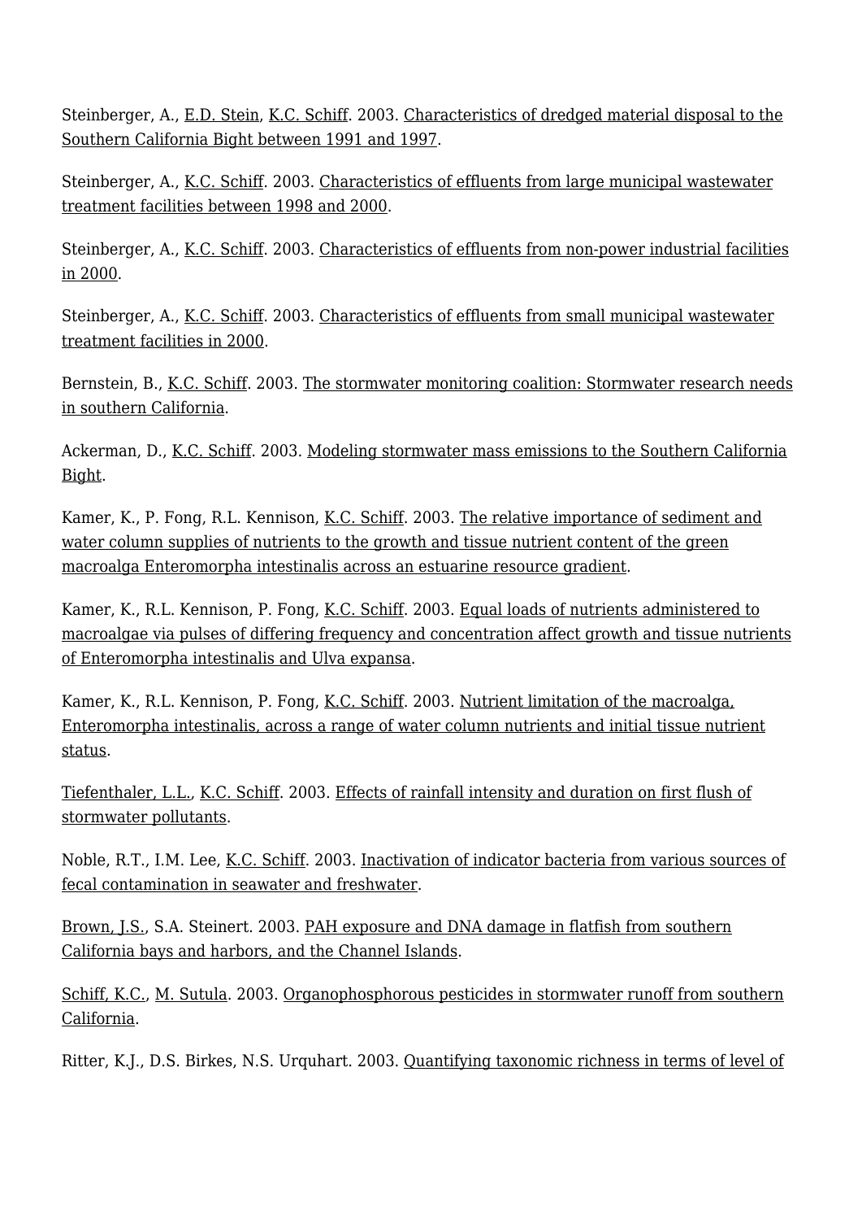Steinberger, A., E.D. Stein, K.C. Schiff. 2003. Characteristics of dredged material disposal to the Southern California Bight between 1991 and 1997.

Steinberger, A., K.C. Schiff. 2003. Characteristics of effluents from large municipal wastewater treatment facilities between 1998 and 2000.

Steinberger, A., K.C. Schiff. 2003. Characteristics of effluents from non-power industrial facilities in 2000.

Steinberger, A., K.C. Schiff. 2003. Characteristics of effluents from small municipal wastewater treatment facilities in 2000.

Bernstein, B., K.C. Schiff. 2003. The stormwater monitoring coalition: Stormwater research needs in southern California.

Ackerman, D., K.C. Schiff. 2003. Modeling stormwater mass emissions to the Southern California Bight.

Kamer, K., P. Fong, R.L. Kennison, K.C. Schiff. 2003. The relative importance of sediment and water column supplies of nutrients to the growth and tissue nutrient content of the green macroalga Enteromorpha intestinalis across an estuarine resource gradient.

Kamer, K., R.L. Kennison, P. Fong, K.C. Schiff. 2003. Equal loads of nutrients administered to macroalgae via pulses of differing frequency and concentration affect growth and tissue nutrients of Enteromorpha intestinalis and Ulva expansa.

Kamer, K., R.L. Kennison, P. Fong, K.C. Schiff. 2003. Nutrient limitation of the macroalga, Enteromorpha intestinalis, across a range of water column nutrients and initial tissue nutrient status.

Tiefenthaler, L.L., K.C. Schiff. 2003. Effects of rainfall intensity and duration on first flush of stormwater pollutants.

Noble, R.T., I.M. Lee, K.C. Schiff. 2003. Inactivation of indicator bacteria from various sources of fecal contamination in seawater and freshwater.

Brown, J.S., S.A. Steinert. 2003. PAH exposure and DNA damage in flatfish from southern California bays and harbors, and the Channel Islands.

Schiff, K.C., M. Sutula. 2003. Organophosphorous pesticides in stormwater runoff from southern California.

Ritter, K.J., D.S. Birkes, N.S. Urquhart. 2003. Quantifying taxonomic richness in terms of level of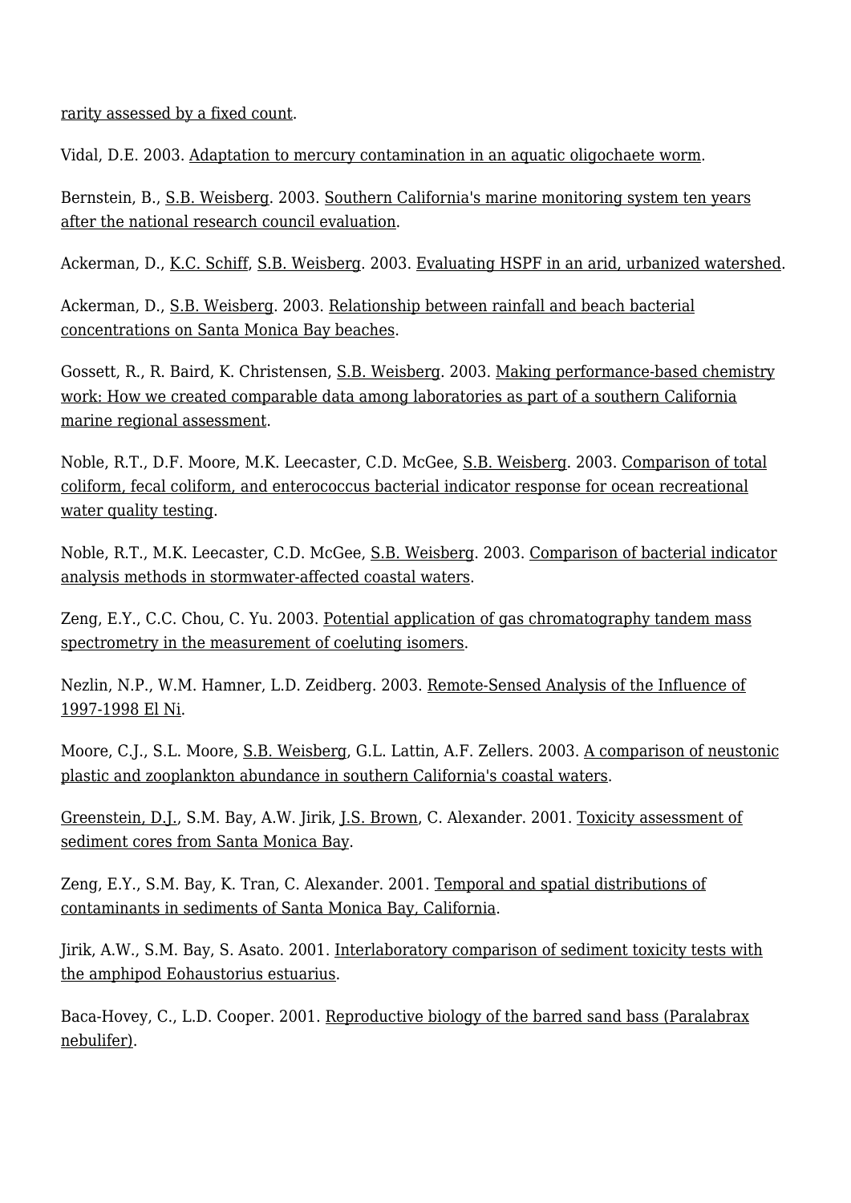rarity assessed by a fixed count.

Vidal, D.E. 2003. Adaptation to mercury contamination in an aquatic oligochaete worm.

Bernstein, B., S.B. Weisberg. 2003. Southern California's marine monitoring system ten years after the national research council evaluation.

Ackerman, D., K.C. Schiff, S.B. Weisberg. 2003. Evaluating HSPF in an arid, urbanized watershed.

Ackerman, D., S.B. Weisberg. 2003. Relationship between rainfall and beach bacterial concentrations on Santa Monica Bay beaches.

Gossett, R., R. Baird, K. Christensen, S.B. Weisberg. 2003. Making performance-based chemistry work: How we created comparable data among laboratories as part of a southern California marine regional assessment.

Noble, R.T., D.F. Moore, M.K. Leecaster, C.D. McGee, S.B. Weisberg. 2003. Comparison of total coliform, fecal coliform, and enterococcus bacterial indicator response for ocean recreational water quality testing.

Noble, R.T., M.K. Leecaster, C.D. McGee, S.B. Weisberg. 2003. Comparison of bacterial indicator analysis methods in stormwater-affected coastal waters.

Zeng, E.Y., C.C. Chou, C. Yu. 2003. Potential application of gas chromatography tandem mass spectrometry in the measurement of coeluting isomers.

Nezlin, N.P., W.M. Hamner, L.D. Zeidberg. 2003. Remote-Sensed Analysis of the Influence of 1997-1998 El Ni.

Moore, C.J., S.L. Moore, S.B. Weisberg, G.L. Lattin, A.F. Zellers. 2003. A comparison of neustonic plastic and zooplankton abundance in southern California's coastal waters.

Greenstein, D.J., S.M. Bay, A.W. Jirik, J.S. Brown, C. Alexander. 2001. Toxicity assessment of sediment cores from Santa Monica Bay.

Zeng, E.Y., S.M. Bay, K. Tran, C. Alexander. 2001. Temporal and spatial distributions of contaminants in sediments of Santa Monica Bay, California.

Jirik, A.W., S.M. Bay, S. Asato. 2001. Interlaboratory comparison of sediment toxicity tests with the amphipod Eohaustorius estuarius.

Baca-Hovey, C., L.D. Cooper. 2001. Reproductive biology of the barred sand bass (Paralabrax nebulifer).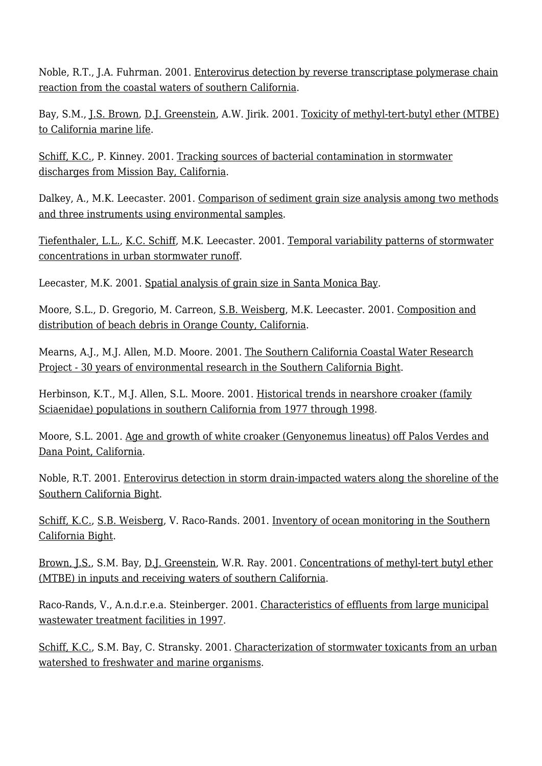Noble, R.T., J.A. Fuhrman. 2001. Enterovirus detection by reverse transcriptase polymerase chain reaction from the coastal waters of southern California.

Bay, S.M., J.S. Brown, D.J. Greenstein, A.W. Jirik. 2001. Toxicity of methyl-tert-butyl ether (MTBE) to California marine life.

Schiff, K.C., P. Kinney. 2001. Tracking sources of bacterial contamination in stormwater discharges from Mission Bay, California.

Dalkey, A., M.K. Leecaster. 2001. Comparison of sediment grain size analysis among two methods and three instruments using environmental samples.

Tiefenthaler, L.L., K.C. Schiff, M.K. Leecaster. 2001. Temporal variability patterns of stormwater concentrations in urban stormwater runoff.

Leecaster, M.K. 2001. Spatial analysis of grain size in Santa Monica Bay.

Moore, S.L., D. Gregorio, M. Carreon, S.B. Weisberg, M.K. Leecaster. 2001. Composition and distribution of beach debris in Orange County, California.

Mearns, A.J., M.J. Allen, M.D. Moore. 2001. The Southern California Coastal Water Research Project - 30 years of environmental research in the Southern California Bight.

Herbinson, K.T., M.J. Allen, S.L. Moore. 2001. Historical trends in nearshore croaker (family Sciaenidae) populations in southern California from 1977 through 1998.

Moore, S.L. 2001. Age and growth of white croaker (Genyonemus lineatus) off Palos Verdes and Dana Point, California.

Noble, R.T. 2001. Enterovirus detection in storm drain-impacted waters along the shoreline of the Southern California Bight.

Schiff, K.C., S.B. Weisberg, V. Raco-Rands. 2001. Inventory of ocean monitoring in the Southern California Bight.

Brown, J.S., S.M. Bay, D.J. Greenstein, W.R. Ray. 2001. Concentrations of methyl-tert butyl ether (MTBE) in inputs and receiving waters of southern California.

Raco-Rands, V., A.n.d.r.e.a. Steinberger. 2001. Characteristics of effluents from large municipal wastewater treatment facilities in 1997.

Schiff, K.C., S.M. Bay, C. Stransky. 2001. Characterization of stormwater toxicants from an urban watershed to freshwater and marine organisms.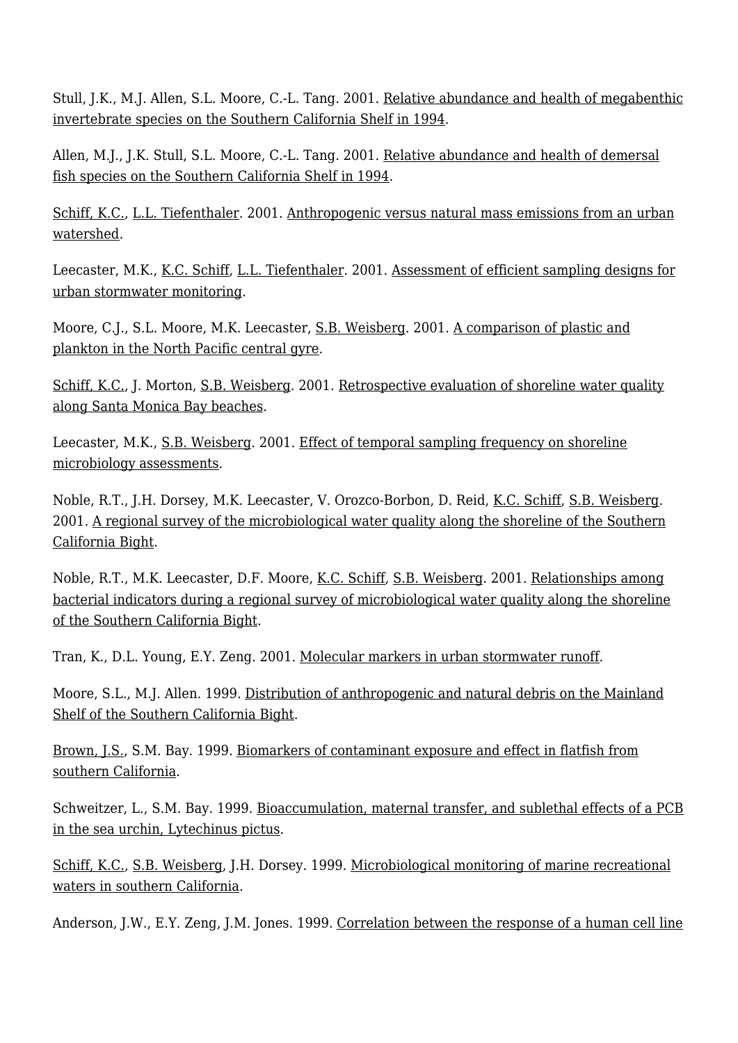Stull, J.K., M.J. Allen, S.L. Moore, C.-L. Tang. 2001. Relative abundance and health of megabenthic invertebrate species on the Southern California Shelf in 1994.

Allen, M.J., J.K. Stull, S.L. Moore, C.-L. Tang. 2001. Relative abundance and health of demersal fish species on the Southern California Shelf in 1994.

Schiff, K.C., L.L. Tiefenthaler. 2001. Anthropogenic versus natural mass emissions from an urban watershed.

Leecaster, M.K., K.C. Schiff, L.L. Tiefenthaler. 2001. Assessment of efficient sampling designs for urban stormwater monitoring.

Moore, C.J., S.L. Moore, M.K. Leecaster, S.B. Weisberg. 2001. A comparison of plastic and plankton in the North Pacific central gyre.

Schiff, K.C., J. Morton, S.B. Weisberg. 2001. Retrospective evaluation of shoreline water quality along Santa Monica Bay beaches.

Leecaster, M.K., S.B. Weisberg. 2001. Effect of temporal sampling frequency on shoreline microbiology assessments.

Noble, R.T., J.H. Dorsey, M.K. Leecaster, V. Orozco-Borbon, D. Reid, K.C. Schiff, S.B. Weisberg. 2001. A regional survey of the microbiological water quality along the shoreline of the Southern California Bight.

Noble, R.T., M.K. Leecaster, D.F. Moore, K.C. Schiff, S.B. Weisberg. 2001. Relationships among bacterial indicators during a regional survey of microbiological water quality along the shoreline of the Southern California Bight.

Tran, K., D.L. Young, E.Y. Zeng. 2001. Molecular markers in urban stormwater runoff.

Moore, S.L., M.J. Allen. 1999. Distribution of anthropogenic and natural debris on the Mainland Shelf of the Southern California Bight.

Brown, J.S., S.M. Bay. 1999. Biomarkers of contaminant exposure and effect in flatfish from southern California.

Schweitzer, L., S.M. Bay. 1999. Bioaccumulation, maternal transfer, and sublethal effects of a PCB in the sea urchin, Lytechinus pictus.

Schiff, K.C., S.B. Weisberg, J.H. Dorsey. 1999. Microbiological monitoring of marine recreational waters in southern California.

Anderson, J.W., E.Y. Zeng, J.M. Jones. 1999. Correlation between the response of a human cell line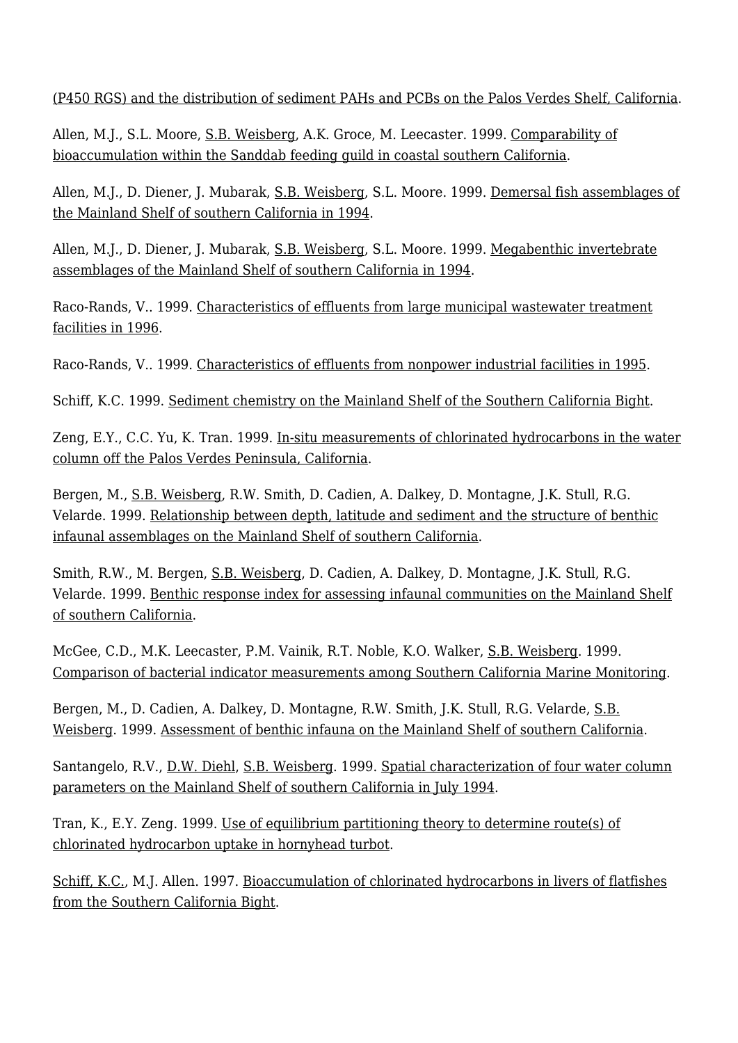(P450 RGS) and the distribution of sediment PAHs and PCBs on the Palos Verdes Shelf, California.

Allen, M.J., S.L. Moore, S.B. Weisberg, A.K. Groce, M. Leecaster. 1999. Comparability of bioaccumulation within the Sanddab feeding guild in coastal southern California.

Allen, M.J., D. Diener, J. Mubarak, S.B. Weisberg, S.L. Moore. 1999. Demersal fish assemblages of the Mainland Shelf of southern California in 1994.

Allen, M.J., D. Diener, J. Mubarak, S.B. Weisberg, S.L. Moore. 1999. Megabenthic invertebrate assemblages of the Mainland Shelf of southern California in 1994.

Raco-Rands, V.. 1999. Characteristics of effluents from large municipal wastewater treatment facilities in 1996.

Raco-Rands, V.. 1999. Characteristics of effluents from nonpower industrial facilities in 1995.

Schiff, K.C. 1999. Sediment chemistry on the Mainland Shelf of the Southern California Bight.

Zeng, E.Y., C.C. Yu, K. Tran. 1999. In-situ measurements of chlorinated hydrocarbons in the water column off the Palos Verdes Peninsula, California.

Bergen, M., S.B. Weisberg, R.W. Smith, D. Cadien, A. Dalkey, D. Montagne, J.K. Stull, R.G. Velarde. 1999. Relationship between depth, latitude and sediment and the structure of benthic infaunal assemblages on the Mainland Shelf of southern California.

Smith, R.W., M. Bergen, S.B. Weisberg, D. Cadien, A. Dalkey, D. Montagne, J.K. Stull, R.G. Velarde. 1999. Benthic response index for assessing infaunal communities on the Mainland Shelf of southern California.

McGee, C.D., M.K. Leecaster, P.M. Vainik, R.T. Noble, K.O. Walker, S.B. Weisberg. 1999. Comparison of bacterial indicator measurements among Southern California Marine Monitoring.

Bergen, M., D. Cadien, A. Dalkey, D. Montagne, R.W. Smith, J.K. Stull, R.G. Velarde, S.B. Weisberg. 1999. Assessment of benthic infauna on the Mainland Shelf of southern California.

Santangelo, R.V., D.W. Diehl, S.B. Weisberg. 1999. Spatial characterization of four water column parameters on the Mainland Shelf of southern California in July 1994.

Tran, K., E.Y. Zeng. 1999. Use of equilibrium partitioning theory to determine route(s) of chlorinated hydrocarbon uptake in hornyhead turbot.

Schiff, K.C., M.J. Allen. 1997. Bioaccumulation of chlorinated hydrocarbons in livers of flatfishes from the Southern California Bight.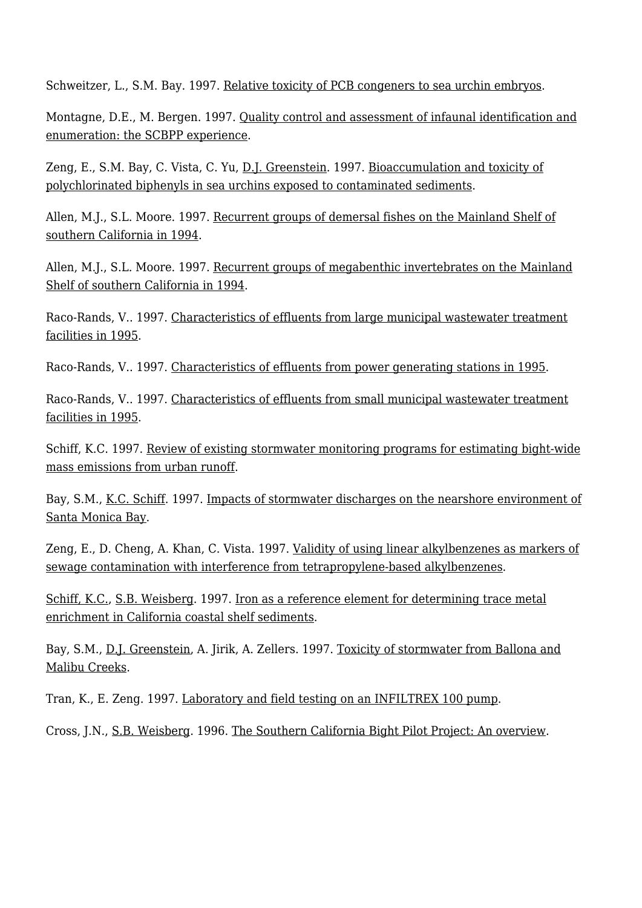Schweitzer, L., S.M. Bay. 1997. Relative toxicity of PCB congeners to sea urchin embryos.

Montagne, D.E., M. Bergen. 1997. Quality control and assessment of infaunal identification and enumeration: the SCBPP experience.

Zeng, E., S.M. Bay, C. Vista, C. Yu, D.J. Greenstein. 1997. Bioaccumulation and toxicity of polychlorinated biphenyls in sea urchins exposed to contaminated sediments.

Allen, M.J., S.L. Moore. 1997. Recurrent groups of demersal fishes on the Mainland Shelf of southern California in 1994.

Allen, M.J., S.L. Moore. 1997. Recurrent groups of megabenthic invertebrates on the Mainland Shelf of southern California in 1994.

Raco-Rands, V.. 1997. Characteristics of effluents from large municipal wastewater treatment facilities in 1995.

Raco-Rands, V.. 1997. Characteristics of effluents from power generating stations in 1995.

Raco-Rands, V.. 1997. Characteristics of effluents from small municipal wastewater treatment facilities in 1995.

Schiff, K.C. 1997. Review of existing stormwater monitoring programs for estimating bight-wide mass emissions from urban runoff.

Bay, S.M., K.C. Schiff. 1997. Impacts of stormwater discharges on the nearshore environment of Santa Monica Bay.

Zeng, E., D. Cheng, A. Khan, C. Vista. 1997. Validity of using linear alkylbenzenes as markers of sewage contamination with interference from tetrapropylene-based alkylbenzenes.

Schiff, K.C., S.B. Weisberg. 1997. Iron as a reference element for determining trace metal enrichment in California coastal shelf sediments.

Bay, S.M., D.J. Greenstein, A. Jirik, A. Zellers. 1997. Toxicity of stormwater from Ballona and Malibu Creeks.

Tran, K., E. Zeng. 1997. Laboratory and field testing on an INFILTREX 100 pump.

Cross, J.N., S.B. Weisberg. 1996. The Southern California Bight Pilot Project: An overview.